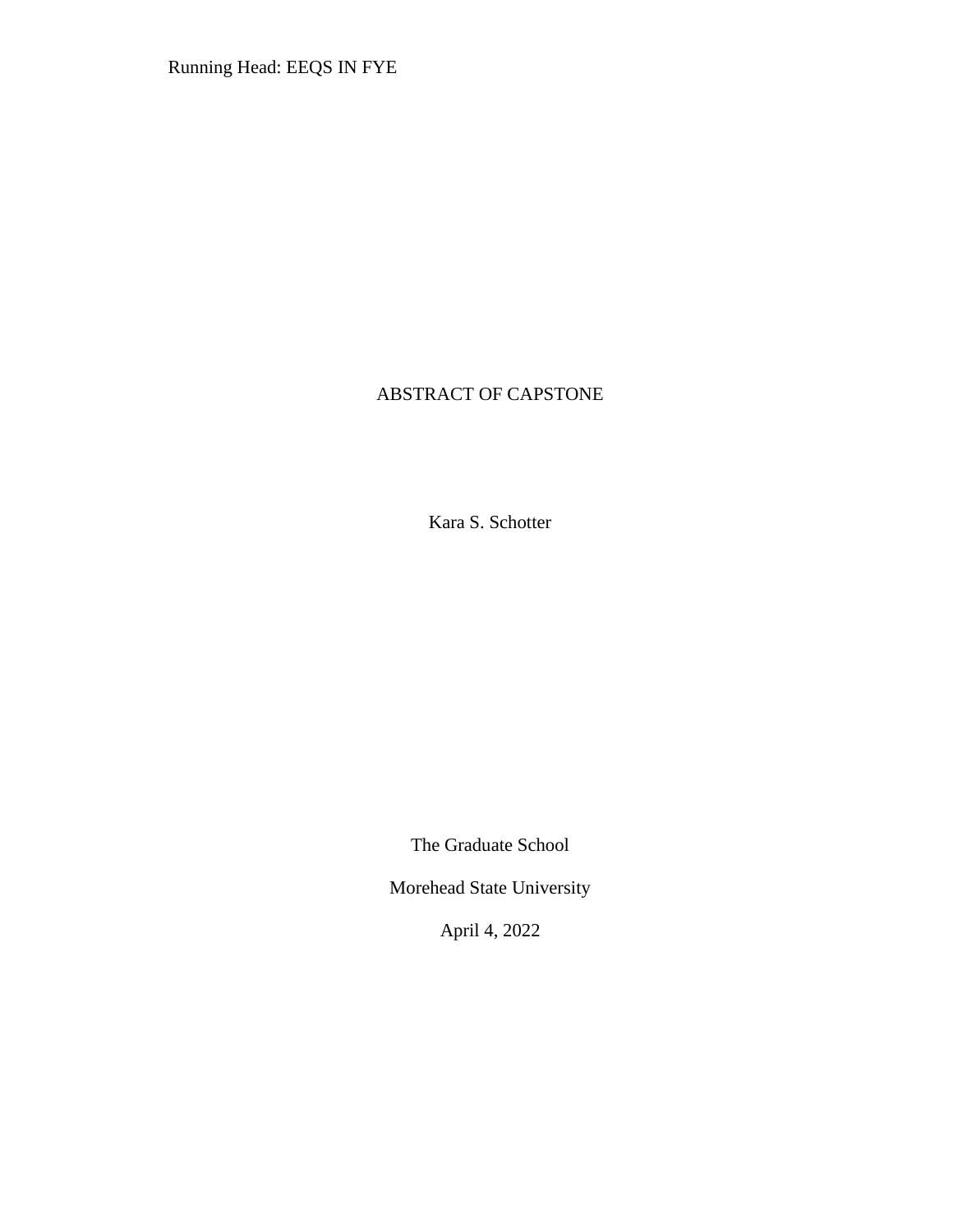ABSTRACT OF CAPSTONE

Kara S. Schotter

The Graduate School

Morehead State University

April 4, 2022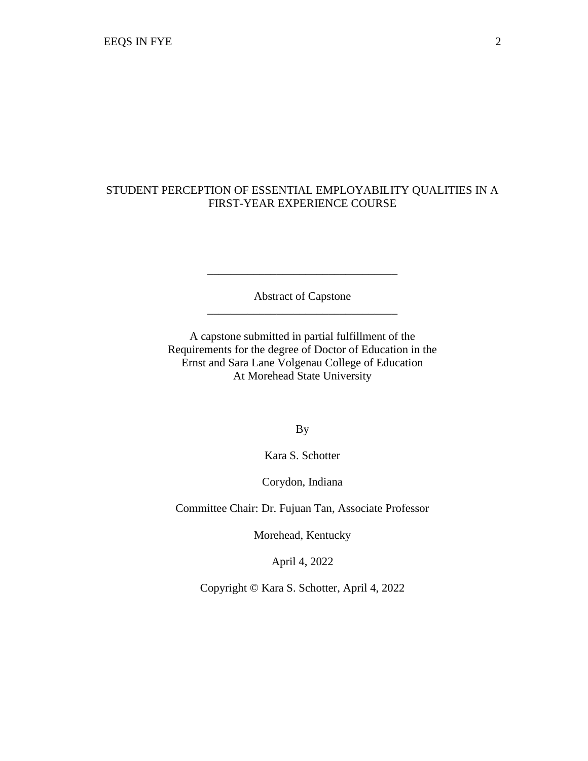# STUDENT PERCEPTION OF ESSENTIAL EMPLOYABILITY QUALITIES IN A FIRST-YEAR EXPERIENCE COURSE

---

Abstract of Capstone

---

A capstone submitted in partial fulfillment of the
Requirements for the degree of Doctor of Education in the
Ernst and Sara Lane Volgenau College of Education
At Morehead State University

By

Kara S. Schotter

Corydon, Indiana

Committee Chair: Dr. Fujuan Tan, Associate Professor

Morehead, Kentucky

April 4, 2022

Copyright © Kara S. Schotter, April 4, 2022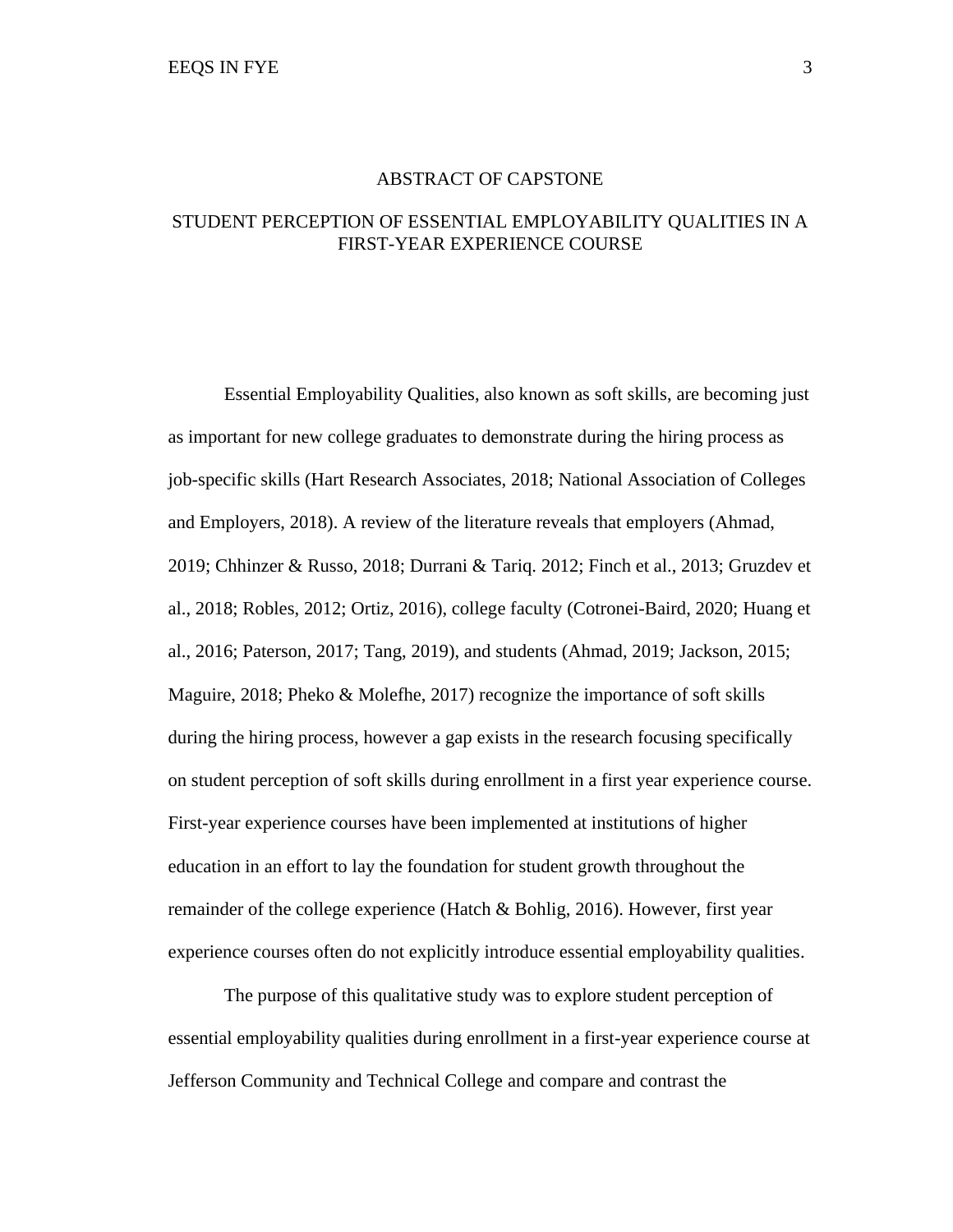# ABSTRACT OF CAPSTONE

## STUDENT PERCEPTION OF ESSENTIAL EMPLOYABILITY QUALITIES IN A FIRST-YEAR EXPERIENCE COURSE

Essential Employability Qualities, also known as soft skills, are becoming just as important for new college graduates to demonstrate during the hiring process as job-specific skills (Hart Research Associates, 2018; National Association of Colleges and Employers, 2018). A review of the literature reveals that employers (Ahmad, 2019; Chhinzer & Russo, 2018; Durrani & Tariq. 2012; Finch et al., 2013; Gruzdev et al., 2018; Robles, 2012; Ortiz, 2016), college faculty (Cotronei-Baird, 2020; Huang et al., 2016; Paterson, 2017; Tang, 2019), and students (Ahmad, 2019; Jackson, 2015; Maguire, 2018; Pheko & Molefhe, 2017) recognize the importance of soft skills during the hiring process, however a gap exists in the research focusing specifically on student perception of soft skills during enrollment in a first year experience course. First-year experience courses have been implemented at institutions of higher education in an effort to lay the foundation for student growth throughout the remainder of the college experience (Hatch & Bohlig, 2016). However, first year experience courses often do not explicitly introduce essential employability qualities.

The purpose of this qualitative study was to explore student perception of essential employability qualities during enrollment in a first-year experience course at Jefferson Community and Technical College and compare and contrast the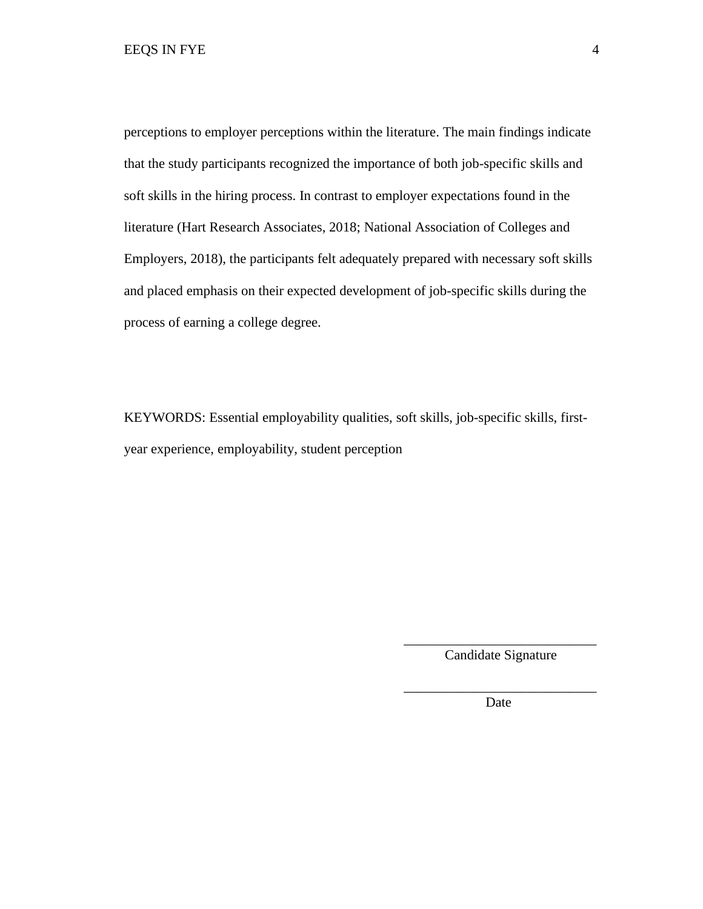perceptions to employer perceptions within the literature. The main findings indicate that the study participants recognized the importance of both job-specific skills and soft skills in the hiring process. In contrast to employer expectations found in the literature (Hart Research Associates, 2018; National Association of Colleges and Employers, 2018), the participants felt adequately prepared with necessary soft skills and placed emphasis on their expected development of job-specific skills during the process of earning a college degree.

KEYWORDS: Essential employability qualities, soft skills, job-specific skills, first-year experience, employability, student perception

\_\_\_\_\_\_\_\_\_\_\_\_\_\_\_\_\_\_\_\_\_\_\_\_\_\_\_\_\_\_

Candidate Signature

\_\_\_\_\_\_\_\_\_\_\_\_\_\_\_\_\_\_\_\_\_\_\_\_\_\_\_\_\_\_

Date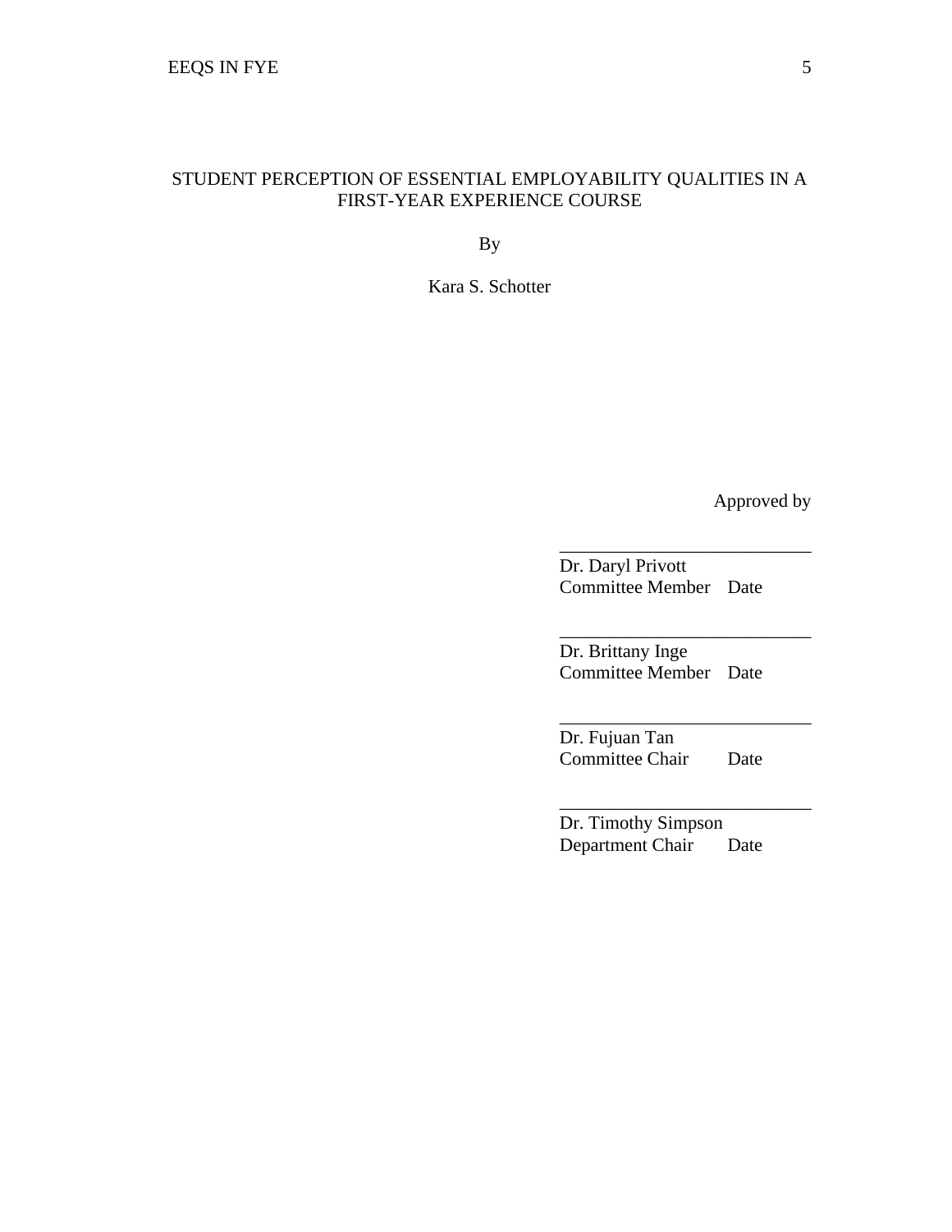STUDENT PERCEPTION OF ESSENTIAL EMPLOYABILITY QUALITIES IN A FIRST-YEAR EXPERIENCE COURSE

By

Kara S. Schotter

Approved by

___________________________
Dr. Daryl Privott
Committee Member    Date

___________________________
Dr. Brittany Inge
Committee Member    Date

___________________________
Dr. Fujuan Tan
Committee Chair    Date

___________________________
Dr. Timothy Simpson
Department Chair    Date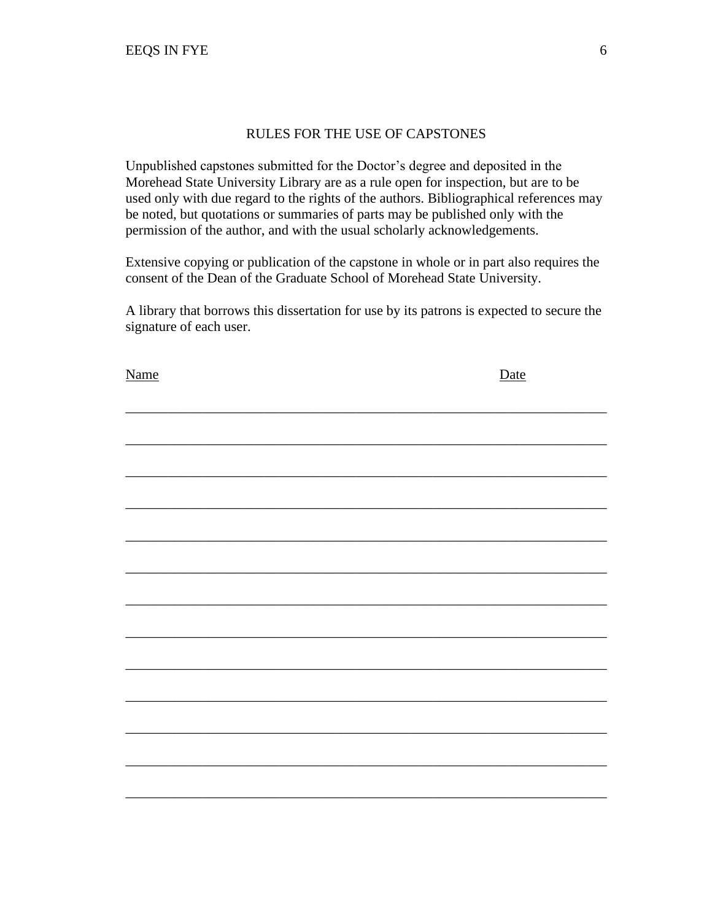# RULES FOR THE USE OF CAPSTONES

Unpublished capstones submitted for the Doctor's degree and deposited in the Morehead State University Library are as a rule open for inspection, but are to be used only with due regard to the rights of the authors. Bibliographical references may be noted, but quotations or summaries of parts may be published only with the permission of the author, and with the usual scholarly acknowledgements.

Extensive copying or publication of the capstone in whole or in part also requires the consent of the Dean of the Graduate School of Morehead State University.

A library that borrows this dissertation for use by its patrons is expected to secure the signature of each user.

| Name | Date |
| --- | --- |
| | |
| | |
| | |
| | |
| | |
| | |
| | |
| | |
| | |
| | |
| | |
| | |
| | |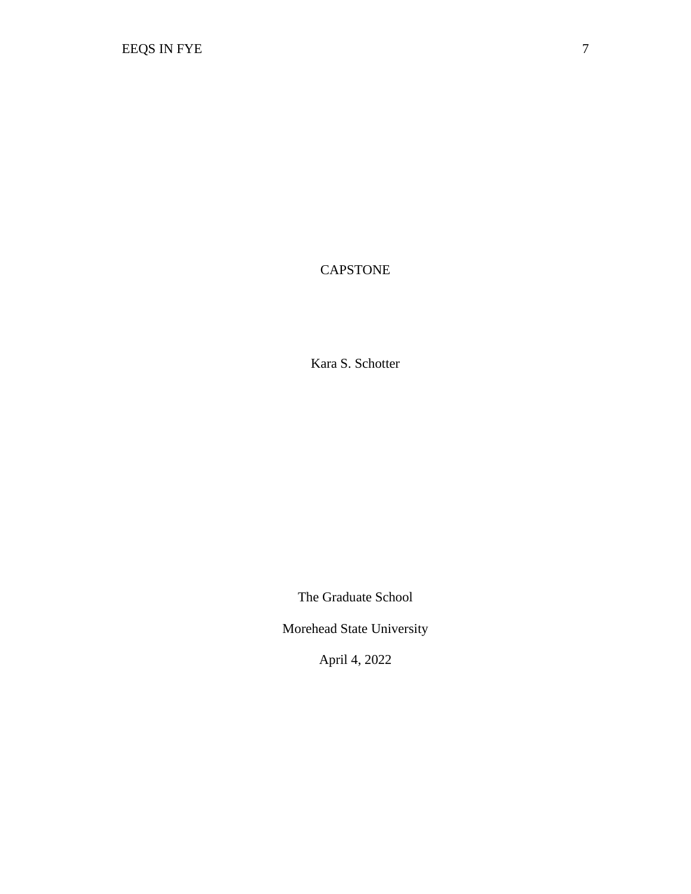CAPSTONE

Kara S. Schotter

The Graduate School

Morehead State University

April 4, 2022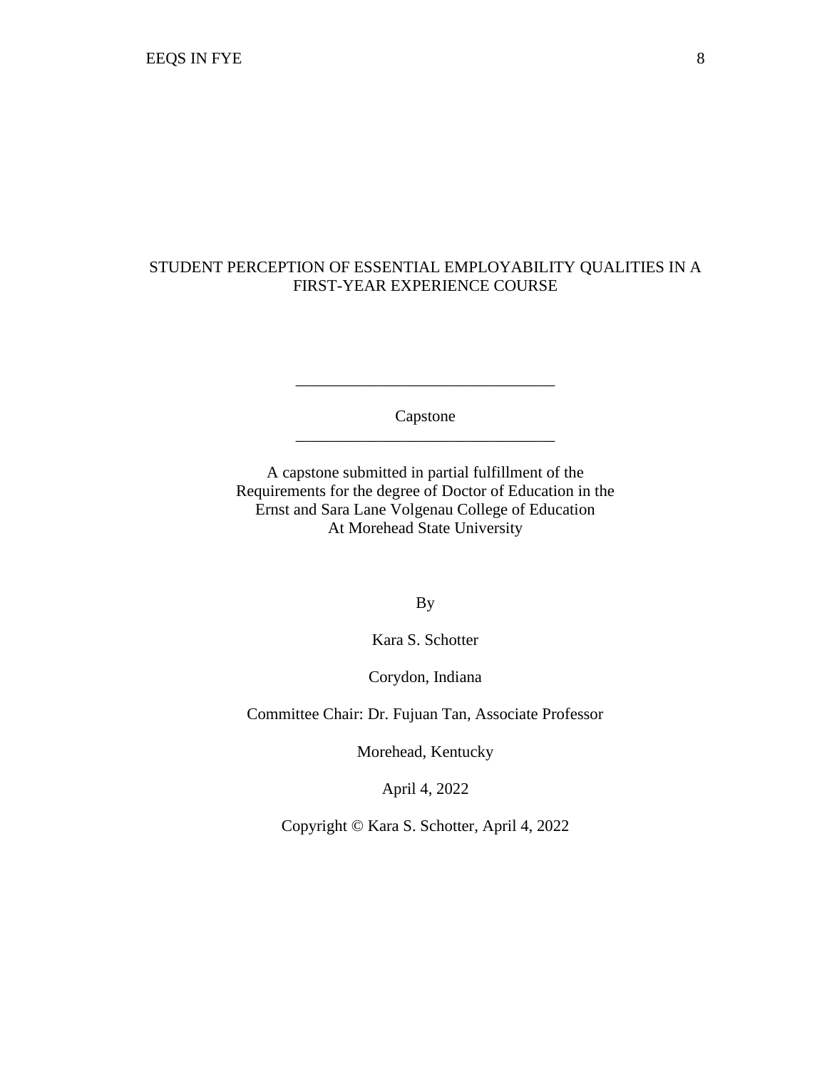# STUDENT PERCEPTION OF ESSENTIAL EMPLOYABILITY QUALITIES IN A FIRST-YEAR EXPERIENCE COURSE

---

Capstone

---

A capstone submitted in partial fulfillment of the
Requirements for the degree of Doctor of Education in the
Ernst and Sara Lane Volgenau College of Education
At Morehead State University

By

Kara S. Schotter

Corydon, Indiana

Committee Chair: Dr. Fujuan Tan, Associate Professor

Morehead, Kentucky

April 4, 2022

Copyright © Kara S. Schotter, April 4, 2022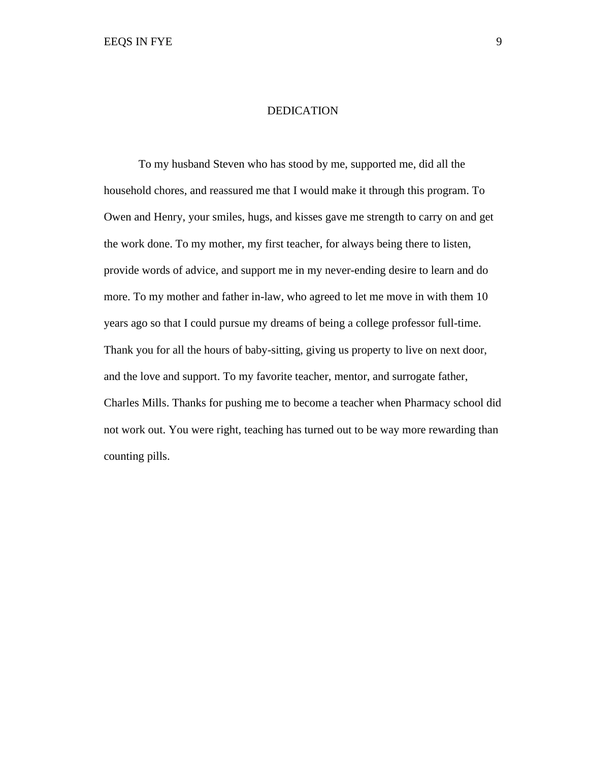# DEDICATION

To my husband Steven who has stood by me, supported me, did all the household chores, and reassured me that I would make it through this program. To Owen and Henry, your smiles, hugs, and kisses gave me strength to carry on and get the work done. To my mother, my first teacher, for always being there to listen, provide words of advice, and support me in my never-ending desire to learn and do more. To my mother and father in-law, who agreed to let me move in with them 10 years ago so that I could pursue my dreams of being a college professor full-time. Thank you for all the hours of baby-sitting, giving us property to live on next door, and the love and support. To my favorite teacher, mentor, and surrogate father, Charles Mills. Thanks for pushing me to become a teacher when Pharmacy school did not work out. You were right, teaching has turned out to be way more rewarding than counting pills.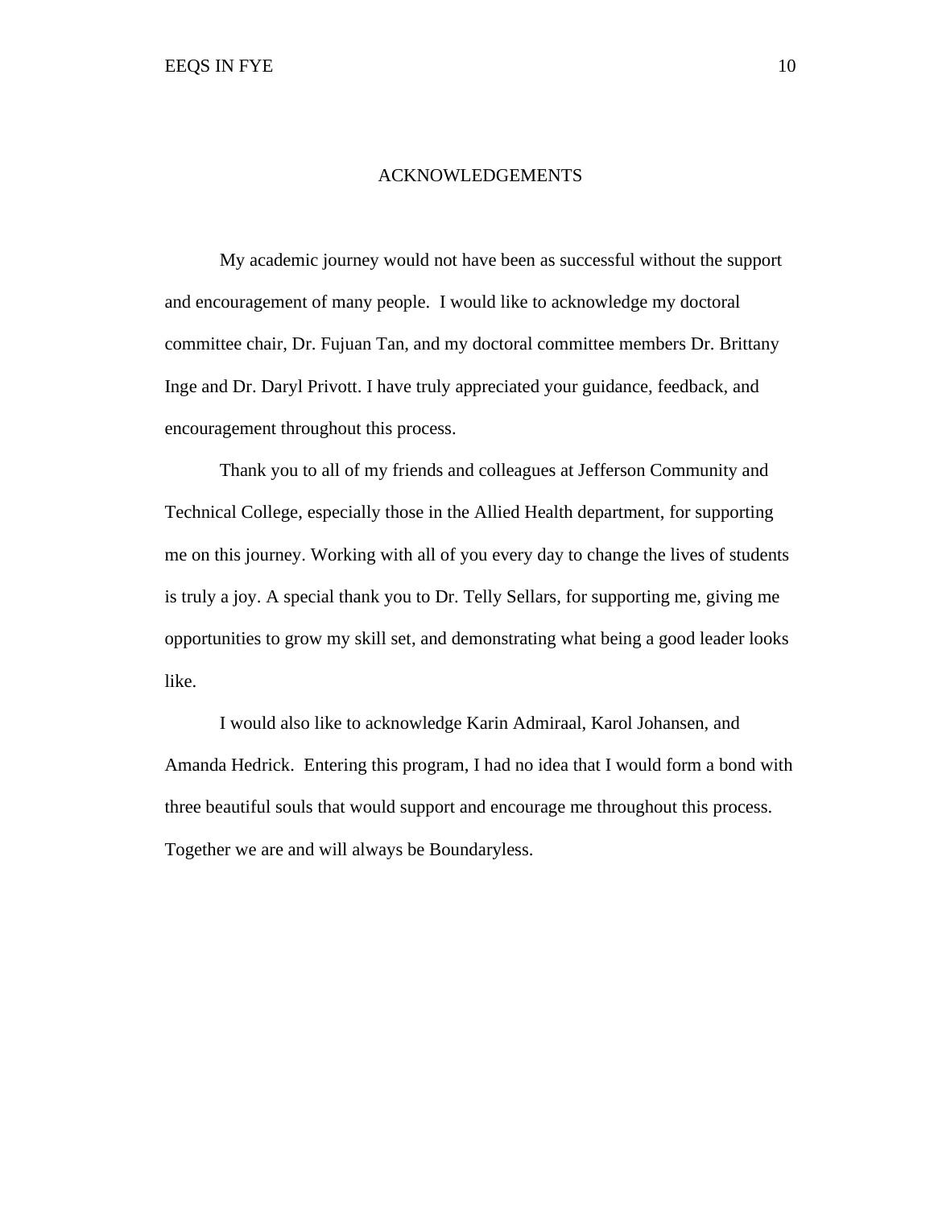# ACKNOWLEDGEMENTS

My academic journey would not have been as successful without the support and encouragement of many people. I would like to acknowledge my doctoral committee chair, Dr. Fujuan Tan, and my doctoral committee members Dr. Brittany Inge and Dr. Daryl Privott. I have truly appreciated your guidance, feedback, and encouragement throughout this process.

Thank you to all of my friends and colleagues at Jefferson Community and Technical College, especially those in the Allied Health department, for supporting me on this journey. Working with all of you every day to change the lives of students is truly a joy. A special thank you to Dr. Telly Sellars, for supporting me, giving me opportunities to grow my skill set, and demonstrating what being a good leader looks like.

I would also like to acknowledge Karin Admiraal, Karol Johansen, and Amanda Hedrick. Entering this program, I had no idea that I would form a bond with three beautiful souls that would support and encourage me throughout this process. Together we are and will always be Boundaryless.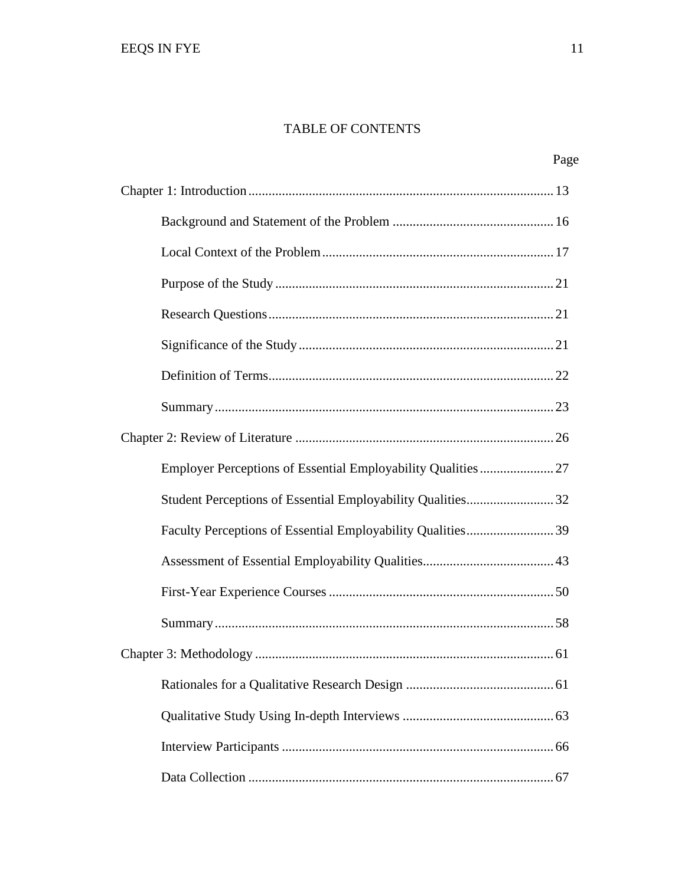# TABLE OF CONTENTS

Page

Chapter 1: Introduction .......................................................................................... 13

Background and Statement of the Problem ............................................... 16

Local Context of the Problem .................................................................... 17

Purpose of the Study .................................................................................. 21

Research Questions .................................................................................... 21

Significance of the Study ........................................................................... 21

Definition of Terms .................................................................................... 22

Summary .................................................................................................... 23

Chapter 2: Review of Literature ............................................................................ 26

Employer Perceptions of Essential Employability Qualities ...................... 27

Student Perceptions of Essential Employability Qualities .......................... 32

Faculty Perceptions of Essential Employability Qualities .......................... 39

Assessment of Essential Employability Qualities ....................................... 43

First-Year Experience Courses ................................................................... 50

Summary .................................................................................................... 58

Chapter 3: Methodology ........................................................................................ 61

Rationales for a Qualitative Research Design ............................................ 61

Qualitative Study Using In-depth Interviews ............................................. 63

Interview Participants ................................................................................. 66

Data Collection ........................................................................................... 67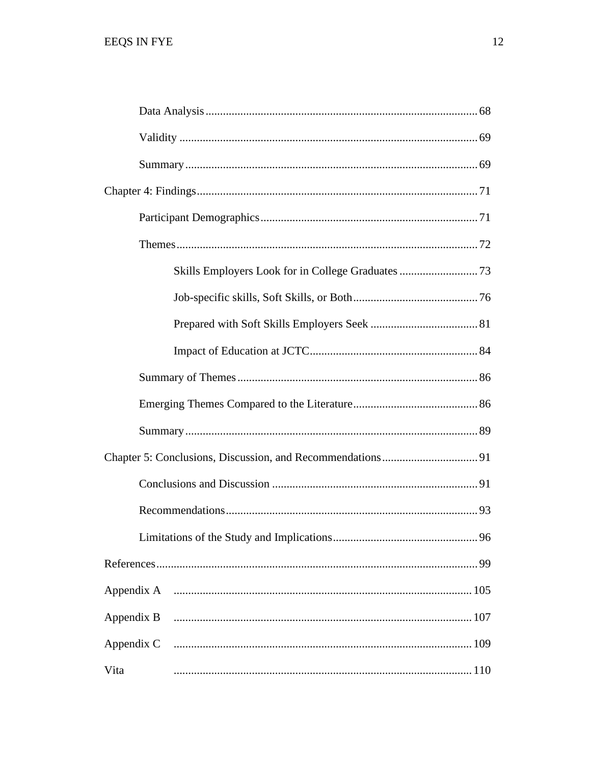Data Analysis ..... 68

Validity ..... 69

Summary ..... 69

Chapter 4: Findings ..... 71

Participant Demographics ..... 71

Themes ..... 72

Skills Employers Look for in College Graduates ..... 73

Job-specific skills, Soft Skills, or Both ..... 76

Prepared with Soft Skills Employers Seek ..... 81

Impact of Education at JCTC ..... 84

Summary of Themes ..... 86

Emerging Themes Compared to the Literature ..... 86

Summary ..... 89

Chapter 5: Conclusions, Discussion, and Recommendations ..... 91

Conclusions and Discussion ..... 91

Recommendations ..... 93

Limitations of the Study and Implications ..... 96

References ..... 99

Appendix A ..... 105

Appendix B ..... 107

Appendix C ..... 109

Vita ..... 110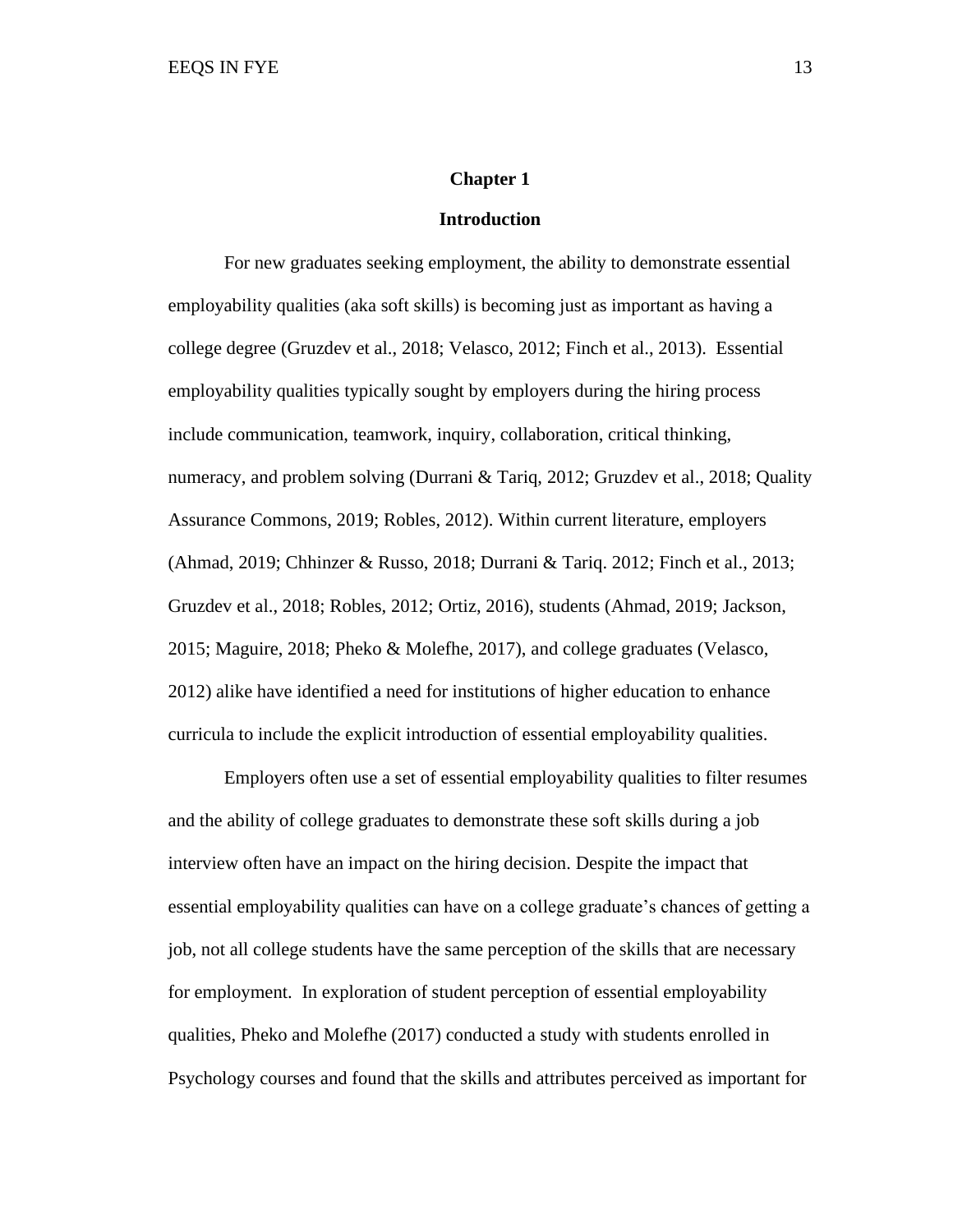# Chapter 1

## Introduction

For new graduates seeking employment, the ability to demonstrate essential employability qualities (aka soft skills) is becoming just as important as having a college degree (Gruzdev et al., 2018; Velasco, 2012; Finch et al., 2013). Essential employability qualities typically sought by employers during the hiring process include communication, teamwork, inquiry, collaboration, critical thinking, numeracy, and problem solving (Durrani & Tariq, 2012; Gruzdev et al., 2018; Quality Assurance Commons, 2019; Robles, 2012). Within current literature, employers (Ahmad, 2019; Chhinzer & Russo, 2018; Durrani & Tariq. 2012; Finch et al., 2013; Gruzdev et al., 2018; Robles, 2012; Ortiz, 2016), students (Ahmad, 2019; Jackson, 2015; Maguire, 2018; Pheko & Molefhe, 2017), and college graduates (Velasco, 2012) alike have identified a need for institutions of higher education to enhance curricula to include the explicit introduction of essential employability qualities.

Employers often use a set of essential employability qualities to filter resumes and the ability of college graduates to demonstrate these soft skills during a job interview often have an impact on the hiring decision. Despite the impact that essential employability qualities can have on a college graduate's chances of getting a job, not all college students have the same perception of the skills that are necessary for employment. In exploration of student perception of essential employability qualities, Pheko and Molefhe (2017) conducted a study with students enrolled in Psychology courses and found that the skills and attributes perceived as important for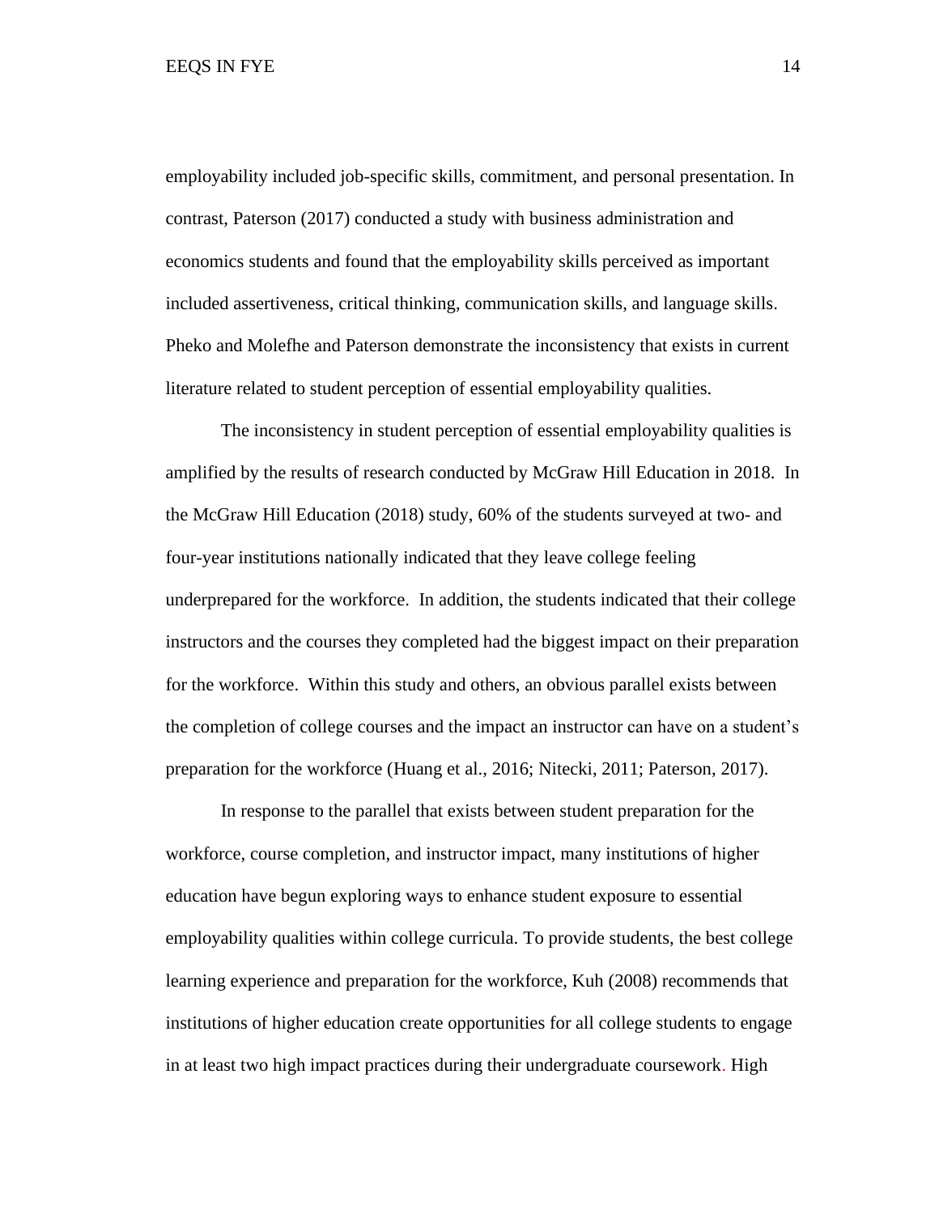employability included job-specific skills, commitment, and personal presentation. In contrast, Paterson (2017) conducted a study with business administration and economics students and found that the employability skills perceived as important included assertiveness, critical thinking, communication skills, and language skills. Pheko and Molefhe and Paterson demonstrate the inconsistency that exists in current literature related to student perception of essential employability qualities.

The inconsistency in student perception of essential employability qualities is amplified by the results of research conducted by McGraw Hill Education in 2018. In the McGraw Hill Education (2018) study, 60% of the students surveyed at two- and four-year institutions nationally indicated that they leave college feeling underprepared for the workforce. In addition, the students indicated that their college instructors and the courses they completed had the biggest impact on their preparation for the workforce. Within this study and others, an obvious parallel exists between the completion of college courses and the impact an instructor can have on a student's preparation for the workforce (Huang et al., 2016; Nitecki, 2011; Paterson, 2017).

In response to the parallel that exists between student preparation for the workforce, course completion, and instructor impact, many institutions of higher education have begun exploring ways to enhance student exposure to essential employability qualities within college curricula. To provide students, the best college learning experience and preparation for the workforce, Kuh (2008) recommends that institutions of higher education create opportunities for all college students to engage in at least two high impact practices during their undergraduate coursework. High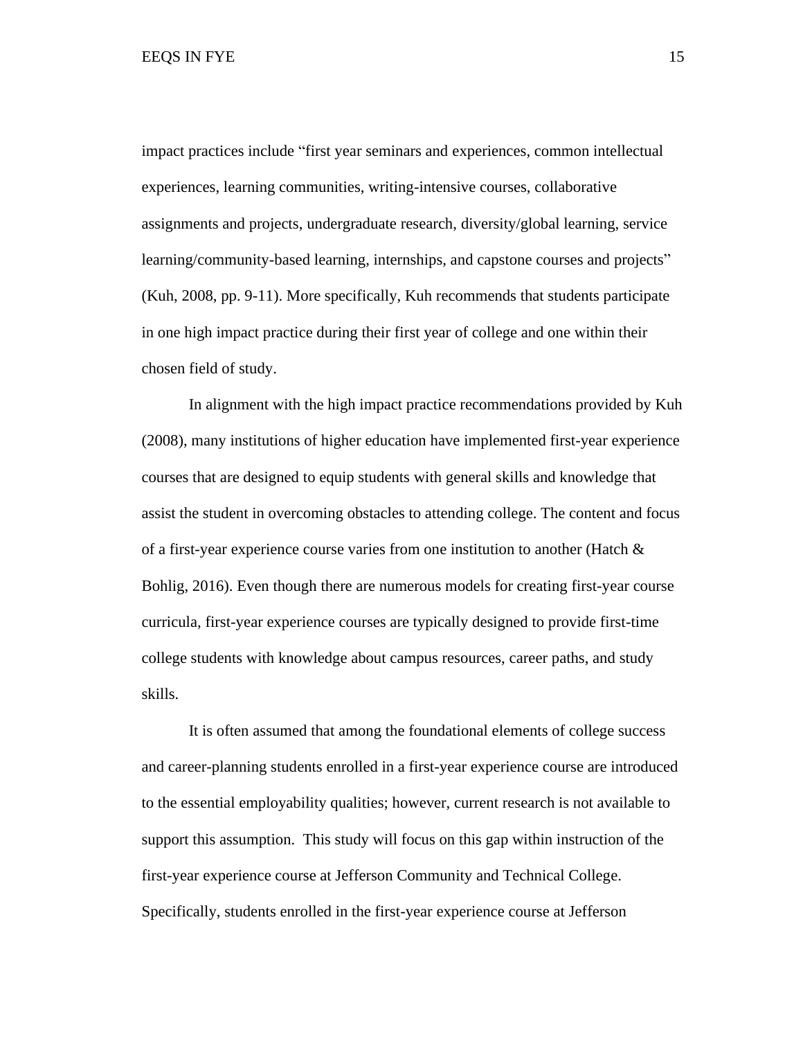impact practices include “first year seminars and experiences, common intellectual experiences, learning communities, writing-intensive courses, collaborative assignments and projects, undergraduate research, diversity/global learning, service learning/community-based learning, internships, and capstone courses and projects” (Kuh, 2008, pp. 9-11). More specifically, Kuh recommends that students participate in one high impact practice during their first year of college and one within their chosen field of study.

In alignment with the high impact practice recommendations provided by Kuh (2008), many institutions of higher education have implemented first-year experience courses that are designed to equip students with general skills and knowledge that assist the student in overcoming obstacles to attending college. The content and focus of a first-year experience course varies from one institution to another (Hatch & Bohlig, 2016). Even though there are numerous models for creating first-year course curricula, first-year experience courses are typically designed to provide first-time college students with knowledge about campus resources, career paths, and study skills.

It is often assumed that among the foundational elements of college success and career-planning students enrolled in a first-year experience course are introduced to the essential employability qualities; however, current research is not available to support this assumption. This study will focus on this gap within instruction of the first-year experience course at Jefferson Community and Technical College. Specifically, students enrolled in the first-year experience course at Jefferson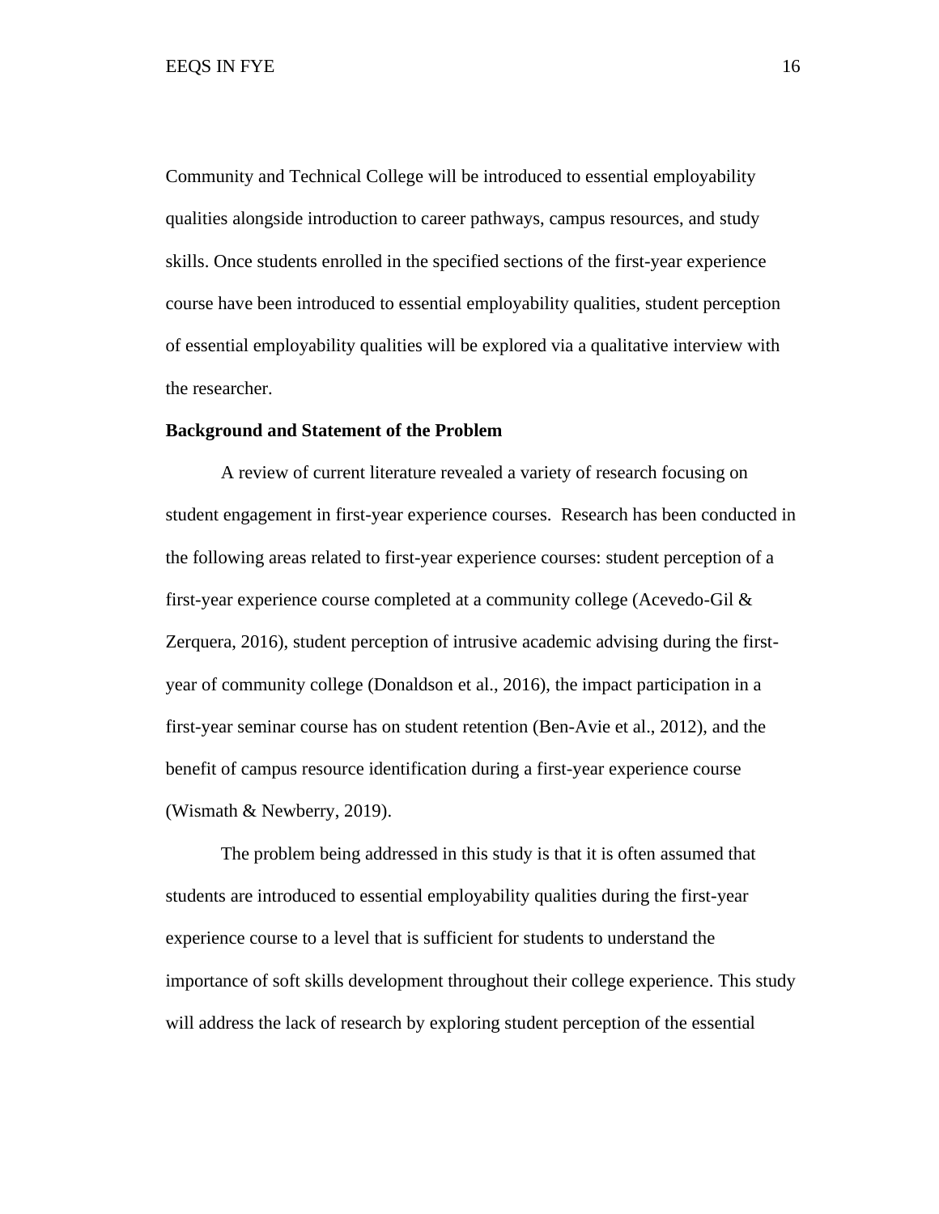Community and Technical College will be introduced to essential employability qualities alongside introduction to career pathways, campus resources, and study skills. Once students enrolled in the specified sections of the first-year experience course have been introduced to essential employability qualities, student perception of essential employability qualities will be explored via a qualitative interview with the researcher.

**Background and Statement of the Problem**

A review of current literature revealed a variety of research focusing on student engagement in first-year experience courses. Research has been conducted in the following areas related to first-year experience courses: student perception of a first-year experience course completed at a community college (Acevedo-Gil & Zerquera, 2016), student perception of intrusive academic advising during the first-year of community college (Donaldson et al., 2016), the impact participation in a first-year seminar course has on student retention (Ben-Avie et al., 2012), and the benefit of campus resource identification during a first-year experience course (Wismath & Newberry, 2019).

The problem being addressed in this study is that it is often assumed that students are introduced to essential employability qualities during the first-year experience course to a level that is sufficient for students to understand the importance of soft skills development throughout their college experience. This study will address the lack of research by exploring student perception of the essential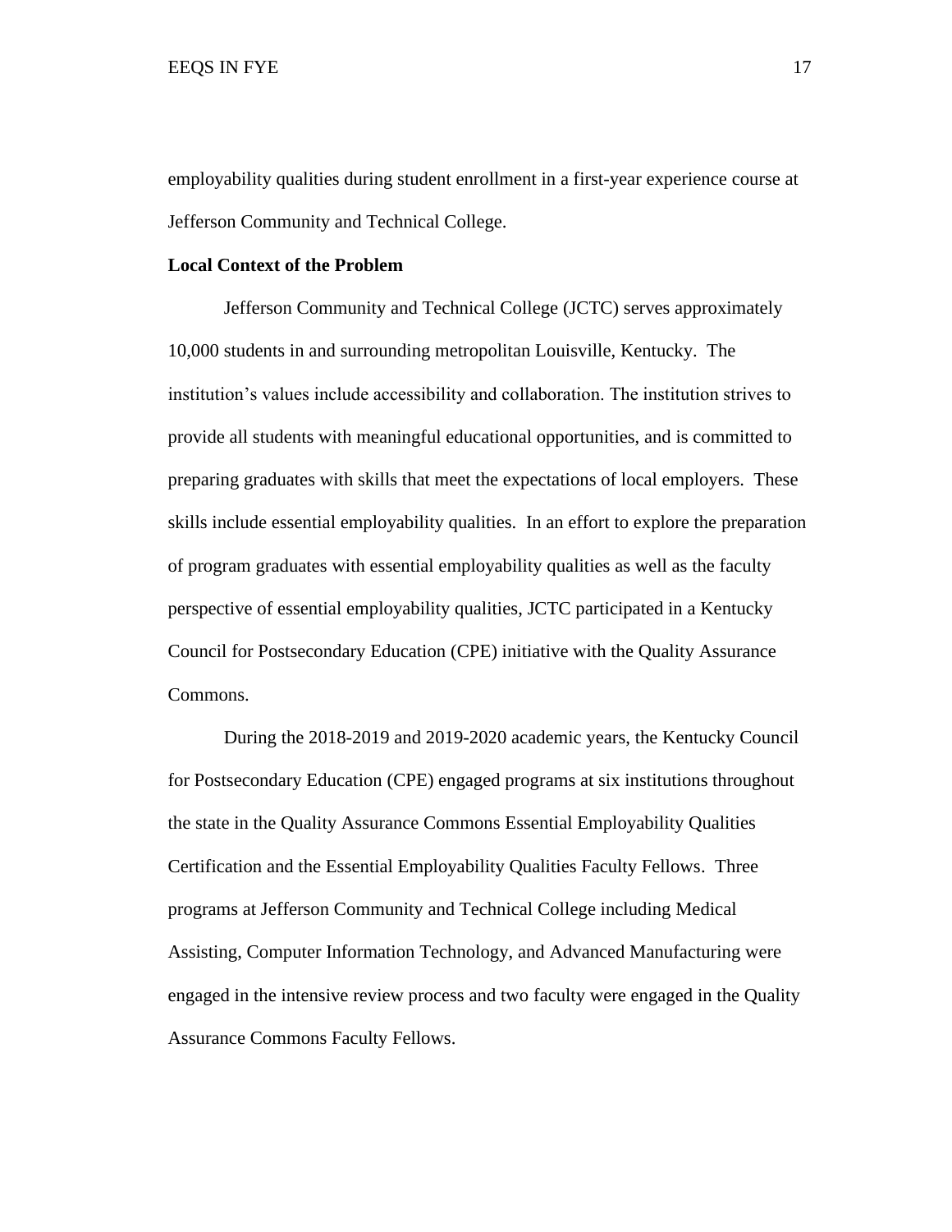employability qualities during student enrollment in a first-year experience course at Jefferson Community and Technical College.

**Local Context of the Problem**

Jefferson Community and Technical College (JCTC) serves approximately 10,000 students in and surrounding metropolitan Louisville, Kentucky. The institution's values include accessibility and collaboration. The institution strives to provide all students with meaningful educational opportunities, and is committed to preparing graduates with skills that meet the expectations of local employers. These skills include essential employability qualities. In an effort to explore the preparation of program graduates with essential employability qualities as well as the faculty perspective of essential employability qualities, JCTC participated in a Kentucky Council for Postsecondary Education (CPE) initiative with the Quality Assurance Commons.

During the 2018-2019 and 2019-2020 academic years, the Kentucky Council for Postsecondary Education (CPE) engaged programs at six institutions throughout the state in the Quality Assurance Commons Essential Employability Qualities Certification and the Essential Employability Qualities Faculty Fellows. Three programs at Jefferson Community and Technical College including Medical Assisting, Computer Information Technology, and Advanced Manufacturing were engaged in the intensive review process and two faculty were engaged in the Quality Assurance Commons Faculty Fellows.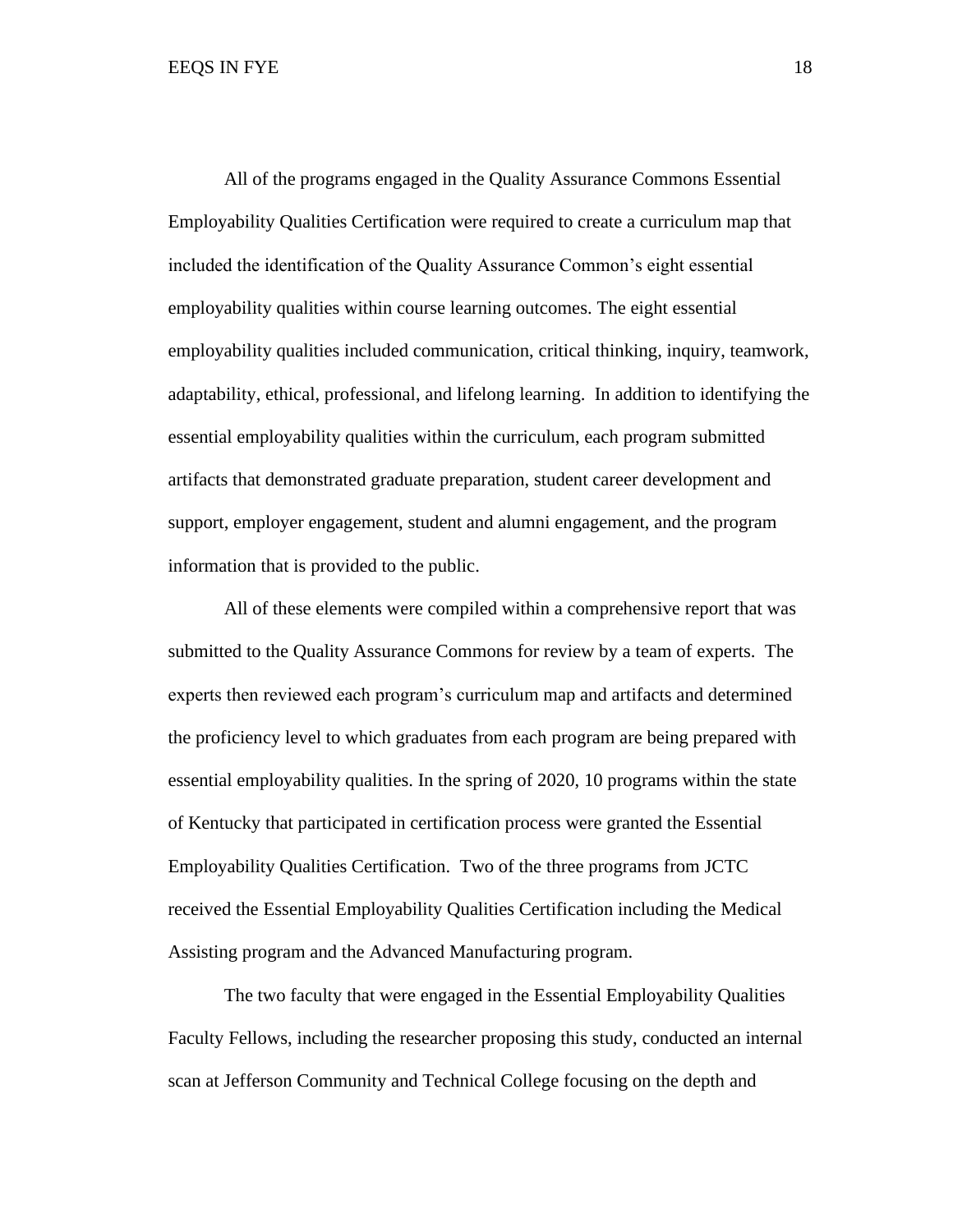All of the programs engaged in the Quality Assurance Commons Essential Employability Qualities Certification were required to create a curriculum map that included the identification of the Quality Assurance Common's eight essential employability qualities within course learning outcomes. The eight essential employability qualities included communication, critical thinking, inquiry, teamwork, adaptability, ethical, professional, and lifelong learning. In addition to identifying the essential employability qualities within the curriculum, each program submitted artifacts that demonstrated graduate preparation, student career development and support, employer engagement, student and alumni engagement, and the program information that is provided to the public.

All of these elements were compiled within a comprehensive report that was submitted to the Quality Assurance Commons for review by a team of experts. The experts then reviewed each program's curriculum map and artifacts and determined the proficiency level to which graduates from each program are being prepared with essential employability qualities. In the spring of 2020, 10 programs within the state of Kentucky that participated in certification process were granted the Essential Employability Qualities Certification. Two of the three programs from JCTC received the Essential Employability Qualities Certification including the Medical Assisting program and the Advanced Manufacturing program.

The two faculty that were engaged in the Essential Employability Qualities Faculty Fellows, including the researcher proposing this study, conducted an internal scan at Jefferson Community and Technical College focusing on the depth and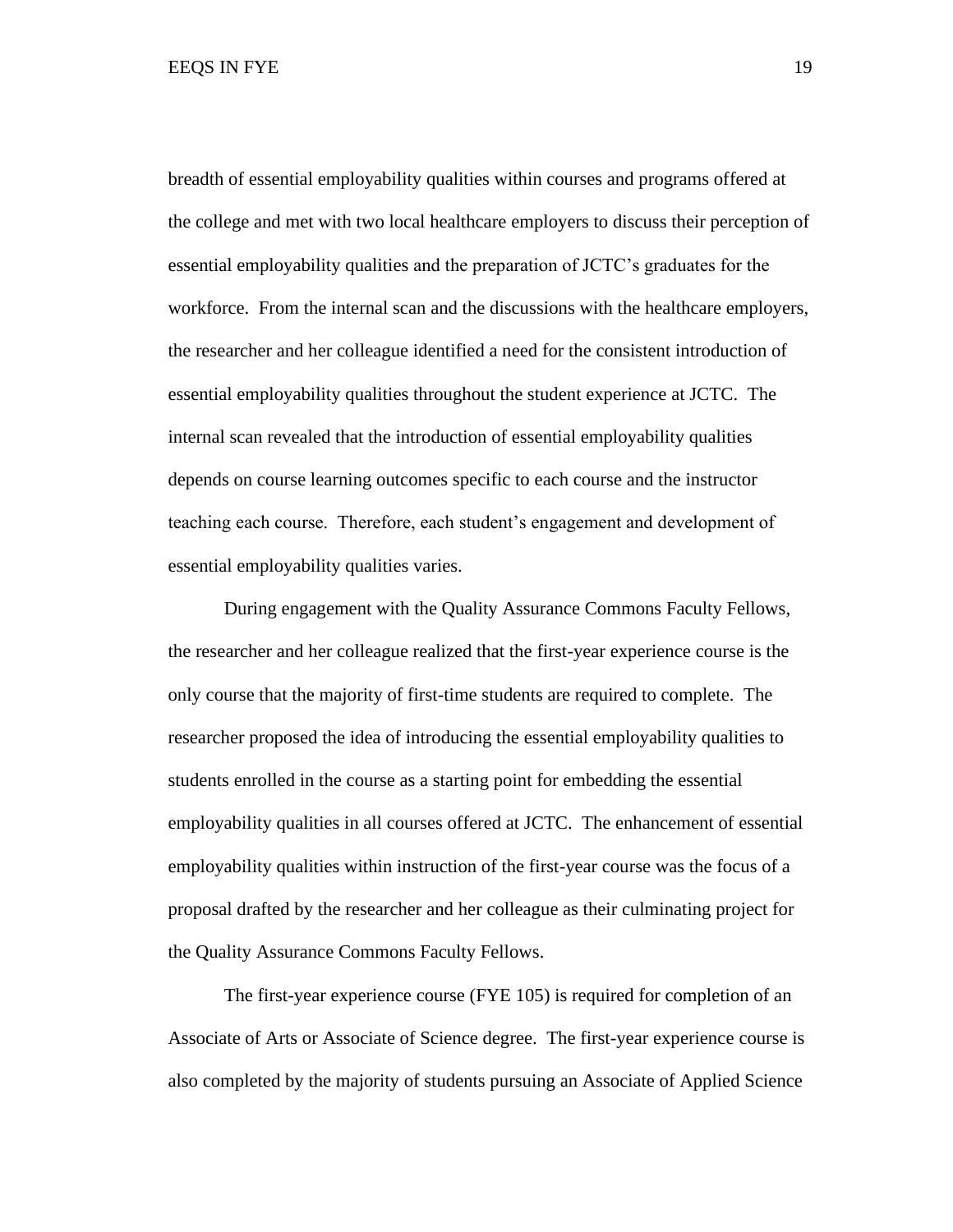breadth of essential employability qualities within courses and programs offered at the college and met with two local healthcare employers to discuss their perception of essential employability qualities and the preparation of JCTC's graduates for the workforce. From the internal scan and the discussions with the healthcare employers, the researcher and her colleague identified a need for the consistent introduction of essential employability qualities throughout the student experience at JCTC. The internal scan revealed that the introduction of essential employability qualities depends on course learning outcomes specific to each course and the instructor teaching each course. Therefore, each student's engagement and development of essential employability qualities varies.

During engagement with the Quality Assurance Commons Faculty Fellows, the researcher and her colleague realized that the first-year experience course is the only course that the majority of first-time students are required to complete. The researcher proposed the idea of introducing the essential employability qualities to students enrolled in the course as a starting point for embedding the essential employability qualities in all courses offered at JCTC. The enhancement of essential employability qualities within instruction of the first-year course was the focus of a proposal drafted by the researcher and her colleague as their culminating project for the Quality Assurance Commons Faculty Fellows.

The first-year experience course (FYE 105) is required for completion of an Associate of Arts or Associate of Science degree. The first-year experience course is also completed by the majority of students pursuing an Associate of Applied Science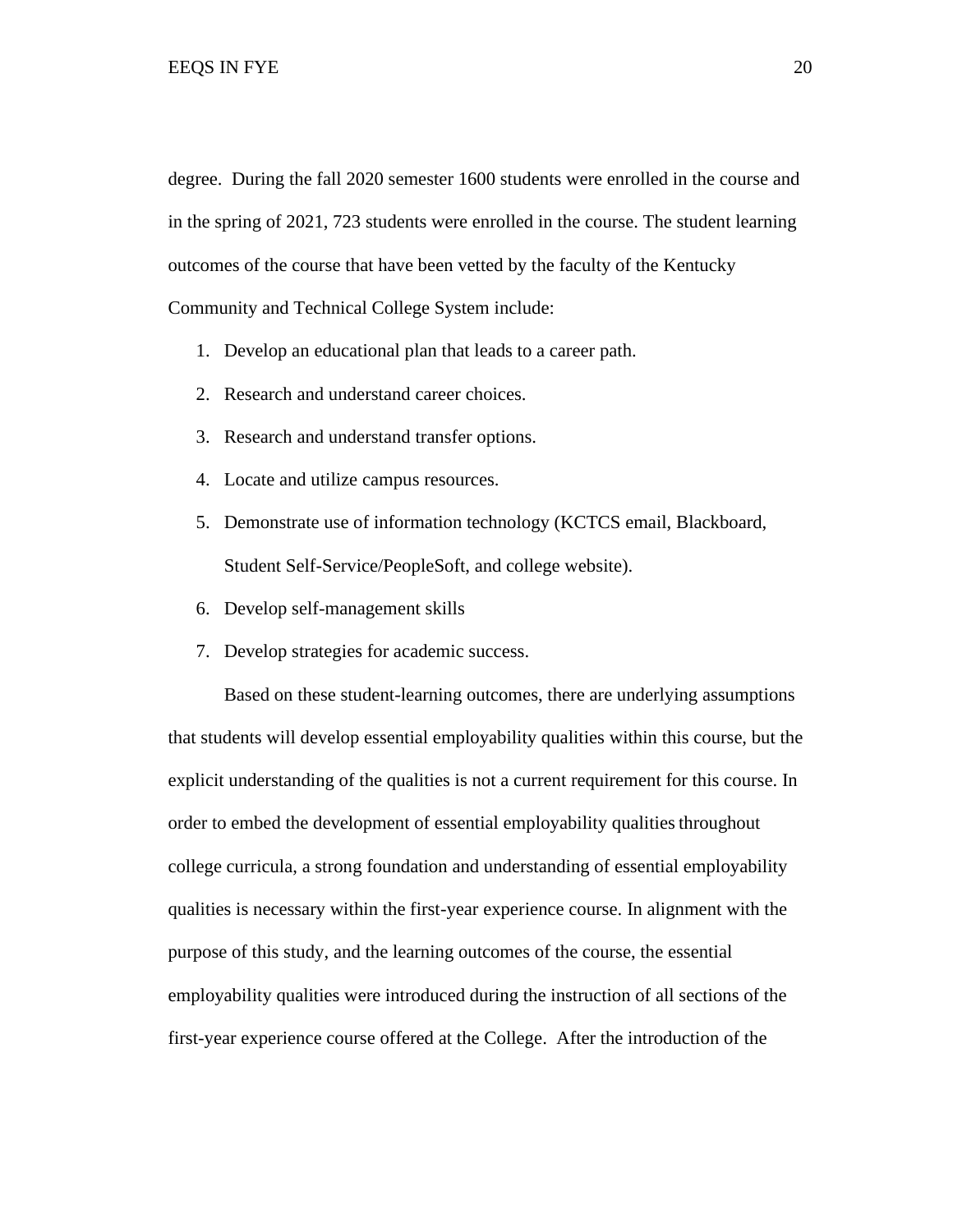degree. During the fall 2020 semester 1600 students were enrolled in the course and in the spring of 2021, 723 students were enrolled in the course. The student learning outcomes of the course that have been vetted by the faculty of the Kentucky Community and Technical College System include:

1. Develop an educational plan that leads to a career path.
2. Research and understand career choices.
3. Research and understand transfer options.
4. Locate and utilize campus resources.
5. Demonstrate use of information technology (KCTCS email, Blackboard, Student Self-Service/PeopleSoft, and college website).
6. Develop self-management skills
7. Develop strategies for academic success.

Based on these student-learning outcomes, there are underlying assumptions that students will develop essential employability qualities within this course, but the explicit understanding of the qualities is not a current requirement for this course. In order to embed the development of essential employability qualities throughout college curricula, a strong foundation and understanding of essential employability qualities is necessary within the first-year experience course. In alignment with the purpose of this study, and the learning outcomes of the course, the essential employability qualities were introduced during the instruction of all sections of the first-year experience course offered at the College. After the introduction of the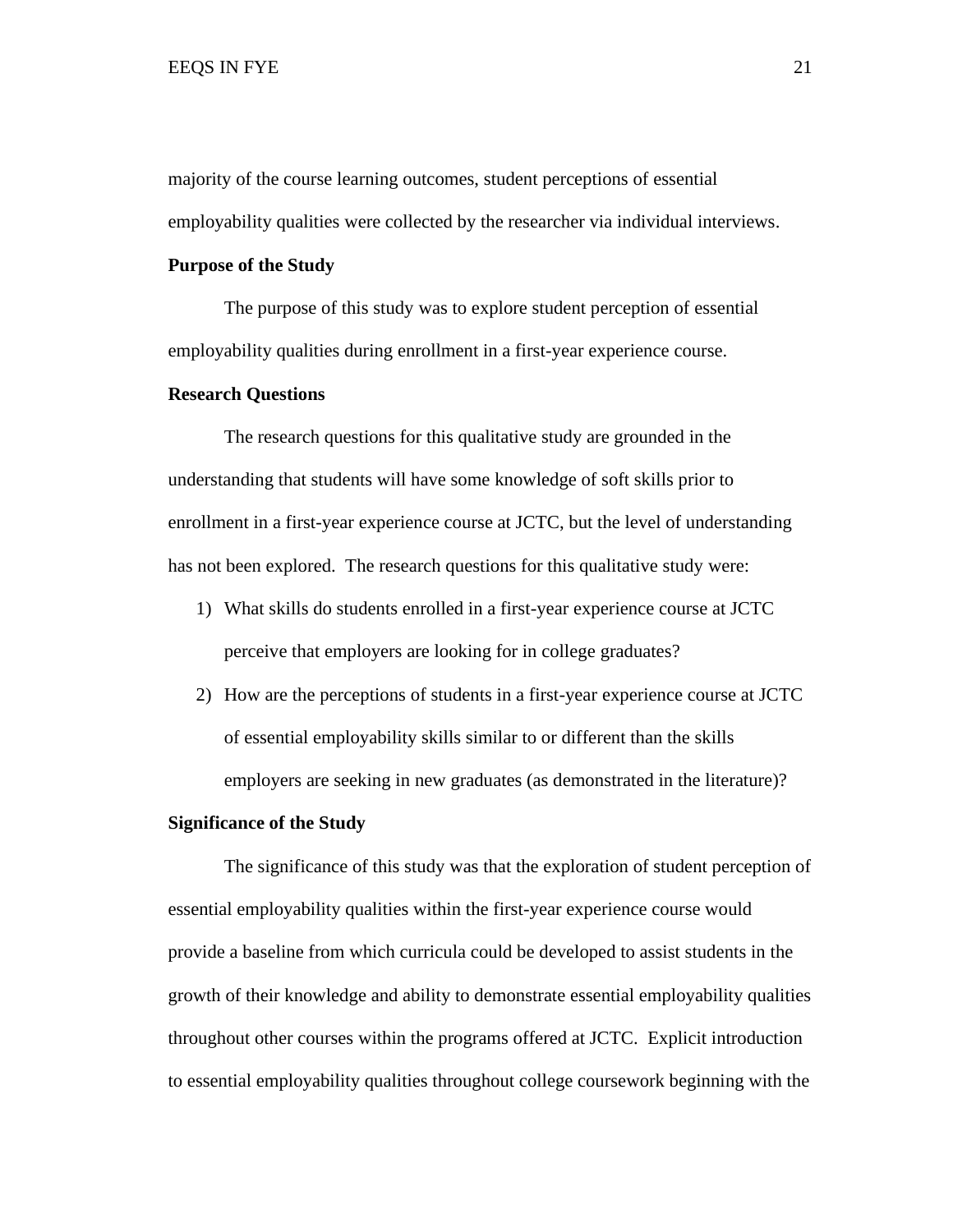majority of the course learning outcomes, student perceptions of essential employability qualities were collected by the researcher via individual interviews.

## Purpose of the Study

The purpose of this study was to explore student perception of essential employability qualities during enrollment in a first-year experience course.

## Research Questions

The research questions for this qualitative study are grounded in the understanding that students will have some knowledge of soft skills prior to enrollment in a first-year experience course at JCTC, but the level of understanding has not been explored. The research questions for this qualitative study were:

1) What skills do students enrolled in a first-year experience course at JCTC perceive that employers are looking for in college graduates?
2) How are the perceptions of students in a first-year experience course at JCTC of essential employability skills similar to or different than the skills employers are seeking in new graduates (as demonstrated in the literature)?

## Significance of the Study

The significance of this study was that the exploration of student perception of essential employability qualities within the first-year experience course would provide a baseline from which curricula could be developed to assist students in the growth of their knowledge and ability to demonstrate essential employability qualities throughout other courses within the programs offered at JCTC. Explicit introduction to essential employability qualities throughout college coursework beginning with the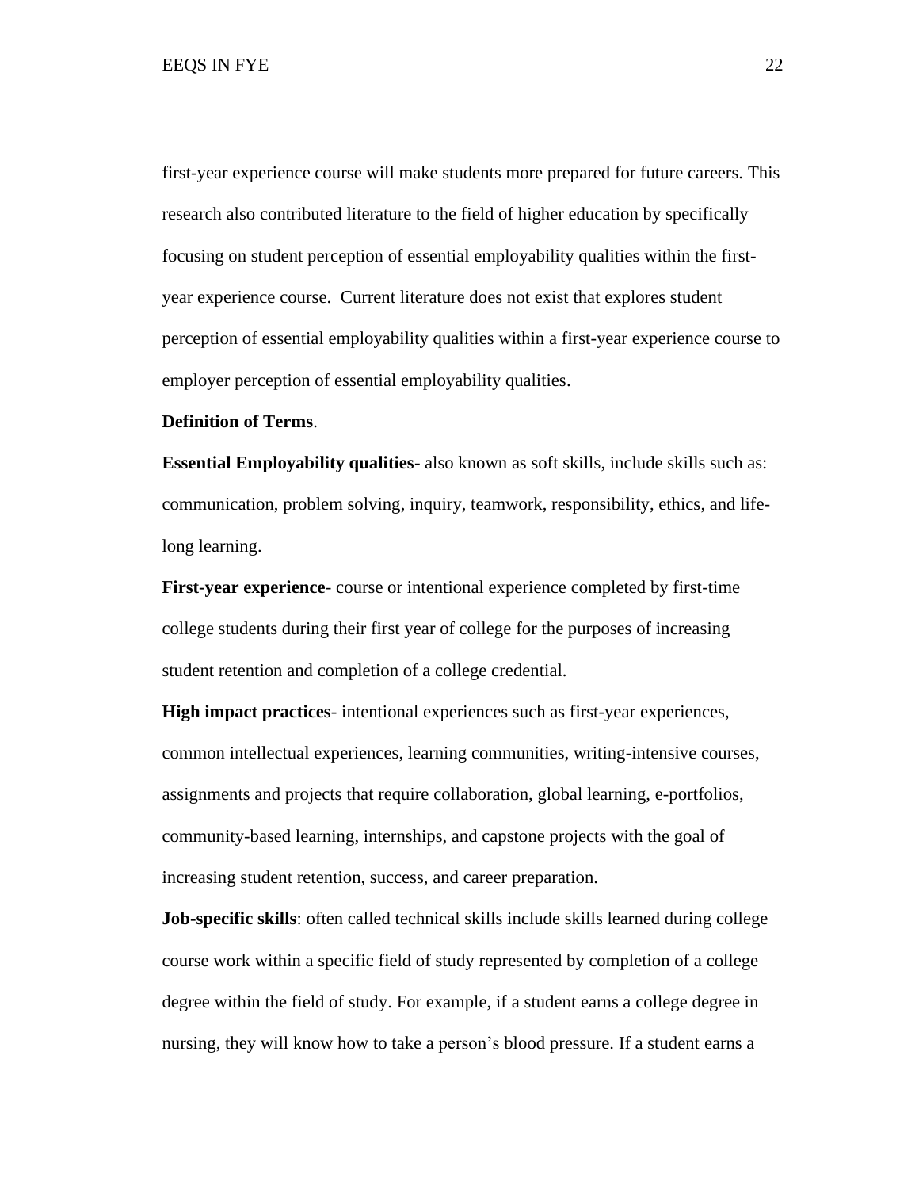first-year experience course will make students more prepared for future careers. This research also contributed literature to the field of higher education by specifically focusing on student perception of essential employability qualities within the first-year experience course. Current literature does not exist that explores student perception of essential employability qualities within a first-year experience course to employer perception of essential employability qualities.

**Definition of Terms**.

**Essential Employability qualities**- also known as soft skills, include skills such as: communication, problem solving, inquiry, teamwork, responsibility, ethics, and life-long learning.

**First-year experience**- course or intentional experience completed by first-time college students during their first year of college for the purposes of increasing student retention and completion of a college credential.

**High impact practices**- intentional experiences such as first-year experiences, common intellectual experiences, learning communities, writing-intensive courses, assignments and projects that require collaboration, global learning, e-portfolios, community-based learning, internships, and capstone projects with the goal of increasing student retention, success, and career preparation.

**Job-specific skills**: often called technical skills include skills learned during college course work within a specific field of study represented by completion of a college degree within the field of study. For example, if a student earns a college degree in nursing, they will know how to take a person's blood pressure. If a student earns a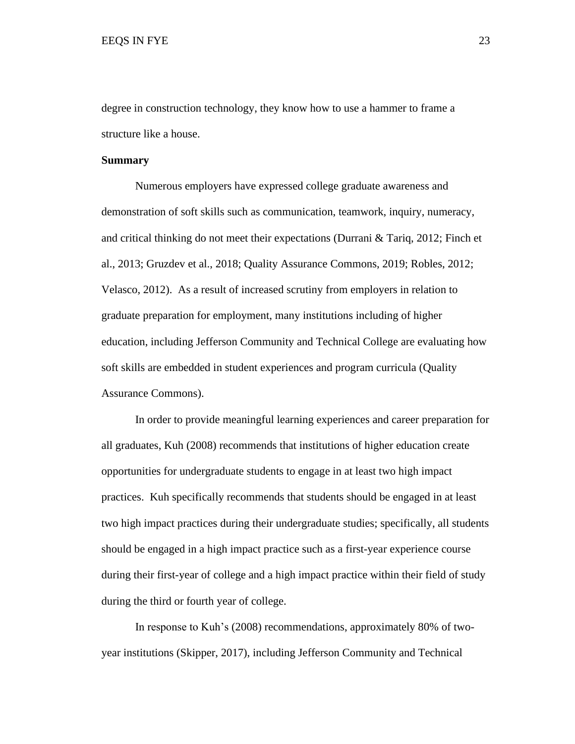degree in construction technology, they know how to use a hammer to frame a structure like a house.

**Summary**

Numerous employers have expressed college graduate awareness and demonstration of soft skills such as communication, teamwork, inquiry, numeracy, and critical thinking do not meet their expectations (Durrani & Tariq, 2012; Finch et al., 2013; Gruzdev et al., 2018; Quality Assurance Commons, 2019; Robles, 2012; Velasco, 2012). As a result of increased scrutiny from employers in relation to graduate preparation for employment, many institutions including of higher education, including Jefferson Community and Technical College are evaluating how soft skills are embedded in student experiences and program curricula (Quality Assurance Commons).

In order to provide meaningful learning experiences and career preparation for all graduates, Kuh (2008) recommends that institutions of higher education create opportunities for undergraduate students to engage in at least two high impact practices. Kuh specifically recommends that students should be engaged in at least two high impact practices during their undergraduate studies; specifically, all students should be engaged in a high impact practice such as a first-year experience course during their first-year of college and a high impact practice within their field of study during the third or fourth year of college.

In response to Kuh's (2008) recommendations, approximately 80% of two-year institutions (Skipper, 2017), including Jefferson Community and Technical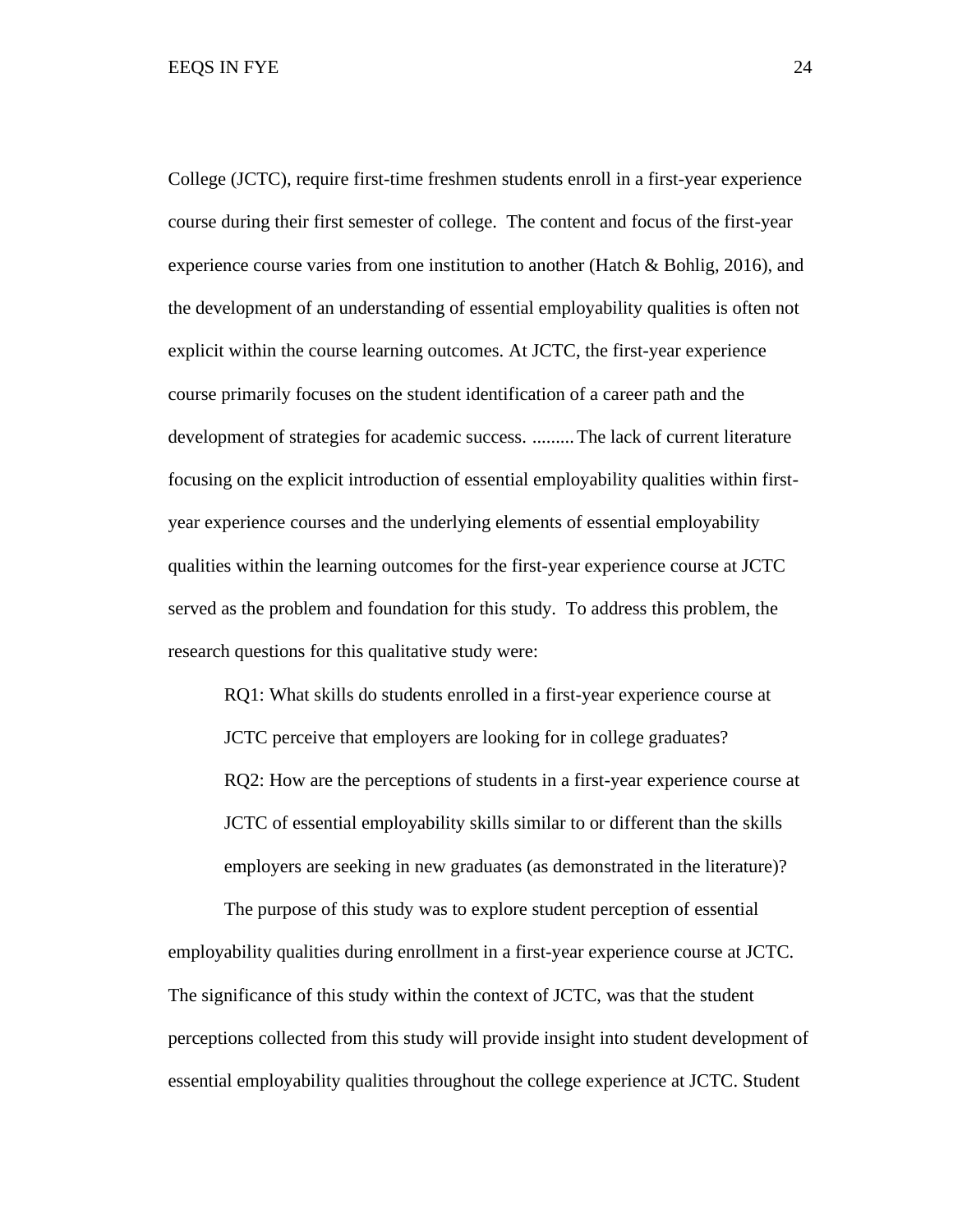College (JCTC), require first-time freshmen students enroll in a first-year experience course during their first semester of college. The content and focus of the first-year experience course varies from one institution to another (Hatch & Bohlig, 2016), and the development of an understanding of essential employability qualities is often not explicit within the course learning outcomes. At JCTC, the first-year experience course primarily focuses on the student identification of a career path and the development of strategies for academic success. .........The lack of current literature focusing on the explicit introduction of essential employability qualities within first-year experience courses and the underlying elements of essential employability qualities within the learning outcomes for the first-year experience course at JCTC served as the problem and foundation for this study. To address this problem, the research questions for this qualitative study were:

> RQ1: What skills do students enrolled in a first-year experience course at JCTC perceive that employers are looking for in college graduates?
>
> RQ2: How are the perceptions of students in a first-year experience course at JCTC of essential employability skills similar to or different than the skills employers are seeking in new graduates (as demonstrated in the literature)?

The purpose of this study was to explore student perception of essential employability qualities during enrollment in a first-year experience course at JCTC. The significance of this study within the context of JCTC, was that the student perceptions collected from this study will provide insight into student development of essential employability qualities throughout the college experience at JCTC. Student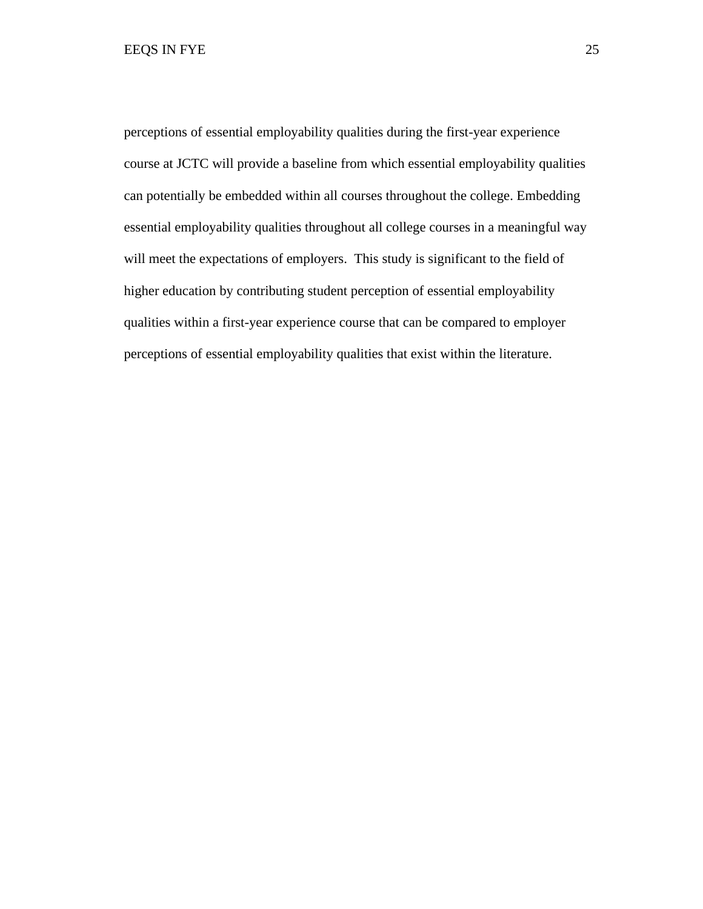perceptions of essential employability qualities during the first-year experience course at JCTC will provide a baseline from which essential employability qualities can potentially be embedded within all courses throughout the college. Embedding essential employability qualities throughout all college courses in a meaningful way will meet the expectations of employers. This study is significant to the field of higher education by contributing student perception of essential employability qualities within a first-year experience course that can be compared to employer perceptions of essential employability qualities that exist within the literature.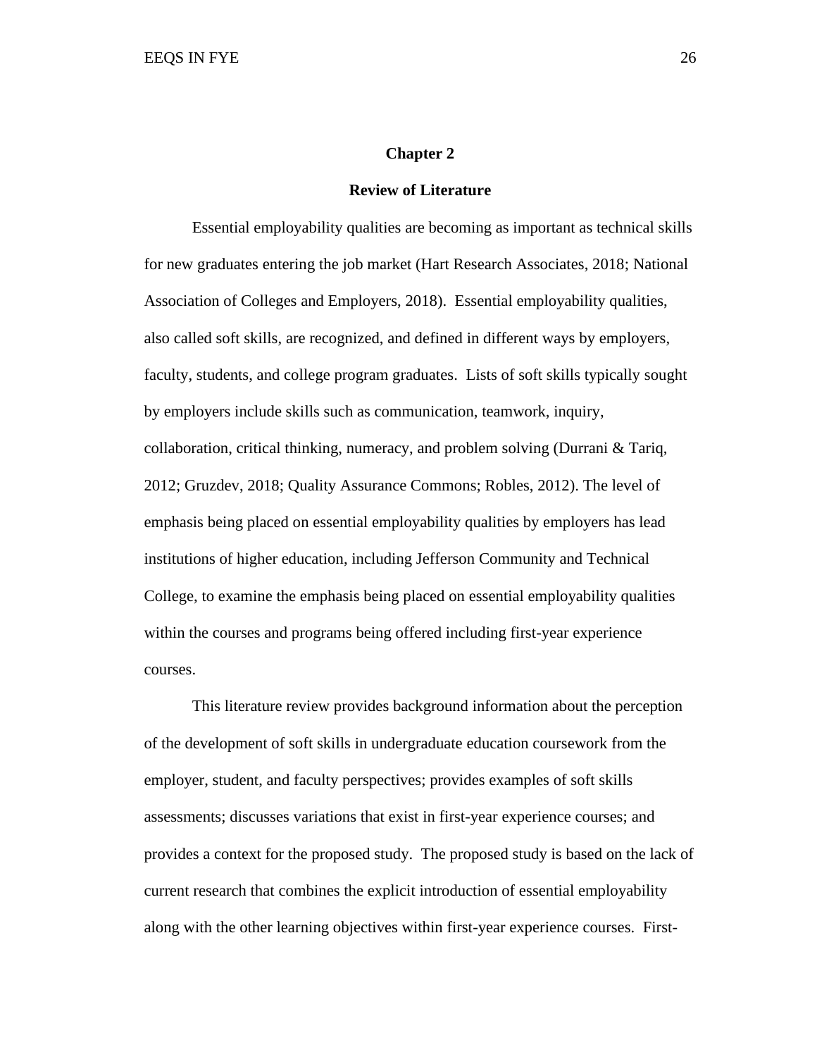# Chapter 2

## Review of Literature

Essential employability qualities are becoming as important as technical skills for new graduates entering the job market (Hart Research Associates, 2018; National Association of Colleges and Employers, 2018). Essential employability qualities, also called soft skills, are recognized, and defined in different ways by employers, faculty, students, and college program graduates. Lists of soft skills typically sought by employers include skills such as communication, teamwork, inquiry, collaboration, critical thinking, numeracy, and problem solving (Durrani & Tariq, 2012; Gruzdev, 2018; Quality Assurance Commons; Robles, 2012). The level of emphasis being placed on essential employability qualities by employers has lead institutions of higher education, including Jefferson Community and Technical College, to examine the emphasis being placed on essential employability qualities within the courses and programs being offered including first-year experience courses.

This literature review provides background information about the perception of the development of soft skills in undergraduate education coursework from the employer, student, and faculty perspectives; provides examples of soft skills assessments; discusses variations that exist in first-year experience courses; and provides a context for the proposed study. The proposed study is based on the lack of current research that combines the explicit introduction of essential employability along with the other learning objectives within first-year experience courses. First-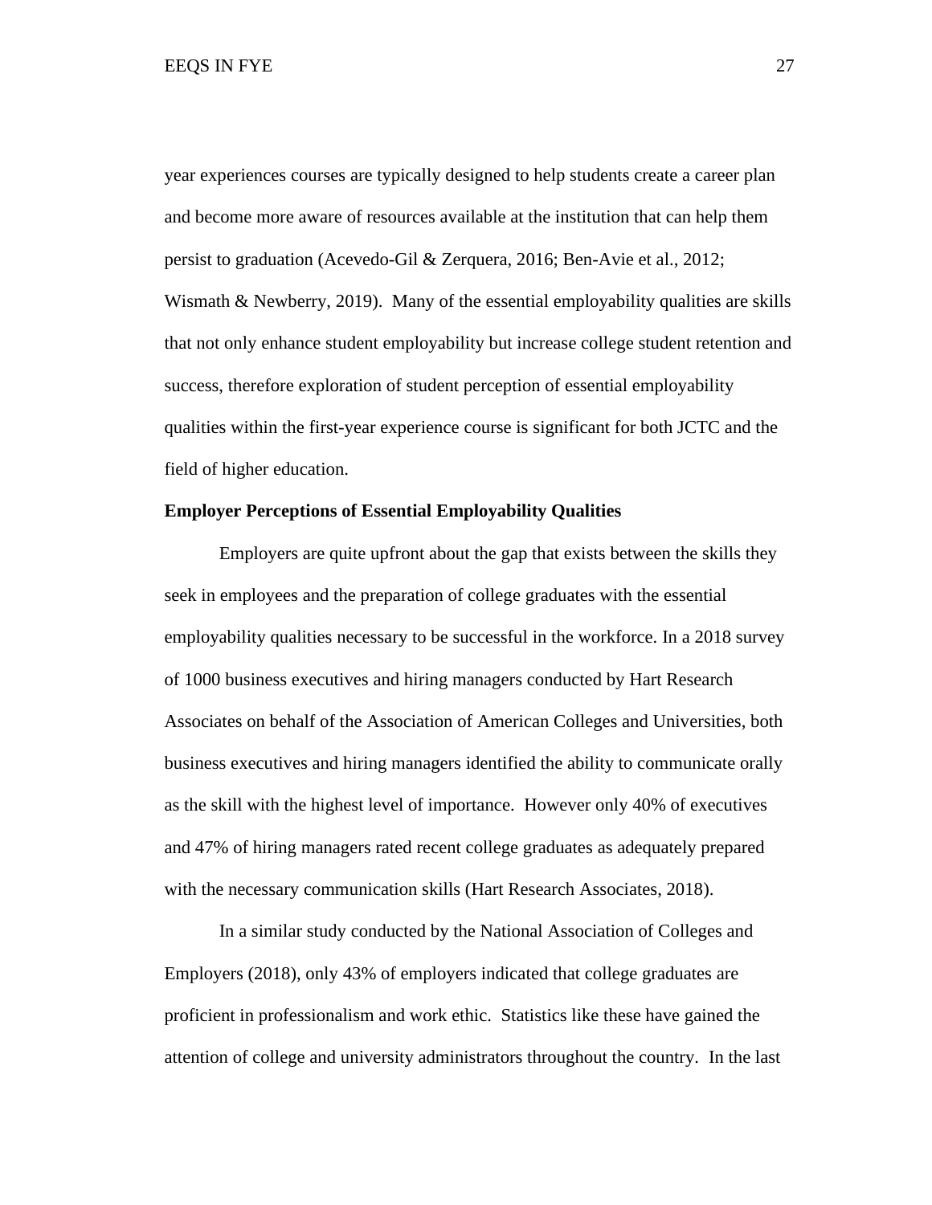year experiences courses are typically designed to help students create a career plan and become more aware of resources available at the institution that can help them persist to graduation (Acevedo-Gil & Zerquera, 2016; Ben-Avie et al., 2012; Wismath & Newberry, 2019). Many of the essential employability qualities are skills that not only enhance student employability but increase college student retention and success, therefore exploration of student perception of essential employability qualities within the first-year experience course is significant for both JCTC and the field of higher education.

**Employer Perceptions of Essential Employability Qualities**

Employers are quite upfront about the gap that exists between the skills they seek in employees and the preparation of college graduates with the essential employability qualities necessary to be successful in the workforce. In a 2018 survey of 1000 business executives and hiring managers conducted by Hart Research Associates on behalf of the Association of American Colleges and Universities, both business executives and hiring managers identified the ability to communicate orally as the skill with the highest level of importance. However only 40% of executives and 47% of hiring managers rated recent college graduates as adequately prepared with the necessary communication skills (Hart Research Associates, 2018).

In a similar study conducted by the National Association of Colleges and Employers (2018), only 43% of employers indicated that college graduates are proficient in professionalism and work ethic. Statistics like these have gained the attention of college and university administrators throughout the country. In the last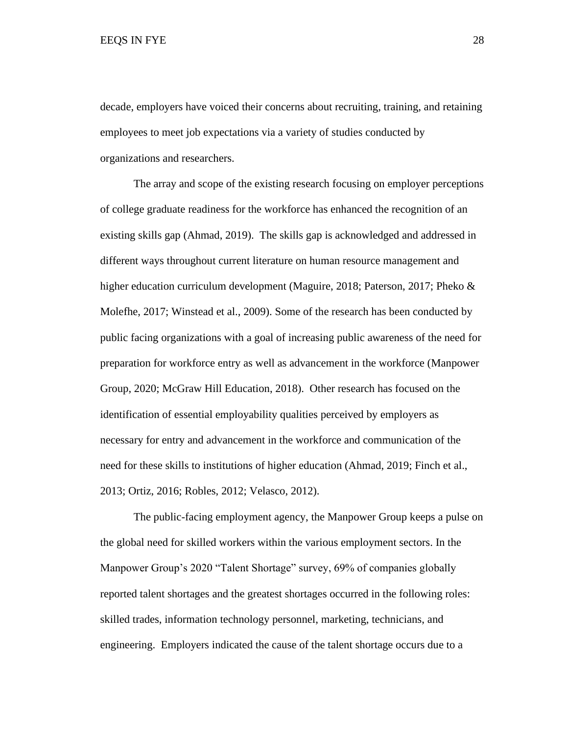decade, employers have voiced their concerns about recruiting, training, and retaining employees to meet job expectations via a variety of studies conducted by organizations and researchers.

The array and scope of the existing research focusing on employer perceptions of college graduate readiness for the workforce has enhanced the recognition of an existing skills gap (Ahmad, 2019). The skills gap is acknowledged and addressed in different ways throughout current literature on human resource management and higher education curriculum development (Maguire, 2018; Paterson, 2017; Pheko & Molefhe, 2017; Winstead et al., 2009). Some of the research has been conducted by public facing organizations with a goal of increasing public awareness of the need for preparation for workforce entry as well as advancement in the workforce (Manpower Group, 2020; McGraw Hill Education, 2018). Other research has focused on the identification of essential employability qualities perceived by employers as necessary for entry and advancement in the workforce and communication of the need for these skills to institutions of higher education (Ahmad, 2019; Finch et al., 2013; Ortiz, 2016; Robles, 2012; Velasco, 2012).

The public-facing employment agency, the Manpower Group keeps a pulse on the global need for skilled workers within the various employment sectors. In the Manpower Group's 2020 "Talent Shortage" survey, 69% of companies globally reported talent shortages and the greatest shortages occurred in the following roles: skilled trades, information technology personnel, marketing, technicians, and engineering. Employers indicated the cause of the talent shortage occurs due to a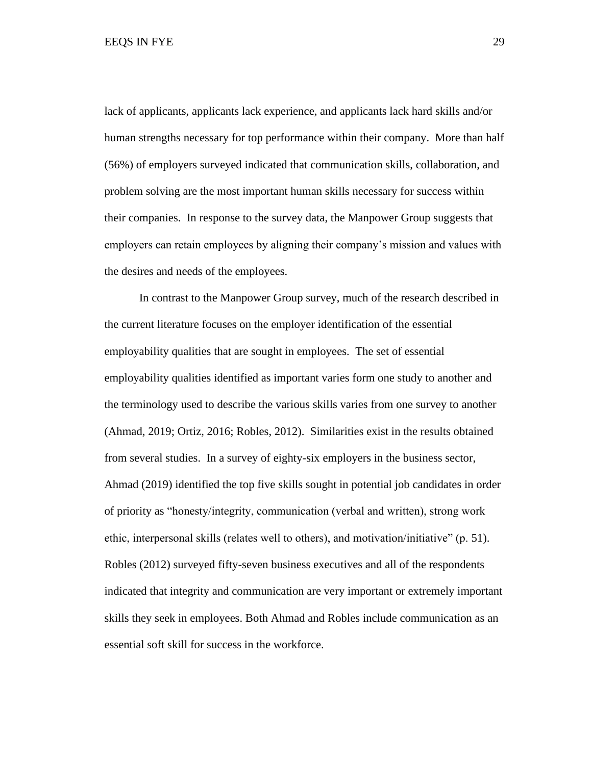lack of applicants, applicants lack experience, and applicants lack hard skills and/or human strengths necessary for top performance within their company. More than half (56%) of employers surveyed indicated that communication skills, collaboration, and problem solving are the most important human skills necessary for success within their companies. In response to the survey data, the Manpower Group suggests that employers can retain employees by aligning their company's mission and values with the desires and needs of the employees.

In contrast to the Manpower Group survey, much of the research described in the current literature focuses on the employer identification of the essential employability qualities that are sought in employees. The set of essential employability qualities identified as important varies form one study to another and the terminology used to describe the various skills varies from one survey to another (Ahmad, 2019; Ortiz, 2016; Robles, 2012). Similarities exist in the results obtained from several studies. In a survey of eighty-six employers in the business sector, Ahmad (2019) identified the top five skills sought in potential job candidates in order of priority as "honesty/integrity, communication (verbal and written), strong work ethic, interpersonal skills (relates well to others), and motivation/initiative" (p. 51). Robles (2012) surveyed fifty-seven business executives and all of the respondents indicated that integrity and communication are very important or extremely important skills they seek in employees. Both Ahmad and Robles include communication as an essential soft skill for success in the workforce.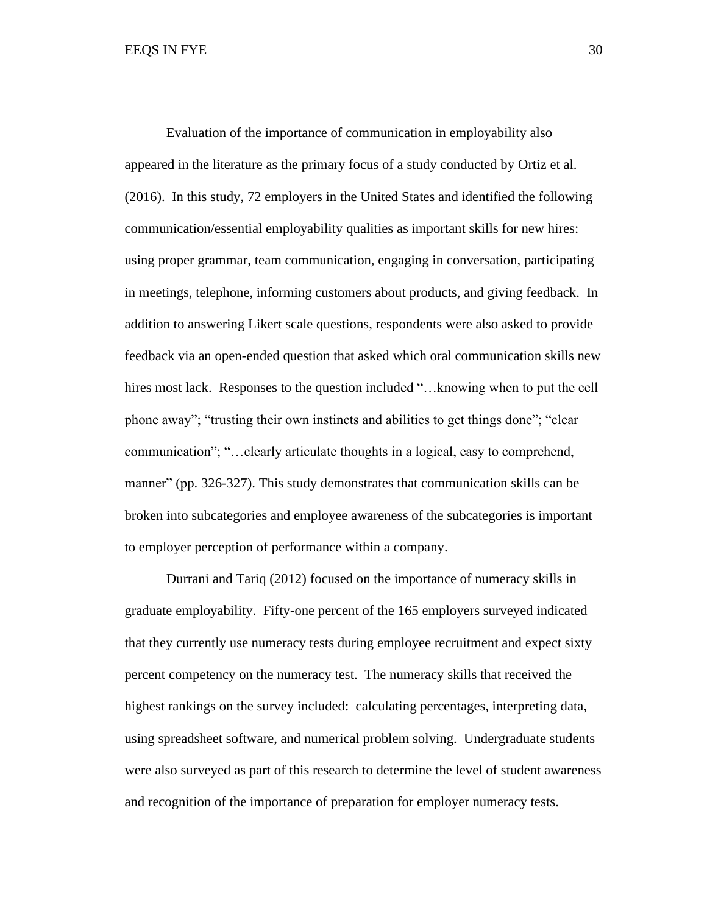Evaluation of the importance of communication in employability also appeared in the literature as the primary focus of a study conducted by Ortiz et al. (2016). In this study, 72 employers in the United States and identified the following communication/essential employability qualities as important skills for new hires: using proper grammar, team communication, engaging in conversation, participating in meetings, telephone, informing customers about products, and giving feedback. In addition to answering Likert scale questions, respondents were also asked to provide feedback via an open-ended question that asked which oral communication skills new hires most lack. Responses to the question included "…knowing when to put the cell phone away"; "trusting their own instincts and abilities to get things done"; "clear communication"; "…clearly articulate thoughts in a logical, easy to comprehend, manner" (pp. 326-327). This study demonstrates that communication skills can be broken into subcategories and employee awareness of the subcategories is important to employer perception of performance within a company.

Durrani and Tariq (2012) focused on the importance of numeracy skills in graduate employability. Fifty-one percent of the 165 employers surveyed indicated that they currently use numeracy tests during employee recruitment and expect sixty percent competency on the numeracy test. The numeracy skills that received the highest rankings on the survey included: calculating percentages, interpreting data, using spreadsheet software, and numerical problem solving. Undergraduate students were also surveyed as part of this research to determine the level of student awareness and recognition of the importance of preparation for employer numeracy tests.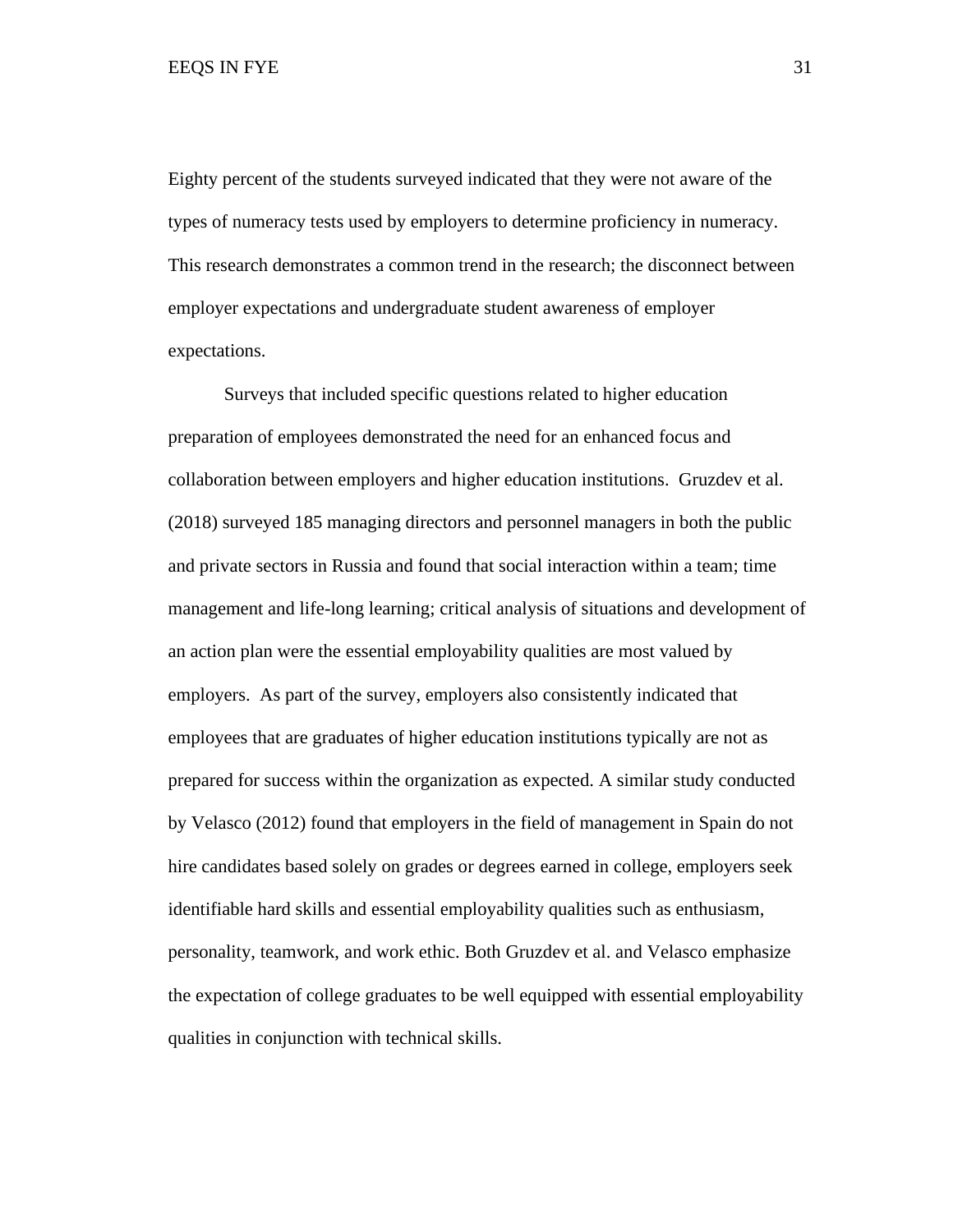Eighty percent of the students surveyed indicated that they were not aware of the types of numeracy tests used by employers to determine proficiency in numeracy. This research demonstrates a common trend in the research; the disconnect between employer expectations and undergraduate student awareness of employer expectations.

Surveys that included specific questions related to higher education preparation of employees demonstrated the need for an enhanced focus and collaboration between employers and higher education institutions. Gruzdev et al. (2018) surveyed 185 managing directors and personnel managers in both the public and private sectors in Russia and found that social interaction within a team; time management and life-long learning; critical analysis of situations and development of an action plan were the essential employability qualities are most valued by employers. As part of the survey, employers also consistently indicated that employees that are graduates of higher education institutions typically are not as prepared for success within the organization as expected. A similar study conducted by Velasco (2012) found that employers in the field of management in Spain do not hire candidates based solely on grades or degrees earned in college, employers seek identifiable hard skills and essential employability qualities such as enthusiasm, personality, teamwork, and work ethic. Both Gruzdev et al. and Velasco emphasize the expectation of college graduates to be well equipped with essential employability qualities in conjunction with technical skills.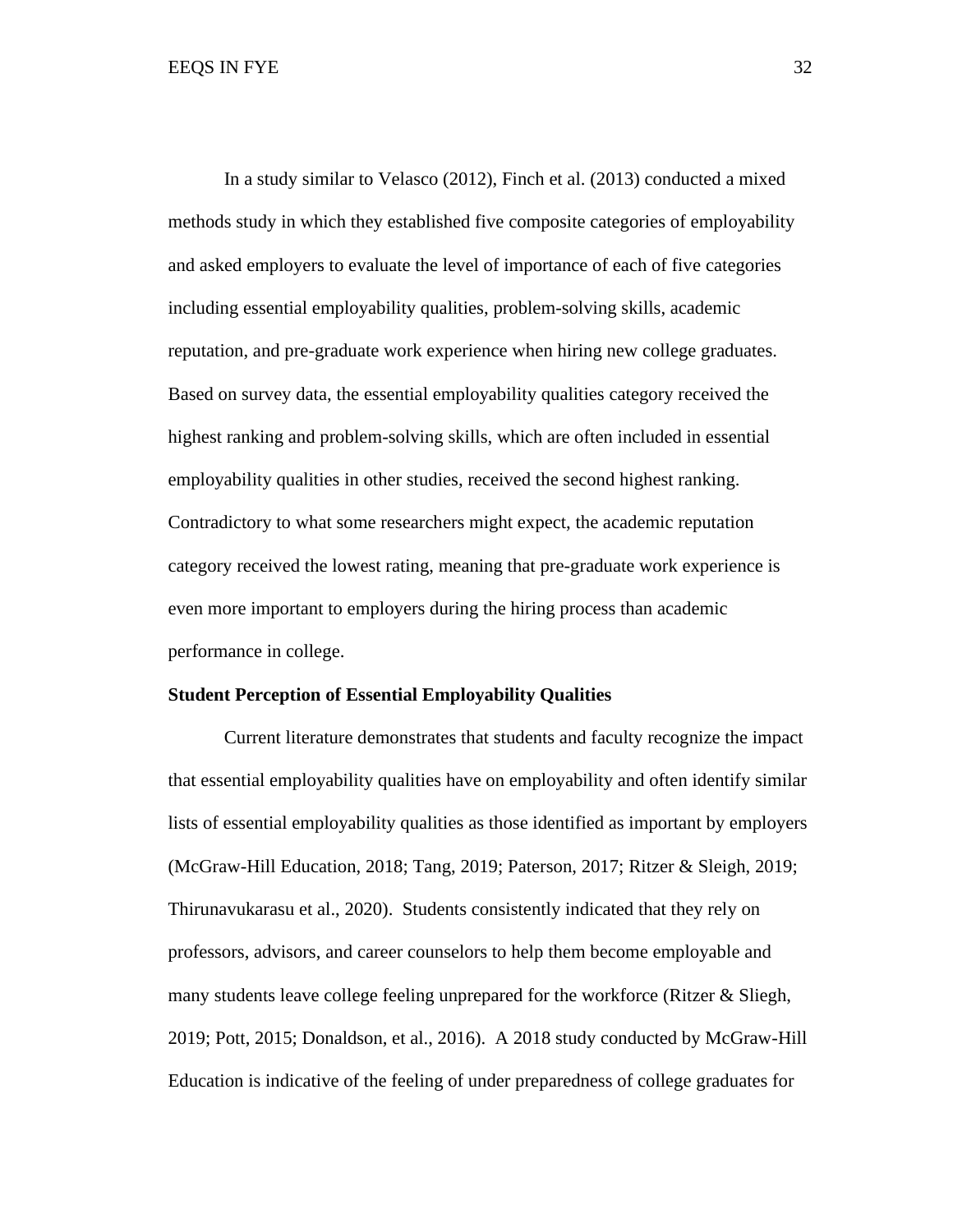In a study similar to Velasco (2012), Finch et al. (2013) conducted a mixed methods study in which they established five composite categories of employability and asked employers to evaluate the level of importance of each of five categories including essential employability qualities, problem-solving skills, academic reputation, and pre-graduate work experience when hiring new college graduates. Based on survey data, the essential employability qualities category received the highest ranking and problem-solving skills, which are often included in essential employability qualities in other studies, received the second highest ranking. Contradictory to what some researchers might expect, the academic reputation category received the lowest rating, meaning that pre-graduate work experience is even more important to employers during the hiring process than academic performance in college.

**Student Perception of Essential Employability Qualities**

Current literature demonstrates that students and faculty recognize the impact that essential employability qualities have on employability and often identify similar lists of essential employability qualities as those identified as important by employers (McGraw-Hill Education, 2018; Tang, 2019; Paterson, 2017; Ritzer & Sleigh, 2019; Thirunavukarasu et al., 2020). Students consistently indicated that they rely on professors, advisors, and career counselors to help them become employable and many students leave college feeling unprepared for the workforce (Ritzer & Sliegh, 2019; Pott, 2015; Donaldson, et al., 2016). A 2018 study conducted by McGraw-Hill Education is indicative of the feeling of under preparedness of college graduates for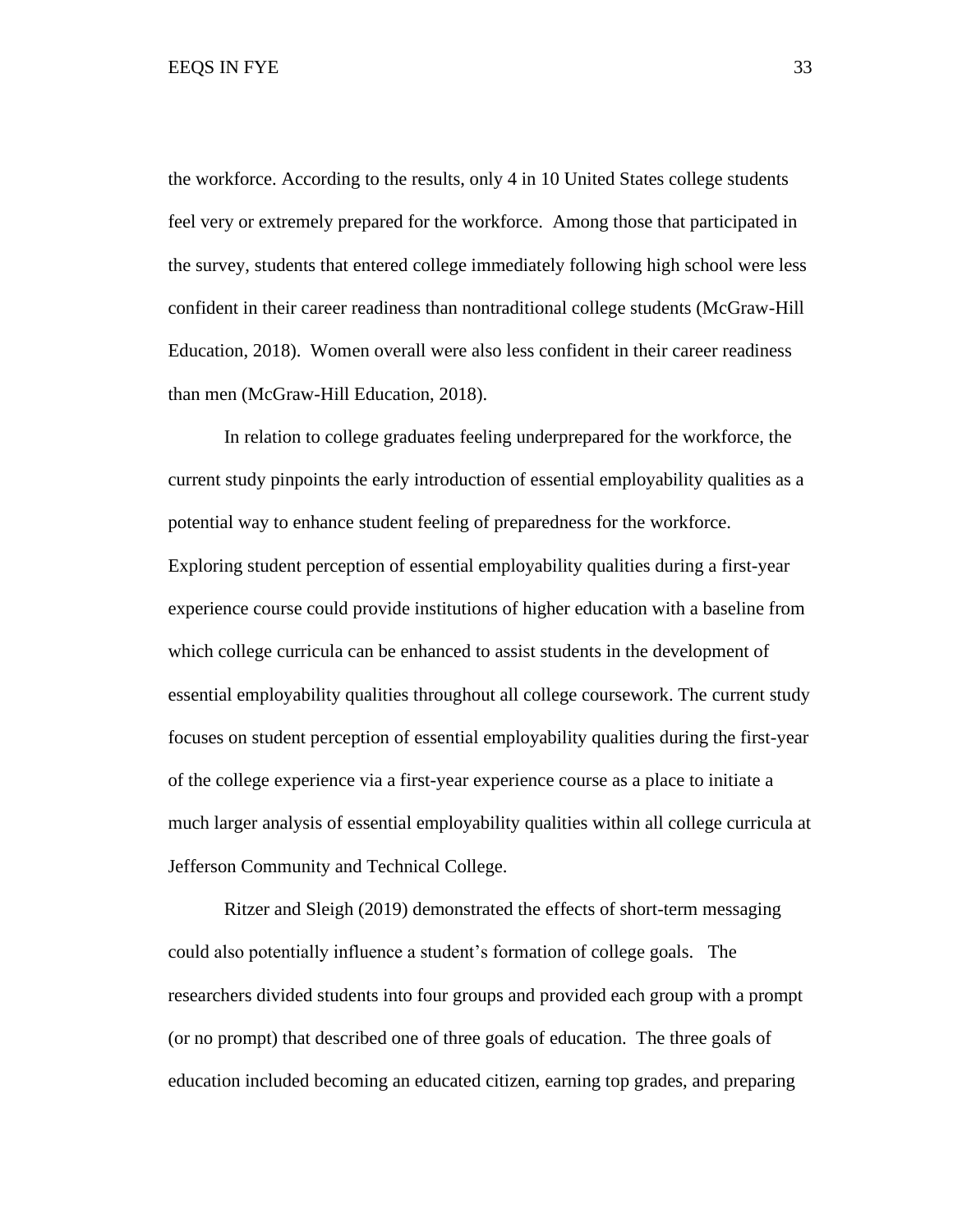the workforce. According to the results, only 4 in 10 United States college students feel very or extremely prepared for the workforce. Among those that participated in the survey, students that entered college immediately following high school were less confident in their career readiness than nontraditional college students (McGraw-Hill Education, 2018). Women overall were also less confident in their career readiness than men (McGraw-Hill Education, 2018).

In relation to college graduates feeling underprepared for the workforce, the current study pinpoints the early introduction of essential employability qualities as a potential way to enhance student feeling of preparedness for the workforce. Exploring student perception of essential employability qualities during a first-year experience course could provide institutions of higher education with a baseline from which college curricula can be enhanced to assist students in the development of essential employability qualities throughout all college coursework. The current study focuses on student perception of essential employability qualities during the first-year of the college experience via a first-year experience course as a place to initiate a much larger analysis of essential employability qualities within all college curricula at Jefferson Community and Technical College.

Ritzer and Sleigh (2019) demonstrated the effects of short-term messaging could also potentially influence a student's formation of college goals. The researchers divided students into four groups and provided each group with a prompt (or no prompt) that described one of three goals of education. The three goals of education included becoming an educated citizen, earning top grades, and preparing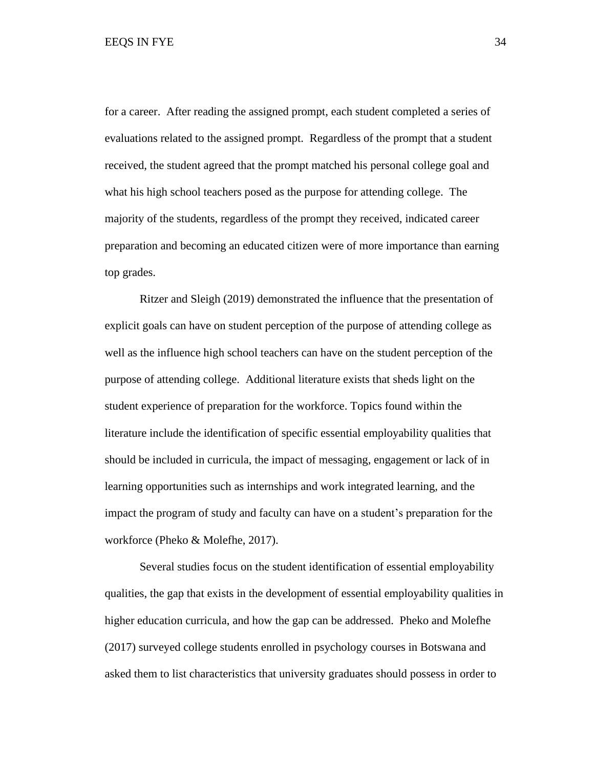for a career. After reading the assigned prompt, each student completed a series of evaluations related to the assigned prompt. Regardless of the prompt that a student received, the student agreed that the prompt matched his personal college goal and what his high school teachers posed as the purpose for attending college. The majority of the students, regardless of the prompt they received, indicated career preparation and becoming an educated citizen were of more importance than earning top grades.

Ritzer and Sleigh (2019) demonstrated the influence that the presentation of explicit goals can have on student perception of the purpose of attending college as well as the influence high school teachers can have on the student perception of the purpose of attending college. Additional literature exists that sheds light on the student experience of preparation for the workforce. Topics found within the literature include the identification of specific essential employability qualities that should be included in curricula, the impact of messaging, engagement or lack of in learning opportunities such as internships and work integrated learning, and the impact the program of study and faculty can have on a student's preparation for the workforce (Pheko & Molefhe, 2017).

Several studies focus on the student identification of essential employability qualities, the gap that exists in the development of essential employability qualities in higher education curricula, and how the gap can be addressed. Pheko and Molefhe (2017) surveyed college students enrolled in psychology courses in Botswana and asked them to list characteristics that university graduates should possess in order to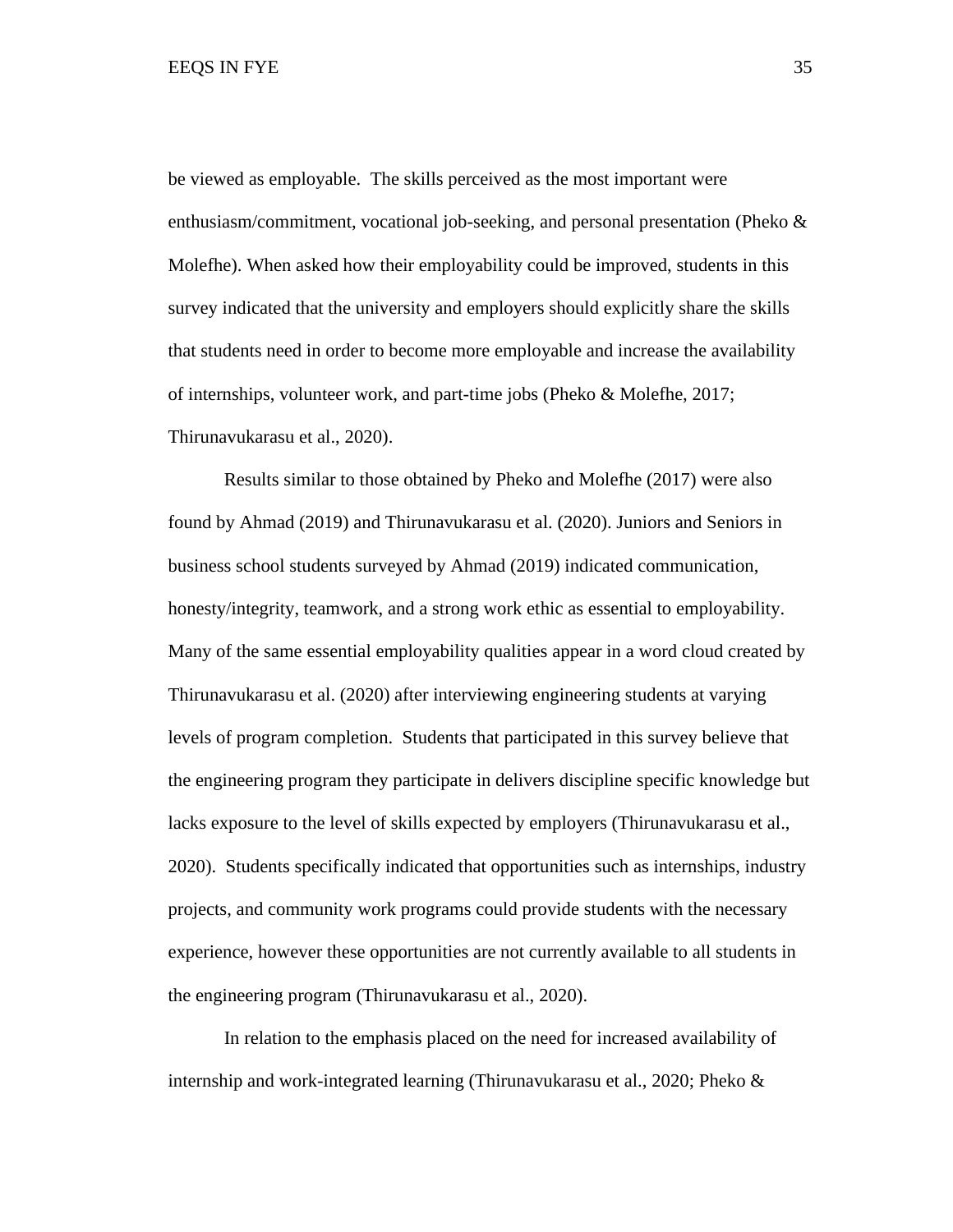be viewed as employable. The skills perceived as the most important were enthusiasm/commitment, vocational job-seeking, and personal presentation (Pheko & Molefhe). When asked how their employability could be improved, students in this survey indicated that the university and employers should explicitly share the skills that students need in order to become more employable and increase the availability of internships, volunteer work, and part-time jobs (Pheko & Molefhe, 2017; Thirunavukarasu et al., 2020).

Results similar to those obtained by Pheko and Molefhe (2017) were also found by Ahmad (2019) and Thirunavukarasu et al. (2020). Juniors and Seniors in business school students surveyed by Ahmad (2019) indicated communication, honesty/integrity, teamwork, and a strong work ethic as essential to employability. Many of the same essential employability qualities appear in a word cloud created by Thirunavukarasu et al. (2020) after interviewing engineering students at varying levels of program completion. Students that participated in this survey believe that the engineering program they participate in delivers discipline specific knowledge but lacks exposure to the level of skills expected by employers (Thirunavukarasu et al., 2020). Students specifically indicated that opportunities such as internships, industry projects, and community work programs could provide students with the necessary experience, however these opportunities are not currently available to all students in the engineering program (Thirunavukarasu et al., 2020).

In relation to the emphasis placed on the need for increased availability of internship and work-integrated learning (Thirunavukarasu et al., 2020; Pheko &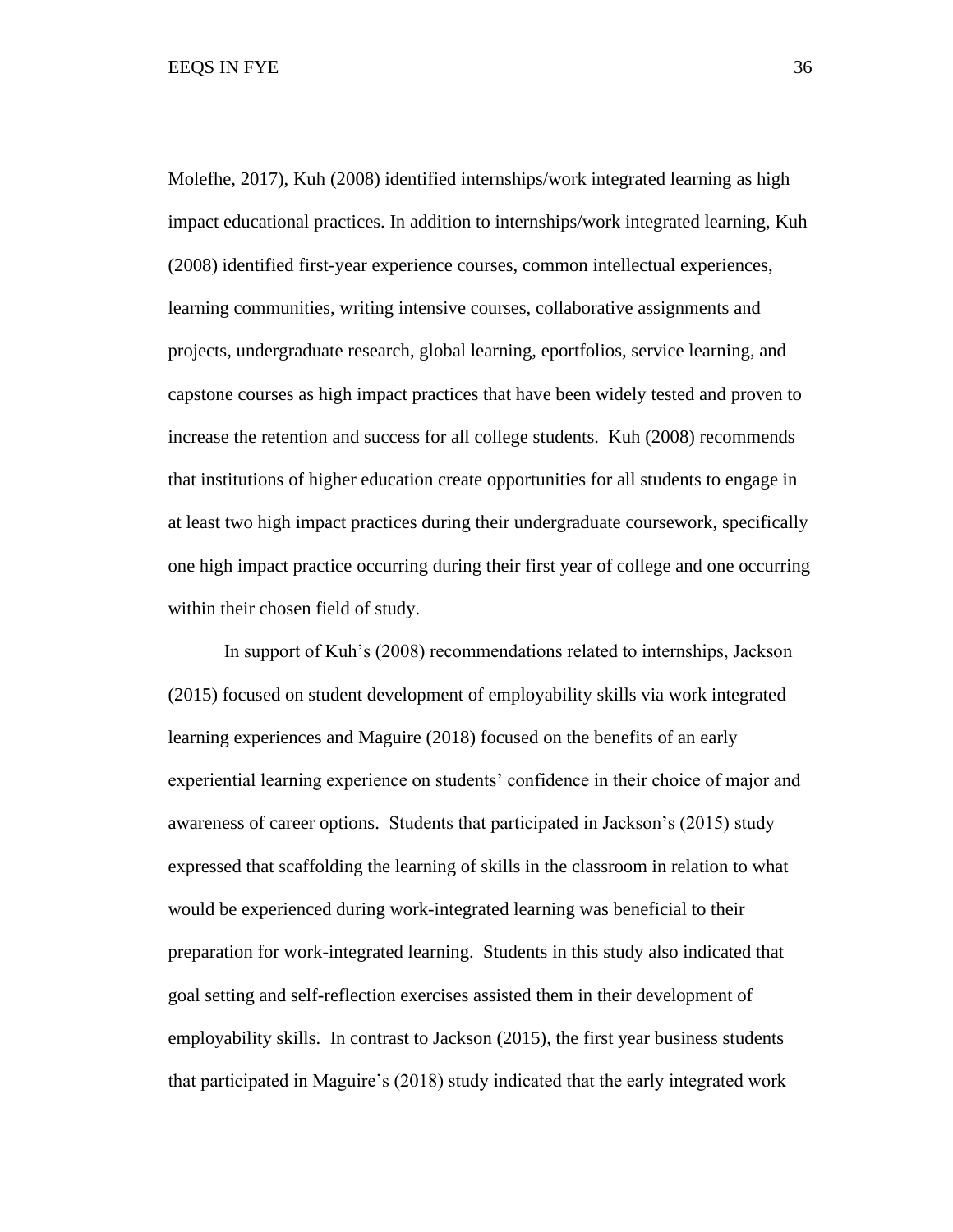Molefhe, 2017), Kuh (2008) identified internships/work integrated learning as high impact educational practices. In addition to internships/work integrated learning, Kuh (2008) identified first-year experience courses, common intellectual experiences, learning communities, writing intensive courses, collaborative assignments and projects, undergraduate research, global learning, eportfolios, service learning, and capstone courses as high impact practices that have been widely tested and proven to increase the retention and success for all college students. Kuh (2008) recommends that institutions of higher education create opportunities for all students to engage in at least two high impact practices during their undergraduate coursework, specifically one high impact practice occurring during their first year of college and one occurring within their chosen field of study.

In support of Kuh's (2008) recommendations related to internships, Jackson (2015) focused on student development of employability skills via work integrated learning experiences and Maguire (2018) focused on the benefits of an early experiential learning experience on students' confidence in their choice of major and awareness of career options. Students that participated in Jackson's (2015) study expressed that scaffolding the learning of skills in the classroom in relation to what would be experienced during work-integrated learning was beneficial to their preparation for work-integrated learning. Students in this study also indicated that goal setting and self-reflection exercises assisted them in their development of employability skills. In contrast to Jackson (2015), the first year business students that participated in Maguire's (2018) study indicated that the early integrated work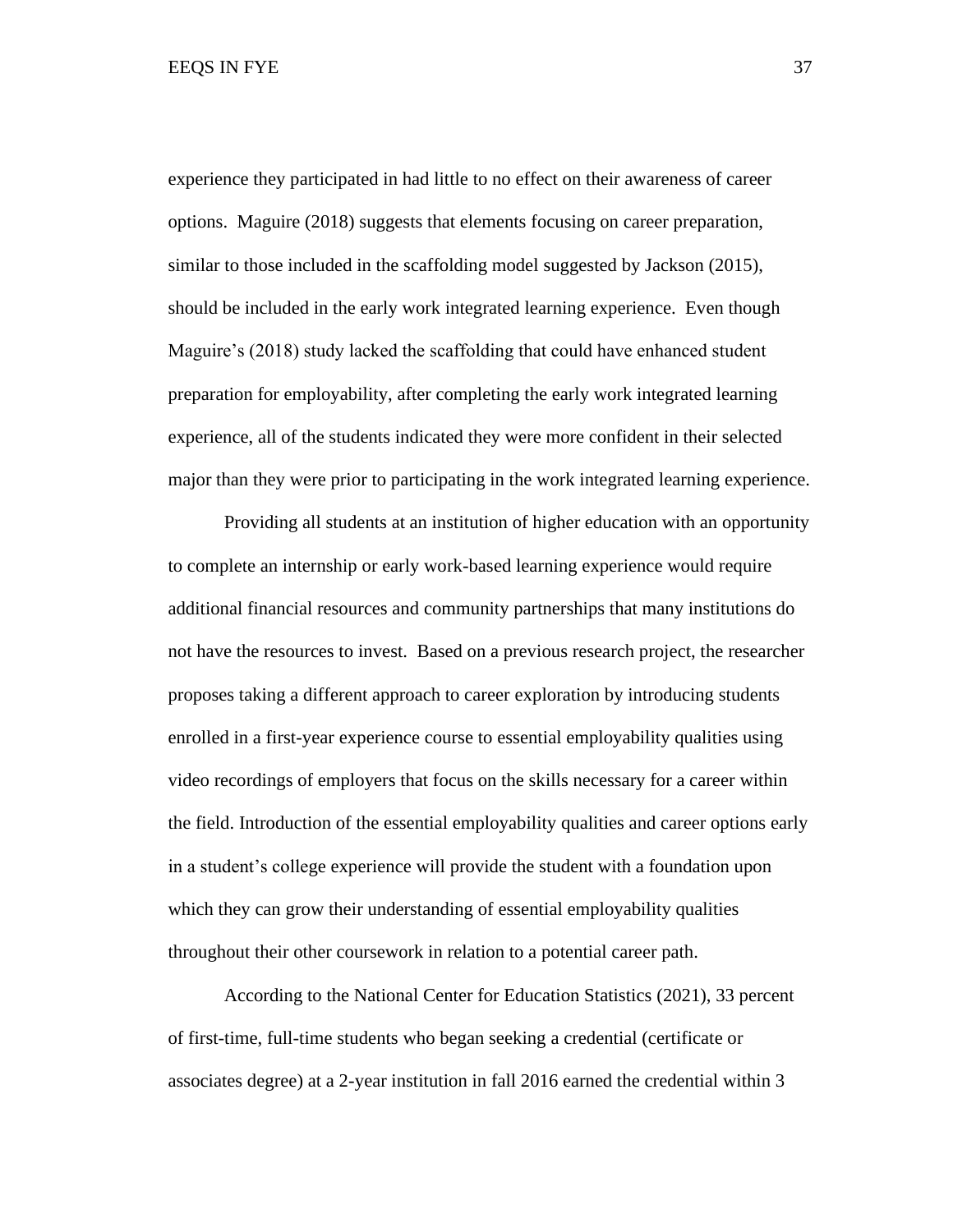experience they participated in had little to no effect on their awareness of career options. Maguire (2018) suggests that elements focusing on career preparation, similar to those included in the scaffolding model suggested by Jackson (2015), should be included in the early work integrated learning experience. Even though Maguire's (2018) study lacked the scaffolding that could have enhanced student preparation for employability, after completing the early work integrated learning experience, all of the students indicated they were more confident in their selected major than they were prior to participating in the work integrated learning experience.

Providing all students at an institution of higher education with an opportunity to complete an internship or early work-based learning experience would require additional financial resources and community partnerships that many institutions do not have the resources to invest. Based on a previous research project, the researcher proposes taking a different approach to career exploration by introducing students enrolled in a first-year experience course to essential employability qualities using video recordings of employers that focus on the skills necessary for a career within the field. Introduction of the essential employability qualities and career options early in a student's college experience will provide the student with a foundation upon which they can grow their understanding of essential employability qualities throughout their other coursework in relation to a potential career path.

According to the National Center for Education Statistics (2021), 33 percent of first-time, full-time students who began seeking a credential (certificate or associates degree) at a 2-year institution in fall 2016 earned the credential within 3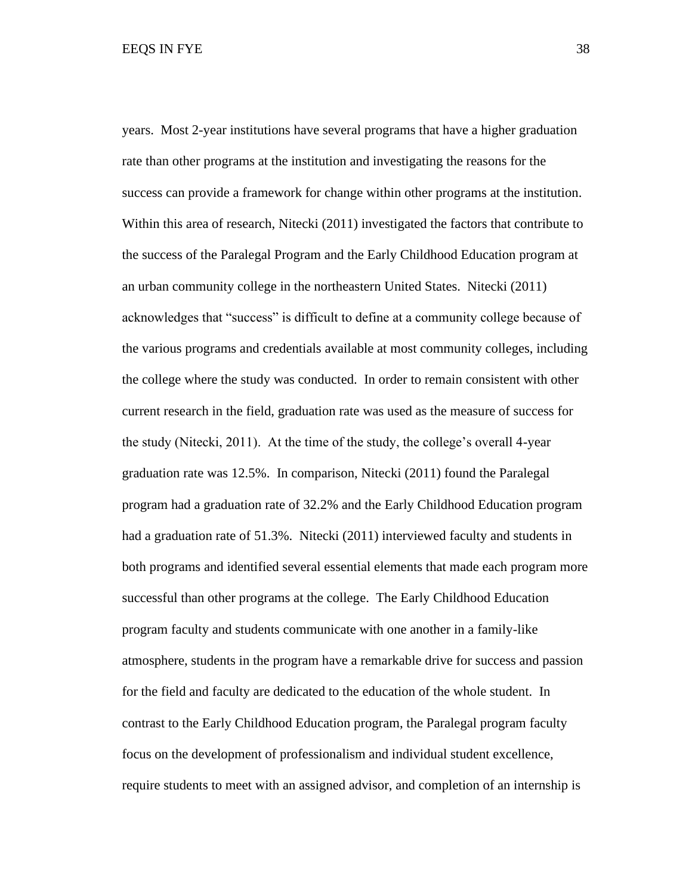years. Most 2-year institutions have several programs that have a higher graduation rate than other programs at the institution and investigating the reasons for the success can provide a framework for change within other programs at the institution. Within this area of research, Nitecki (2011) investigated the factors that contribute to the success of the Paralegal Program and the Early Childhood Education program at an urban community college in the northeastern United States. Nitecki (2011) acknowledges that "success" is difficult to define at a community college because of the various programs and credentials available at most community colleges, including the college where the study was conducted. In order to remain consistent with other current research in the field, graduation rate was used as the measure of success for the study (Nitecki, 2011). At the time of the study, the college's overall 4-year graduation rate was 12.5%. In comparison, Nitecki (2011) found the Paralegal program had a graduation rate of 32.2% and the Early Childhood Education program had a graduation rate of 51.3%. Nitecki (2011) interviewed faculty and students in both programs and identified several essential elements that made each program more successful than other programs at the college. The Early Childhood Education program faculty and students communicate with one another in a family-like atmosphere, students in the program have a remarkable drive for success and passion for the field and faculty are dedicated to the education of the whole student. In contrast to the Early Childhood Education program, the Paralegal program faculty focus on the development of professionalism and individual student excellence, require students to meet with an assigned advisor, and completion of an internship is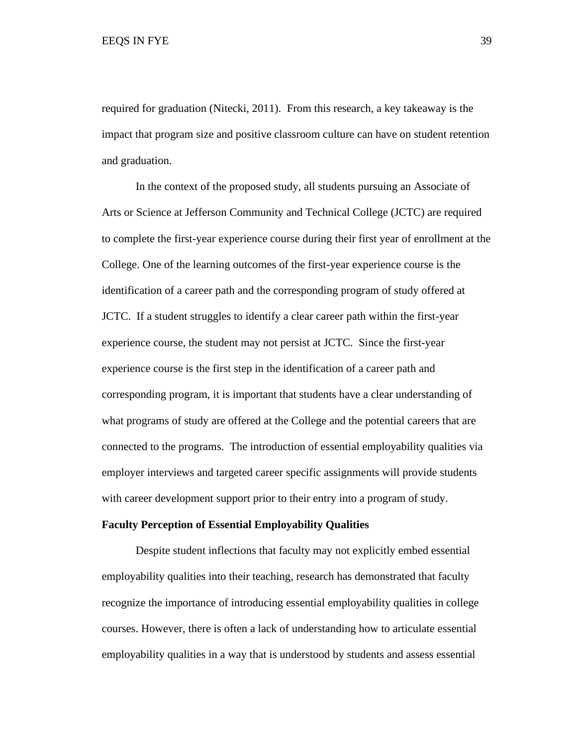required for graduation (Nitecki, 2011). From this research, a key takeaway is the impact that program size and positive classroom culture can have on student retention and graduation.

In the context of the proposed study, all students pursuing an Associate of Arts or Science at Jefferson Community and Technical College (JCTC) are required to complete the first-year experience course during their first year of enrollment at the College. One of the learning outcomes of the first-year experience course is the identification of a career path and the corresponding program of study offered at JCTC. If a student struggles to identify a clear career path within the first-year experience course, the student may not persist at JCTC. Since the first-year experience course is the first step in the identification of a career path and corresponding program, it is important that students have a clear understanding of what programs of study are offered at the College and the potential careers that are connected to the programs. The introduction of essential employability qualities via employer interviews and targeted career specific assignments will provide students with career development support prior to their entry into a program of study.

**Faculty Perception of Essential Employability Qualities**

Despite student inflections that faculty may not explicitly embed essential employability qualities into their teaching, research has demonstrated that faculty recognize the importance of introducing essential employability qualities in college courses. However, there is often a lack of understanding how to articulate essential employability qualities in a way that is understood by students and assess essential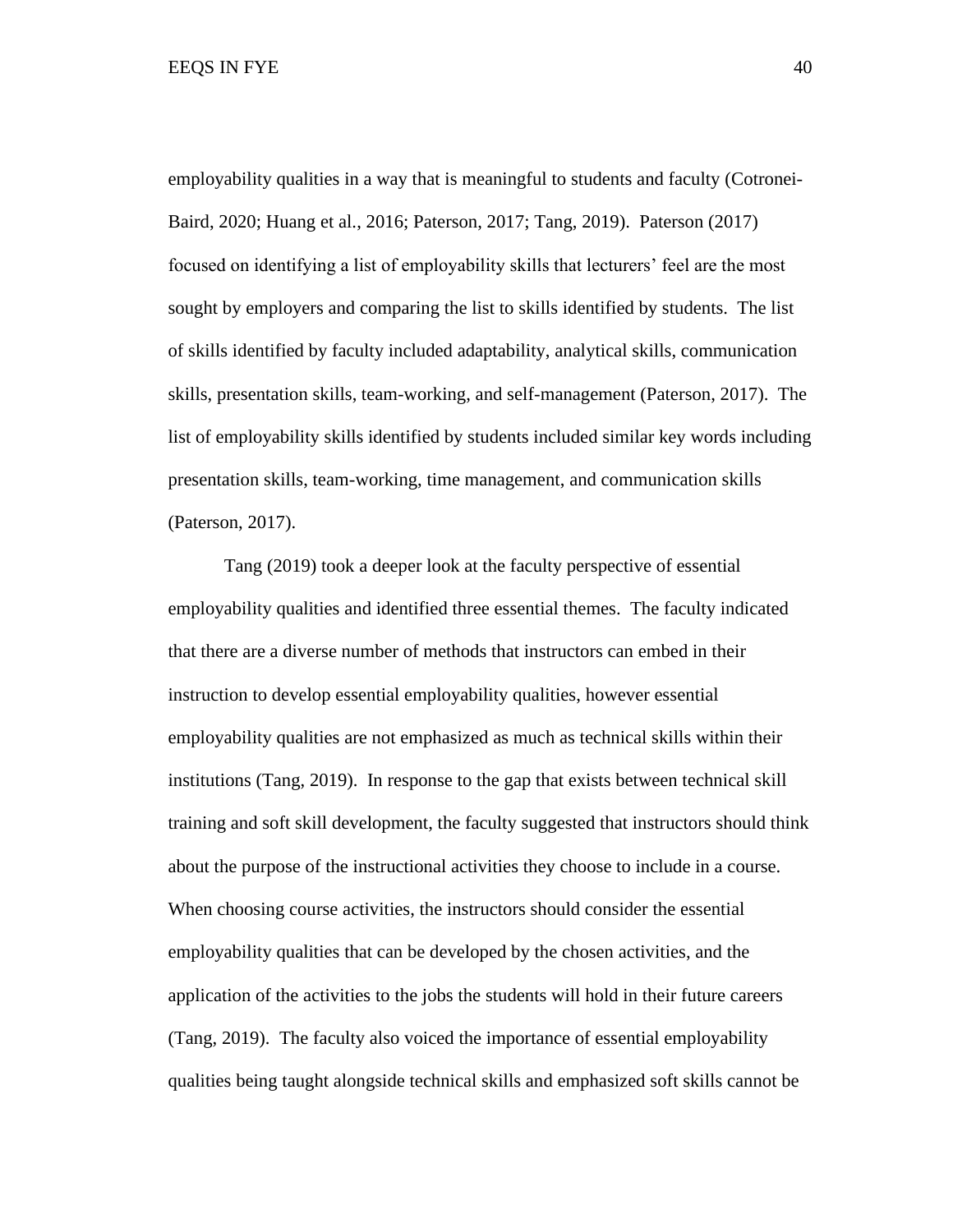employability qualities in a way that is meaningful to students and faculty (Cotronei-Baird, 2020; Huang et al., 2016; Paterson, 2017; Tang, 2019). Paterson (2017) focused on identifying a list of employability skills that lecturers' feel are the most sought by employers and comparing the list to skills identified by students. The list of skills identified by faculty included adaptability, analytical skills, communication skills, presentation skills, team-working, and self-management (Paterson, 2017). The list of employability skills identified by students included similar key words including presentation skills, team-working, time management, and communication skills (Paterson, 2017).

Tang (2019) took a deeper look at the faculty perspective of essential employability qualities and identified three essential themes. The faculty indicated that there are a diverse number of methods that instructors can embed in their instruction to develop essential employability qualities, however essential employability qualities are not emphasized as much as technical skills within their institutions (Tang, 2019). In response to the gap that exists between technical skill training and soft skill development, the faculty suggested that instructors should think about the purpose of the instructional activities they choose to include in a course. When choosing course activities, the instructors should consider the essential employability qualities that can be developed by the chosen activities, and the application of the activities to the jobs the students will hold in their future careers (Tang, 2019). The faculty also voiced the importance of essential employability qualities being taught alongside technical skills and emphasized soft skills cannot be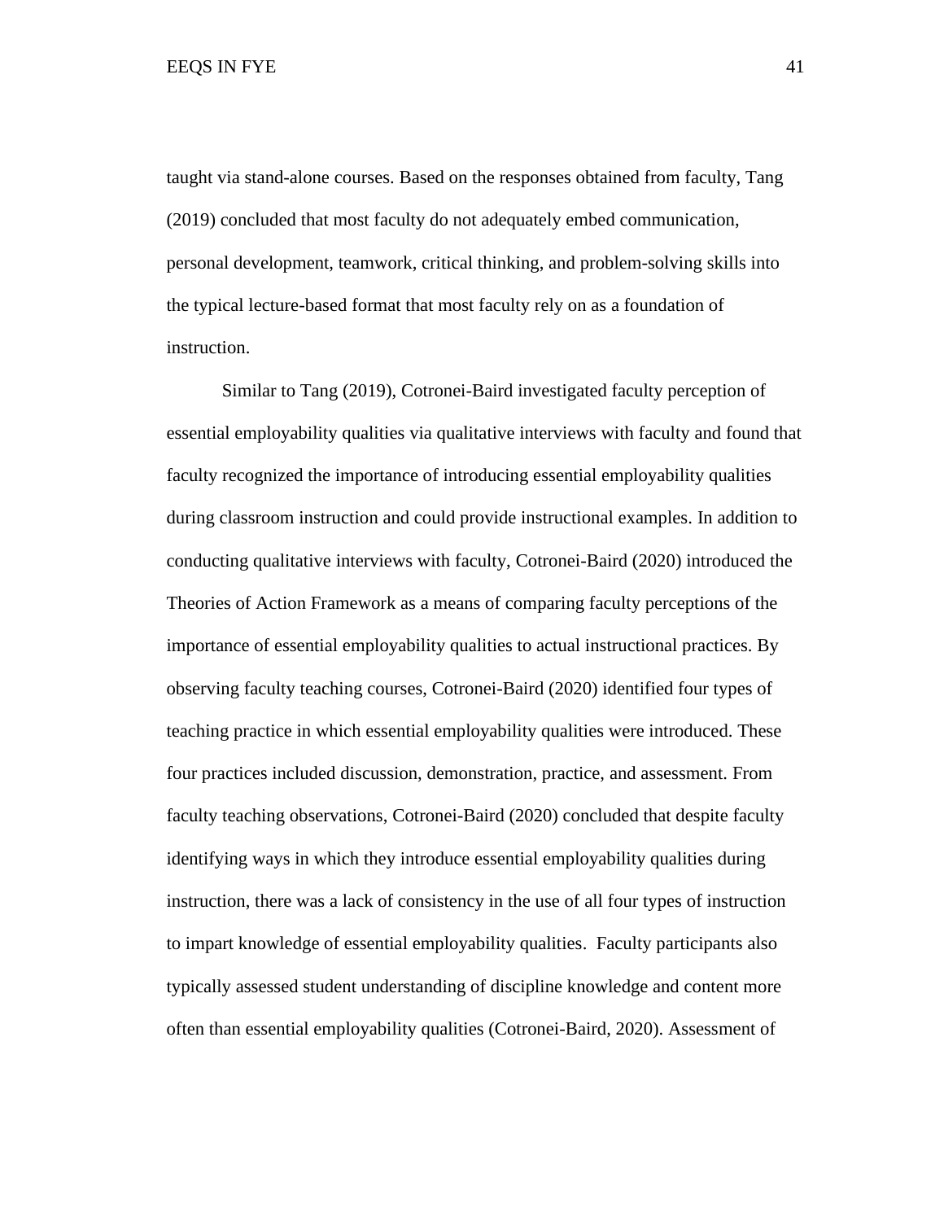taught via stand-alone courses. Based on the responses obtained from faculty, Tang (2019) concluded that most faculty do not adequately embed communication, personal development, teamwork, critical thinking, and problem-solving skills into the typical lecture-based format that most faculty rely on as a foundation of instruction.

Similar to Tang (2019), Cotronei-Baird investigated faculty perception of essential employability qualities via qualitative interviews with faculty and found that faculty recognized the importance of introducing essential employability qualities during classroom instruction and could provide instructional examples. In addition to conducting qualitative interviews with faculty, Cotronei-Baird (2020) introduced the Theories of Action Framework as a means of comparing faculty perceptions of the importance of essential employability qualities to actual instructional practices. By observing faculty teaching courses, Cotronei-Baird (2020) identified four types of teaching practice in which essential employability qualities were introduced. These four practices included discussion, demonstration, practice, and assessment. From faculty teaching observations, Cotronei-Baird (2020) concluded that despite faculty identifying ways in which they introduce essential employability qualities during instruction, there was a lack of consistency in the use of all four types of instruction to impart knowledge of essential employability qualities. Faculty participants also typically assessed student understanding of discipline knowledge and content more often than essential employability qualities (Cotronei-Baird, 2020). Assessment of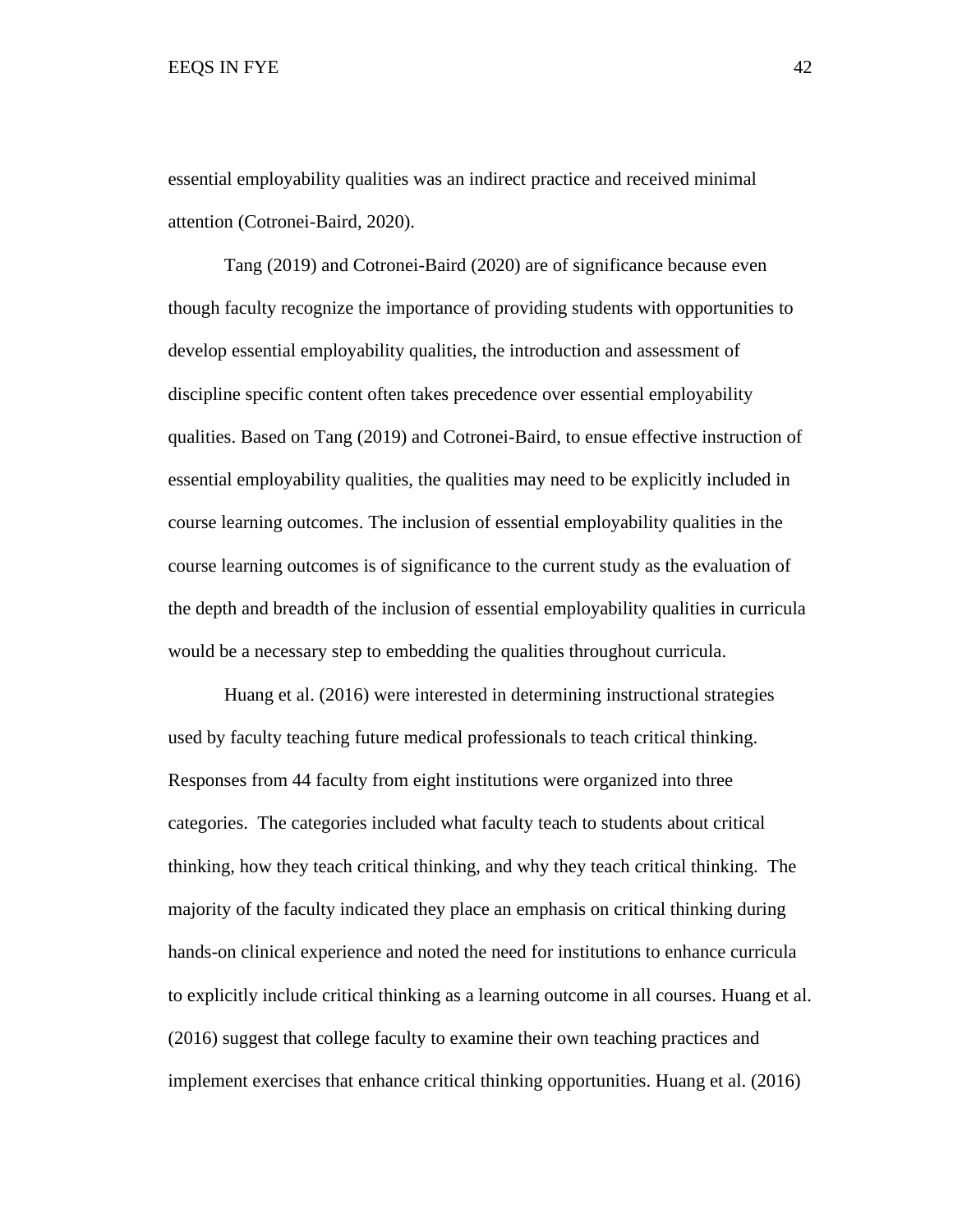essential employability qualities was an indirect practice and received minimal attention (Cotronei-Baird, 2020).

Tang (2019) and Cotronei-Baird (2020) are of significance because even though faculty recognize the importance of providing students with opportunities to develop essential employability qualities, the introduction and assessment of discipline specific content often takes precedence over essential employability qualities. Based on Tang (2019) and Cotronei-Baird, to ensue effective instruction of essential employability qualities, the qualities may need to be explicitly included in course learning outcomes. The inclusion of essential employability qualities in the course learning outcomes is of significance to the current study as the evaluation of the depth and breadth of the inclusion of essential employability qualities in curricula would be a necessary step to embedding the qualities throughout curricula.

Huang et al. (2016) were interested in determining instructional strategies used by faculty teaching future medical professionals to teach critical thinking. Responses from 44 faculty from eight institutions were organized into three categories. The categories included what faculty teach to students about critical thinking, how they teach critical thinking, and why they teach critical thinking. The majority of the faculty indicated they place an emphasis on critical thinking during hands-on clinical experience and noted the need for institutions to enhance curricula to explicitly include critical thinking as a learning outcome in all courses. Huang et al. (2016) suggest that college faculty to examine their own teaching practices and implement exercises that enhance critical thinking opportunities. Huang et al. (2016)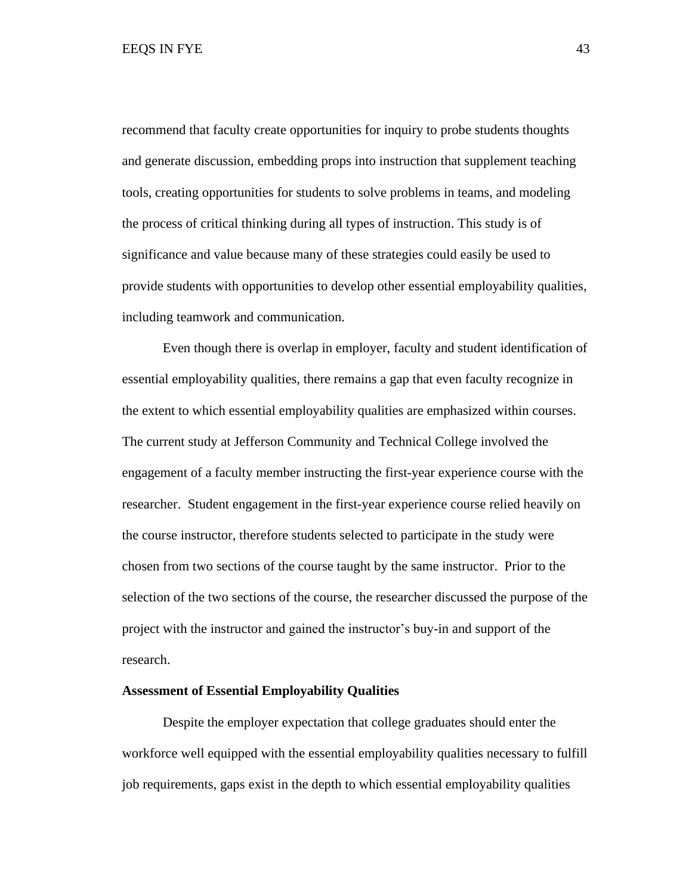recommend that faculty create opportunities for inquiry to probe students thoughts and generate discussion, embedding props into instruction that supplement teaching tools, creating opportunities for students to solve problems in teams, and modeling the process of critical thinking during all types of instruction. This study is of significance and value because many of these strategies could easily be used to provide students with opportunities to develop other essential employability qualities, including teamwork and communication.

Even though there is overlap in employer, faculty and student identification of essential employability qualities, there remains a gap that even faculty recognize in the extent to which essential employability qualities are emphasized within courses. The current study at Jefferson Community and Technical College involved the engagement of a faculty member instructing the first-year experience course with the researcher. Student engagement in the first-year experience course relied heavily on the course instructor, therefore students selected to participate in the study were chosen from two sections of the course taught by the same instructor. Prior to the selection of the two sections of the course, the researcher discussed the purpose of the project with the instructor and gained the instructor's buy-in and support of the research.

**Assessment of Essential Employability Qualities**

Despite the employer expectation that college graduates should enter the workforce well equipped with the essential employability qualities necessary to fulfill job requirements, gaps exist in the depth to which essential employability qualities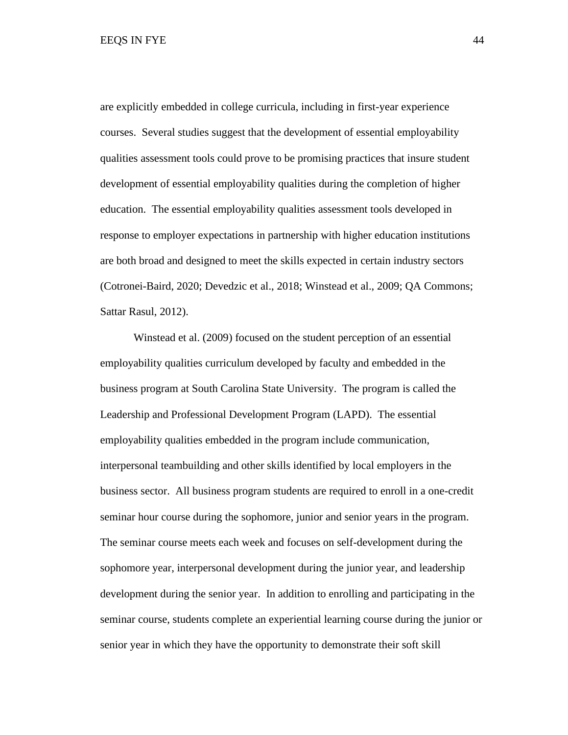are explicitly embedded in college curricula, including in first-year experience courses. Several studies suggest that the development of essential employability qualities assessment tools could prove to be promising practices that insure student development of essential employability qualities during the completion of higher education. The essential employability qualities assessment tools developed in response to employer expectations in partnership with higher education institutions are both broad and designed to meet the skills expected in certain industry sectors (Cotronei-Baird, 2020; Devedzic et al., 2018; Winstead et al., 2009; QA Commons; Sattar Rasul, 2012).

Winstead et al. (2009) focused on the student perception of an essential employability qualities curriculum developed by faculty and embedded in the business program at South Carolina State University. The program is called the Leadership and Professional Development Program (LAPD). The essential employability qualities embedded in the program include communication, interpersonal teambuilding and other skills identified by local employers in the business sector. All business program students are required to enroll in a one-credit seminar hour course during the sophomore, junior and senior years in the program. The seminar course meets each week and focuses on self-development during the sophomore year, interpersonal development during the junior year, and leadership development during the senior year. In addition to enrolling and participating in the seminar course, students complete an experiential learning course during the junior or senior year in which they have the opportunity to demonstrate their soft skill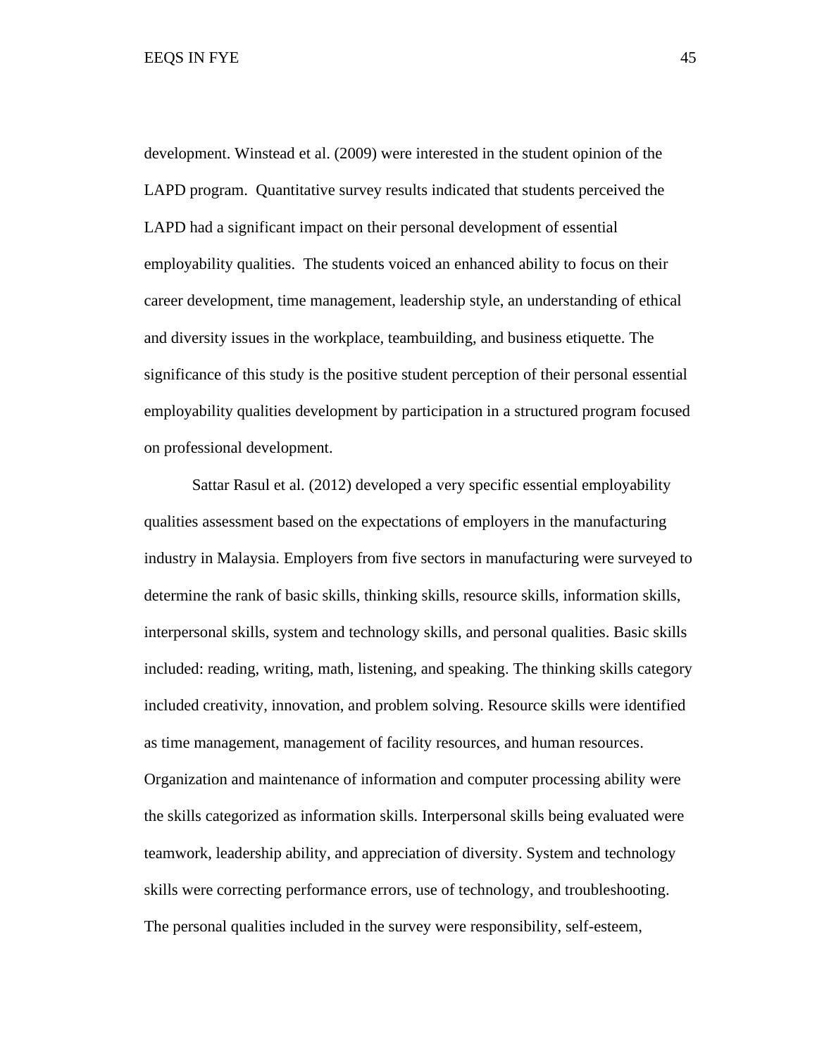development. Winstead et al. (2009) were interested in the student opinion of the LAPD program.  Quantitative survey results indicated that students perceived the LAPD had a significant impact on their personal development of essential employability qualities.  The students voiced an enhanced ability to focus on their career development, time management, leadership style, an understanding of ethical and diversity issues in the workplace, teambuilding, and business etiquette. The significance of this study is the positive student perception of their personal essential employability qualities development by participation in a structured program focused on professional development.

Sattar Rasul et al. (2012) developed a very specific essential employability qualities assessment based on the expectations of employers in the manufacturing industry in Malaysia. Employers from five sectors in manufacturing were surveyed to determine the rank of basic skills, thinking skills, resource skills, information skills, interpersonal skills, system and technology skills, and personal qualities. Basic skills included: reading, writing, math, listening, and speaking. The thinking skills category included creativity, innovation, and problem solving. Resource skills were identified as time management, management of facility resources, and human resources. Organization and maintenance of information and computer processing ability were the skills categorized as information skills. Interpersonal skills being evaluated were teamwork, leadership ability, and appreciation of diversity. System and technology skills were correcting performance errors, use of technology, and troubleshooting. The personal qualities included in the survey were responsibility, self-esteem,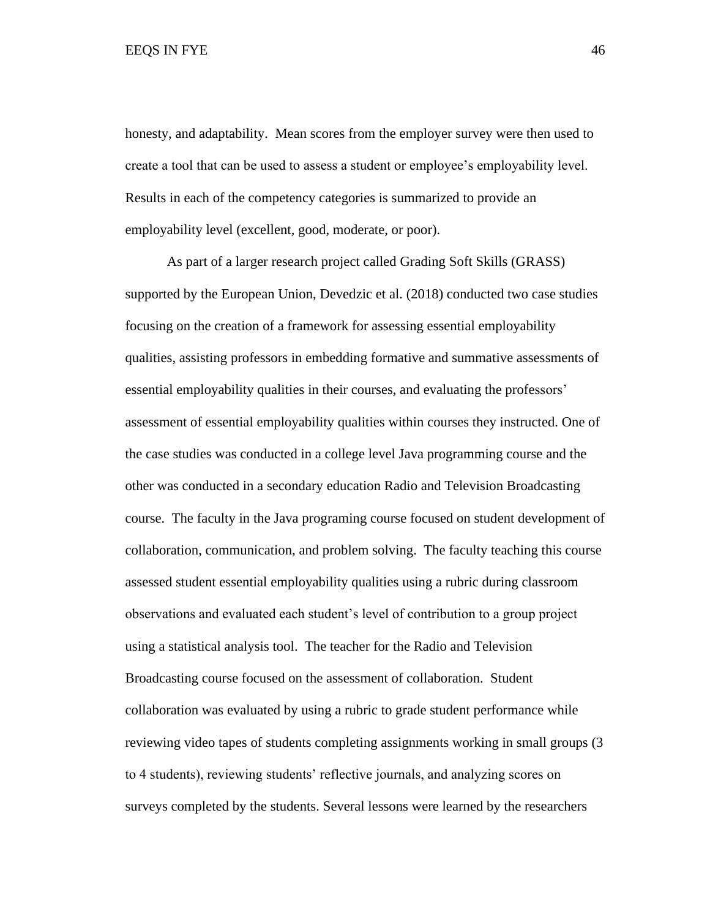honesty, and adaptability. Mean scores from the employer survey were then used to create a tool that can be used to assess a student or employee's employability level. Results in each of the competency categories is summarized to provide an employability level (excellent, good, moderate, or poor).

As part of a larger research project called Grading Soft Skills (GRASS) supported by the European Union, Devedzic et al. (2018) conducted two case studies focusing on the creation of a framework for assessing essential employability qualities, assisting professors in embedding formative and summative assessments of essential employability qualities in their courses, and evaluating the professors' assessment of essential employability qualities within courses they instructed. One of the case studies was conducted in a college level Java programming course and the other was conducted in a secondary education Radio and Television Broadcasting course. The faculty in the Java programing course focused on student development of collaboration, communication, and problem solving. The faculty teaching this course assessed student essential employability qualities using a rubric during classroom observations and evaluated each student's level of contribution to a group project using a statistical analysis tool. The teacher for the Radio and Television Broadcasting course focused on the assessment of collaboration. Student collaboration was evaluated by using a rubric to grade student performance while reviewing video tapes of students completing assignments working in small groups (3 to 4 students), reviewing students' reflective journals, and analyzing scores on surveys completed by the students. Several lessons were learned by the researchers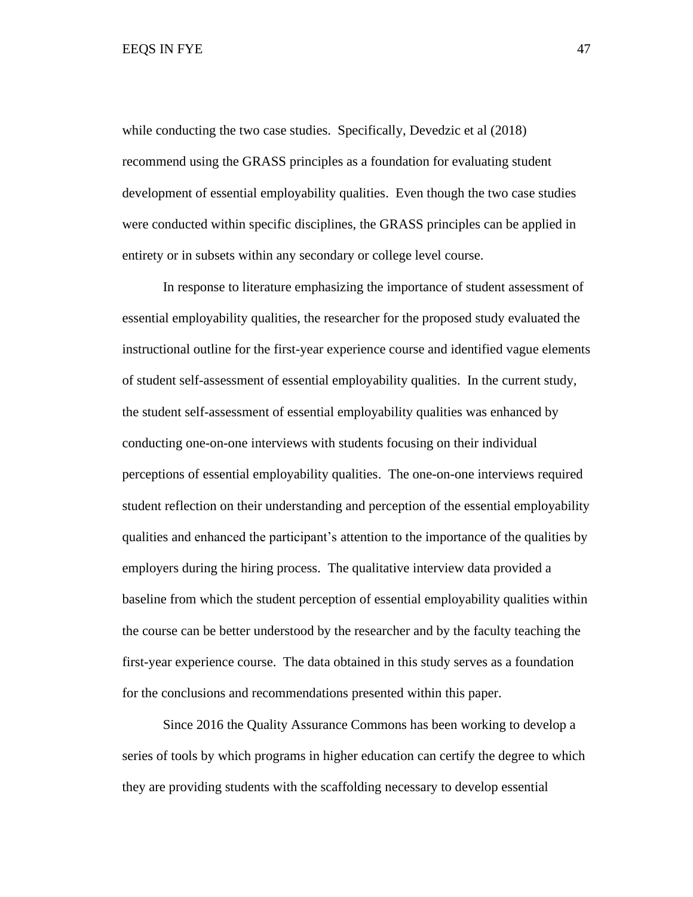while conducting the two case studies. Specifically, Devedzic et al (2018) recommend using the GRASS principles as a foundation for evaluating student development of essential employability qualities. Even though the two case studies were conducted within specific disciplines, the GRASS principles can be applied in entirety or in subsets within any secondary or college level course.

In response to literature emphasizing the importance of student assessment of essential employability qualities, the researcher for the proposed study evaluated the instructional outline for the first-year experience course and identified vague elements of student self-assessment of essential employability qualities. In the current study, the student self-assessment of essential employability qualities was enhanced by conducting one-on-one interviews with students focusing on their individual perceptions of essential employability qualities. The one-on-one interviews required student reflection on their understanding and perception of the essential employability qualities and enhanced the participant's attention to the importance of the qualities by employers during the hiring process. The qualitative interview data provided a baseline from which the student perception of essential employability qualities within the course can be better understood by the researcher and by the faculty teaching the first-year experience course. The data obtained in this study serves as a foundation for the conclusions and recommendations presented within this paper.

Since 2016 the Quality Assurance Commons has been working to develop a series of tools by which programs in higher education can certify the degree to which they are providing students with the scaffolding necessary to develop essential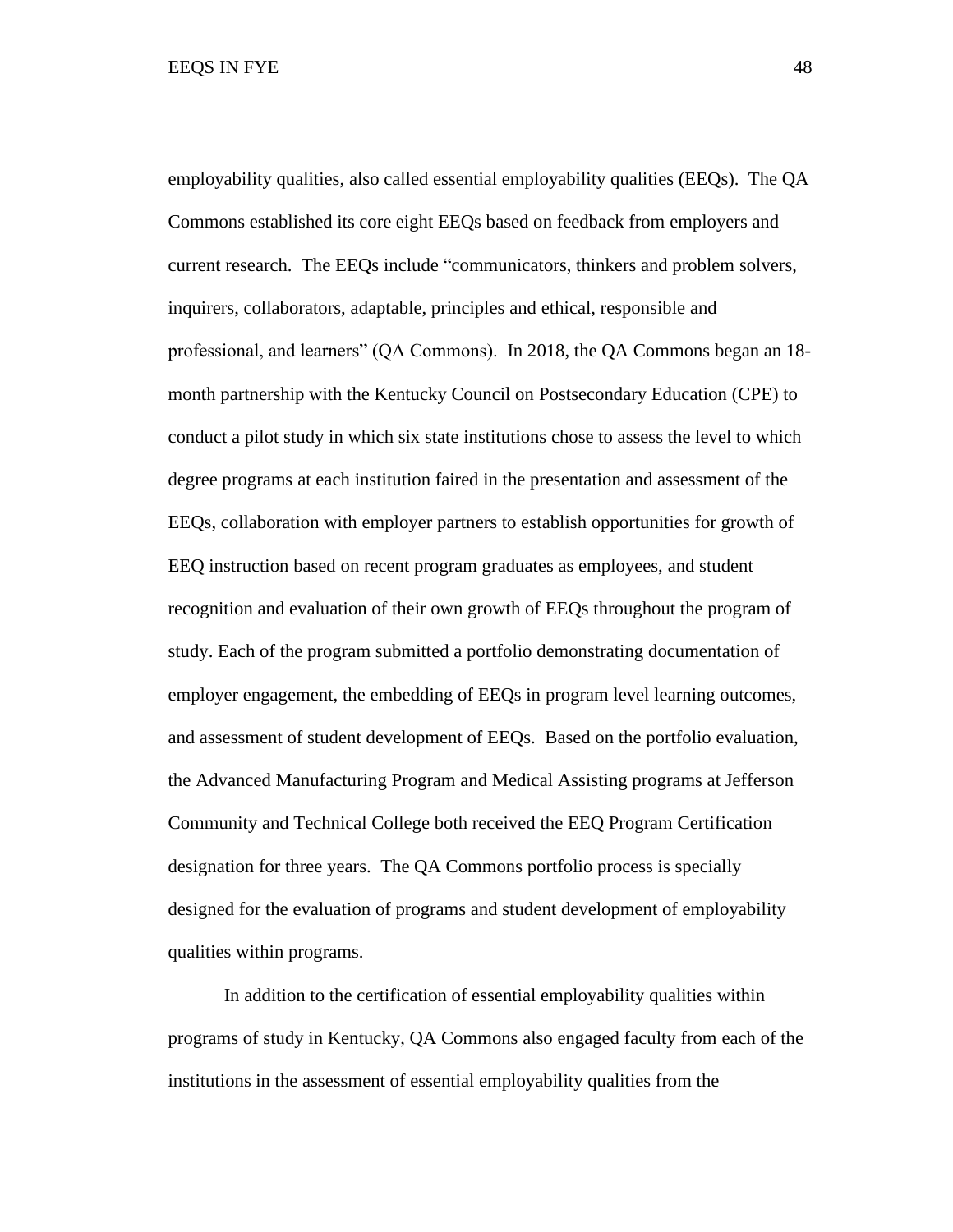employability qualities, also called essential employability qualities (EEQs). The QA Commons established its core eight EEQs based on feedback from employers and current research. The EEQs include "communicators, thinkers and problem solvers, inquirers, collaborators, adaptable, principles and ethical, responsible and professional, and learners" (QA Commons). In 2018, the QA Commons began an 18-month partnership with the Kentucky Council on Postsecondary Education (CPE) to conduct a pilot study in which six state institutions chose to assess the level to which degree programs at each institution faired in the presentation and assessment of the EEQs, collaboration with employer partners to establish opportunities for growth of EEQ instruction based on recent program graduates as employees, and student recognition and evaluation of their own growth of EEQs throughout the program of study. Each of the program submitted a portfolio demonstrating documentation of employer engagement, the embedding of EEQs in program level learning outcomes, and assessment of student development of EEQs. Based on the portfolio evaluation, the Advanced Manufacturing Program and Medical Assisting programs at Jefferson Community and Technical College both received the EEQ Program Certification designation for three years. The QA Commons portfolio process is specially designed for the evaluation of programs and student development of employability qualities within programs.

In addition to the certification of essential employability qualities within programs of study in Kentucky, QA Commons also engaged faculty from each of the institutions in the assessment of essential employability qualities from the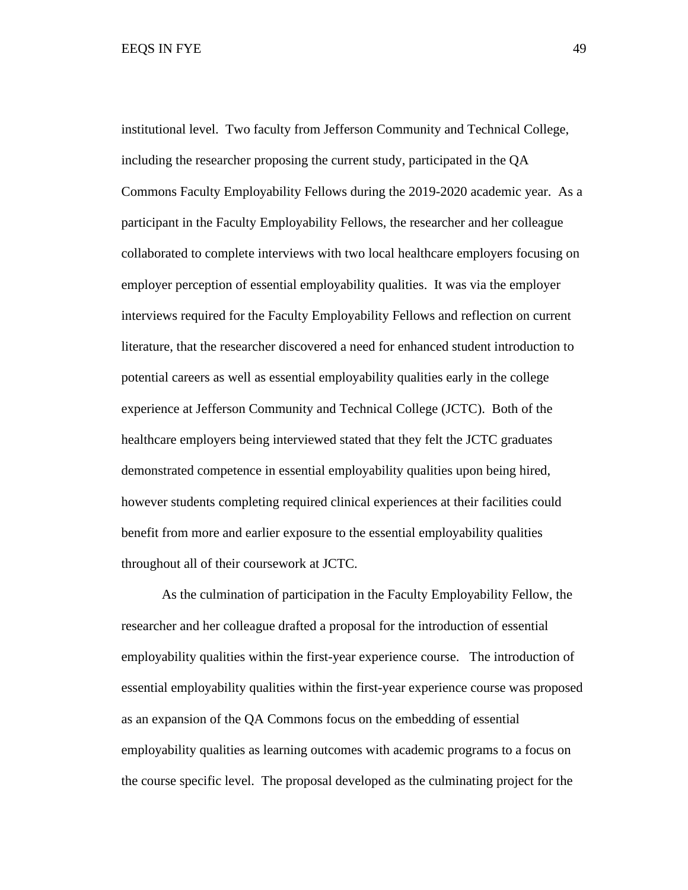institutional level.  Two faculty from Jefferson Community and Technical College, including the researcher proposing the current study, participated in the QA Commons Faculty Employability Fellows during the 2019-2020 academic year.  As a participant in the Faculty Employability Fellows, the researcher and her colleague collaborated to complete interviews with two local healthcare employers focusing on employer perception of essential employability qualities.  It was via the employer interviews required for the Faculty Employability Fellows and reflection on current literature, that the researcher discovered a need for enhanced student introduction to potential careers as well as essential employability qualities early in the college experience at Jefferson Community and Technical College (JCTC).  Both of the healthcare employers being interviewed stated that they felt the JCTC graduates demonstrated competence in essential employability qualities upon being hired, however students completing required clinical experiences at their facilities could benefit from more and earlier exposure to the essential employability qualities throughout all of their coursework at JCTC.

As the culmination of participation in the Faculty Employability Fellow, the researcher and her colleague drafted a proposal for the introduction of essential employability qualities within the first-year experience course.   The introduction of essential employability qualities within the first-year experience course was proposed as an expansion of the QA Commons focus on the embedding of essential employability qualities as learning outcomes with academic programs to a focus on the course specific level.  The proposal developed as the culminating project for the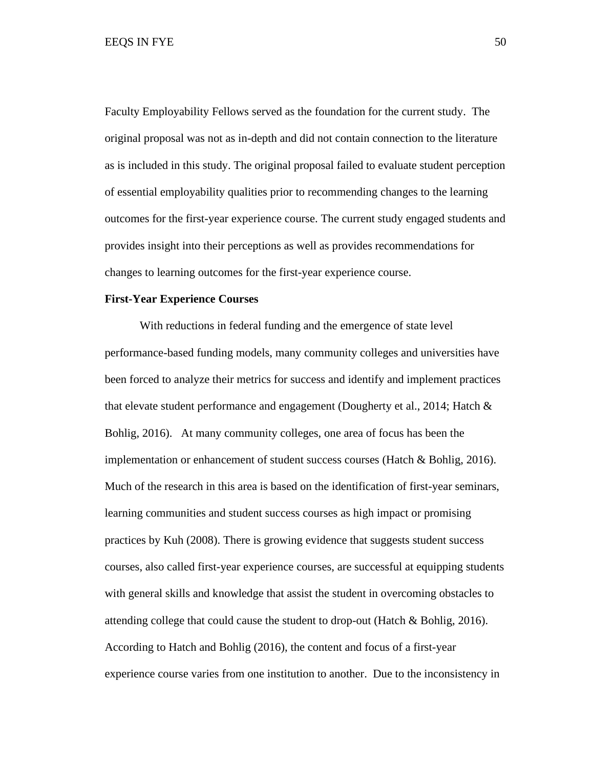Faculty Employability Fellows served as the foundation for the current study. The original proposal was not as in-depth and did not contain connection to the literature as is included in this study. The original proposal failed to evaluate student perception of essential employability qualities prior to recommending changes to the learning outcomes for the first-year experience course. The current study engaged students and provides insight into their perceptions as well as provides recommendations for changes to learning outcomes for the first-year experience course.

**First-Year Experience Courses**

With reductions in federal funding and the emergence of state level performance-based funding models, many community colleges and universities have been forced to analyze their metrics for success and identify and implement practices that elevate student performance and engagement (Dougherty et al., 2014; Hatch & Bohlig, 2016). At many community colleges, one area of focus has been the implementation or enhancement of student success courses (Hatch & Bohlig, 2016). Much of the research in this area is based on the identification of first-year seminars, learning communities and student success courses as high impact or promising practices by Kuh (2008). There is growing evidence that suggests student success courses, also called first-year experience courses, are successful at equipping students with general skills and knowledge that assist the student in overcoming obstacles to attending college that could cause the student to drop-out (Hatch & Bohlig, 2016). According to Hatch and Bohlig (2016), the content and focus of a first-year experience course varies from one institution to another. Due to the inconsistency in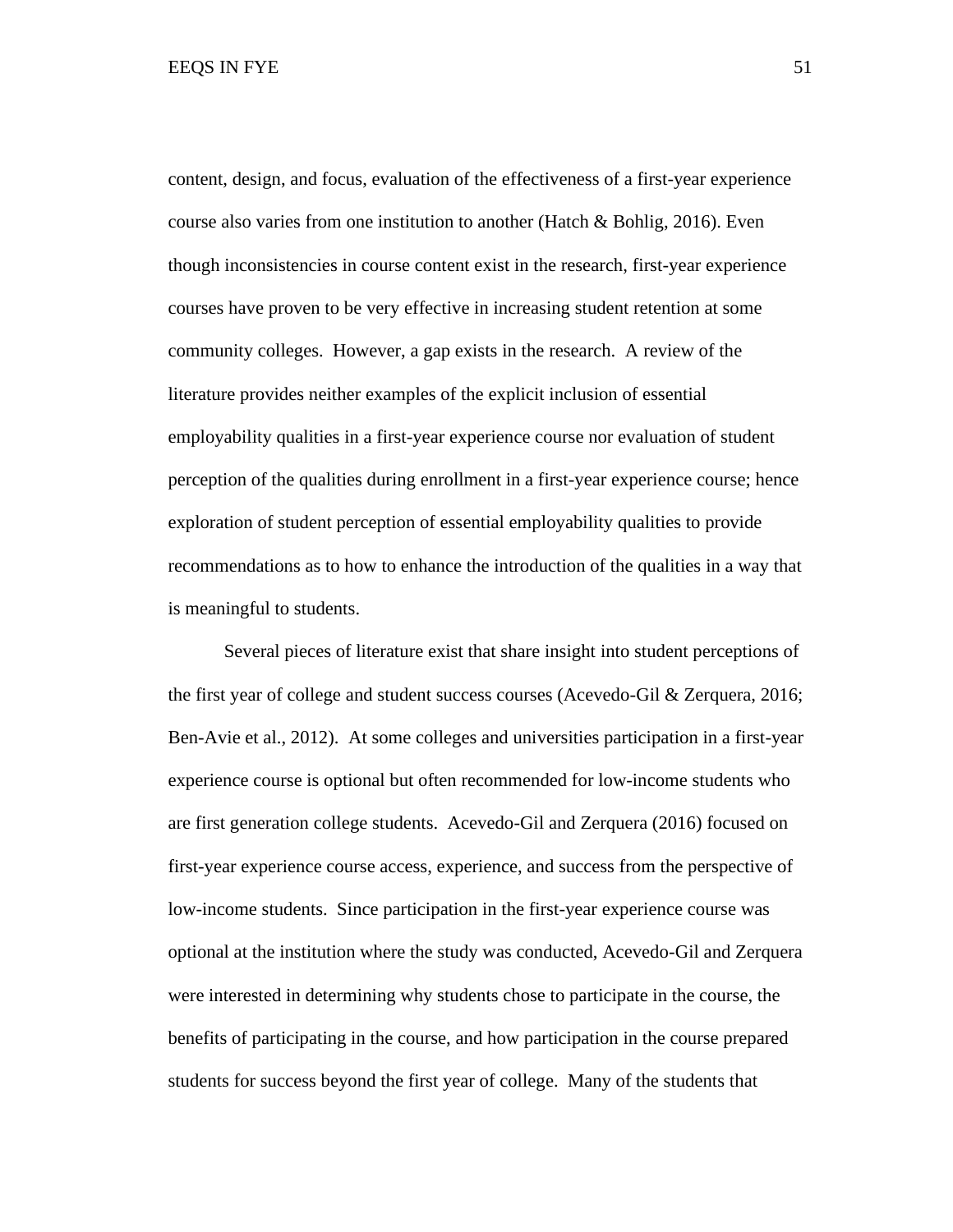content, design, and focus, evaluation of the effectiveness of a first-year experience course also varies from one institution to another (Hatch & Bohlig, 2016). Even though inconsistencies in course content exist in the research, first-year experience courses have proven to be very effective in increasing student retention at some community colleges. However, a gap exists in the research. A review of the literature provides neither examples of the explicit inclusion of essential employability qualities in a first-year experience course nor evaluation of student perception of the qualities during enrollment in a first-year experience course; hence exploration of student perception of essential employability qualities to provide recommendations as to how to enhance the introduction of the qualities in a way that is meaningful to students.

Several pieces of literature exist that share insight into student perceptions of the first year of college and student success courses (Acevedo-Gil & Zerquera, 2016; Ben-Avie et al., 2012). At some colleges and universities participation in a first-year experience course is optional but often recommended for low-income students who are first generation college students. Acevedo-Gil and Zerquera (2016) focused on first-year experience course access, experience, and success from the perspective of low-income students. Since participation in the first-year experience course was optional at the institution where the study was conducted, Acevedo-Gil and Zerquera were interested in determining why students chose to participate in the course, the benefits of participating in the course, and how participation in the course prepared students for success beyond the first year of college. Many of the students that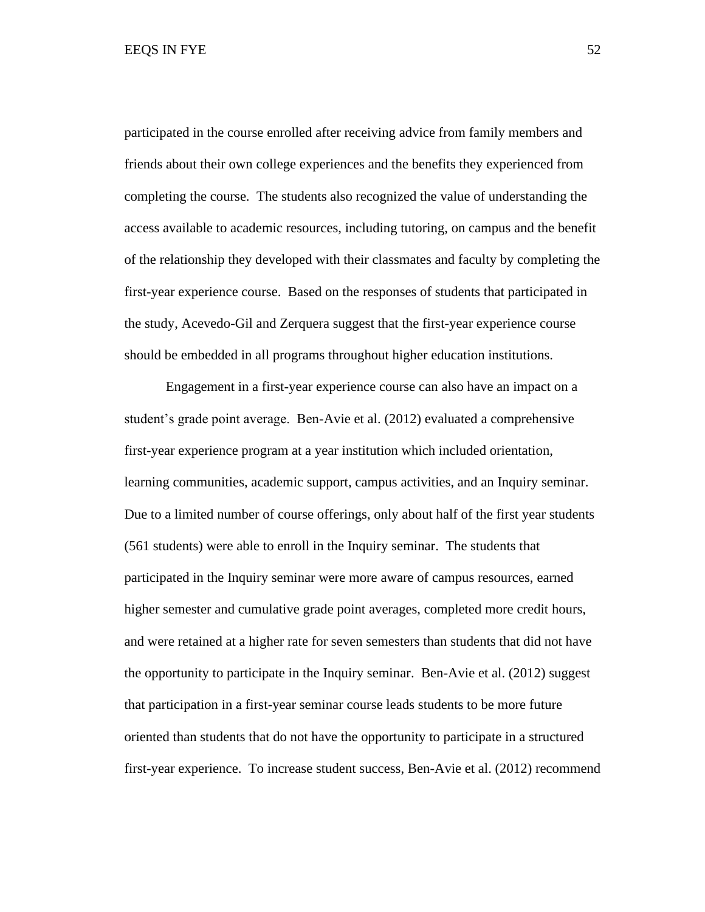participated in the course enrolled after receiving advice from family members and friends about their own college experiences and the benefits they experienced from completing the course. The students also recognized the value of understanding the access available to academic resources, including tutoring, on campus and the benefit of the relationship they developed with their classmates and faculty by completing the first-year experience course. Based on the responses of students that participated in the study, Acevedo-Gil and Zerquera suggest that the first-year experience course should be embedded in all programs throughout higher education institutions.

Engagement in a first-year experience course can also have an impact on a student's grade point average. Ben-Avie et al. (2012) evaluated a comprehensive first-year experience program at a year institution which included orientation, learning communities, academic support, campus activities, and an Inquiry seminar. Due to a limited number of course offerings, only about half of the first year students (561 students) were able to enroll in the Inquiry seminar. The students that participated in the Inquiry seminar were more aware of campus resources, earned higher semester and cumulative grade point averages, completed more credit hours, and were retained at a higher rate for seven semesters than students that did not have the opportunity to participate in the Inquiry seminar. Ben-Avie et al. (2012) suggest that participation in a first-year seminar course leads students to be more future oriented than students that do not have the opportunity to participate in a structured first-year experience. To increase student success, Ben-Avie et al. (2012) recommend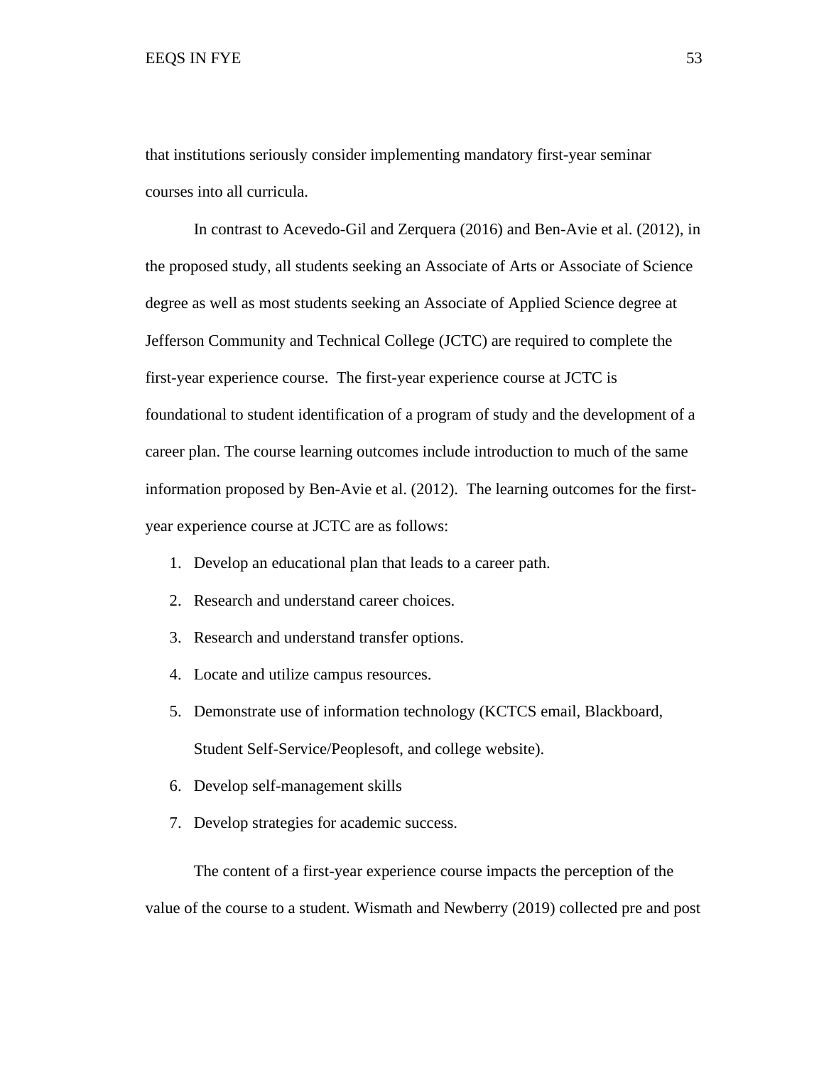that institutions seriously consider implementing mandatory first-year seminar courses into all curricula.

In contrast to Acevedo-Gil and Zerquera (2016) and Ben-Avie et al. (2012), in the proposed study, all students seeking an Associate of Arts or Associate of Science degree as well as most students seeking an Associate of Applied Science degree at Jefferson Community and Technical College (JCTC) are required to complete the first-year experience course. The first-year experience course at JCTC is foundational to student identification of a program of study and the development of a career plan. The course learning outcomes include introduction to much of the same information proposed by Ben-Avie et al. (2012). The learning outcomes for the first-year experience course at JCTC are as follows:

1. Develop an educational plan that leads to a career path.
2. Research and understand career choices.
3. Research and understand transfer options.
4. Locate and utilize campus resources.
5. Demonstrate use of information technology (KCTCS email, Blackboard, Student Self-Service/Peoplesoft, and college website).
6. Develop self-management skills
7. Develop strategies for academic success.

The content of a first-year experience course impacts the perception of the value of the course to a student. Wismath and Newberry (2019) collected pre and post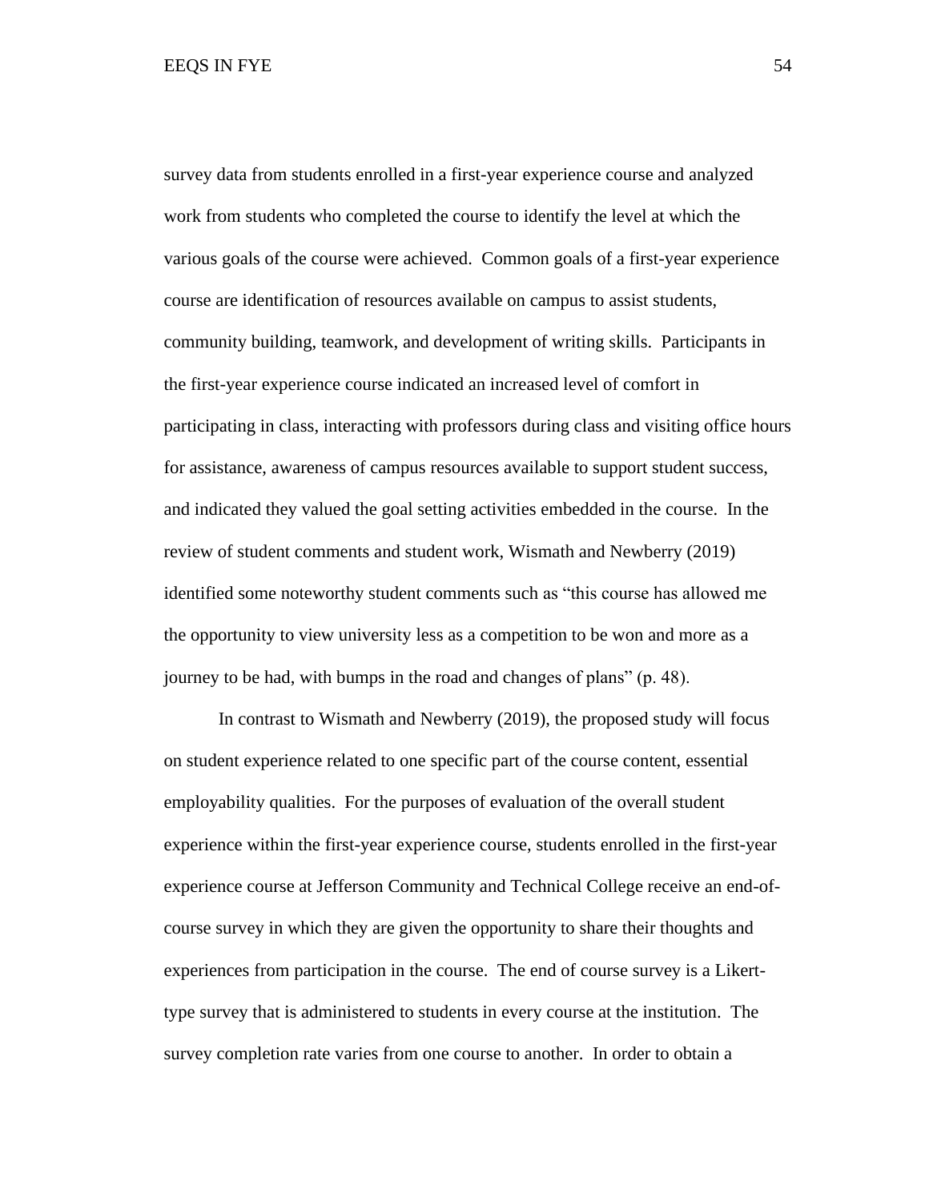survey data from students enrolled in a first-year experience course and analyzed work from students who completed the course to identify the level at which the various goals of the course were achieved. Common goals of a first-year experience course are identification of resources available on campus to assist students, community building, teamwork, and development of writing skills. Participants in the first-year experience course indicated an increased level of comfort in participating in class, interacting with professors during class and visiting office hours for assistance, awareness of campus resources available to support student success, and indicated they valued the goal setting activities embedded in the course. In the review of student comments and student work, Wismath and Newberry (2019) identified some noteworthy student comments such as "this course has allowed me the opportunity to view university less as a competition to be won and more as a journey to be had, with bumps in the road and changes of plans" (p. 48).

In contrast to Wismath and Newberry (2019), the proposed study will focus on student experience related to one specific part of the course content, essential employability qualities. For the purposes of evaluation of the overall student experience within the first-year experience course, students enrolled in the first-year experience course at Jefferson Community and Technical College receive an end-of-course survey in which they are given the opportunity to share their thoughts and experiences from participation in the course. The end of course survey is a Likert-type survey that is administered to students in every course at the institution. The survey completion rate varies from one course to another. In order to obtain a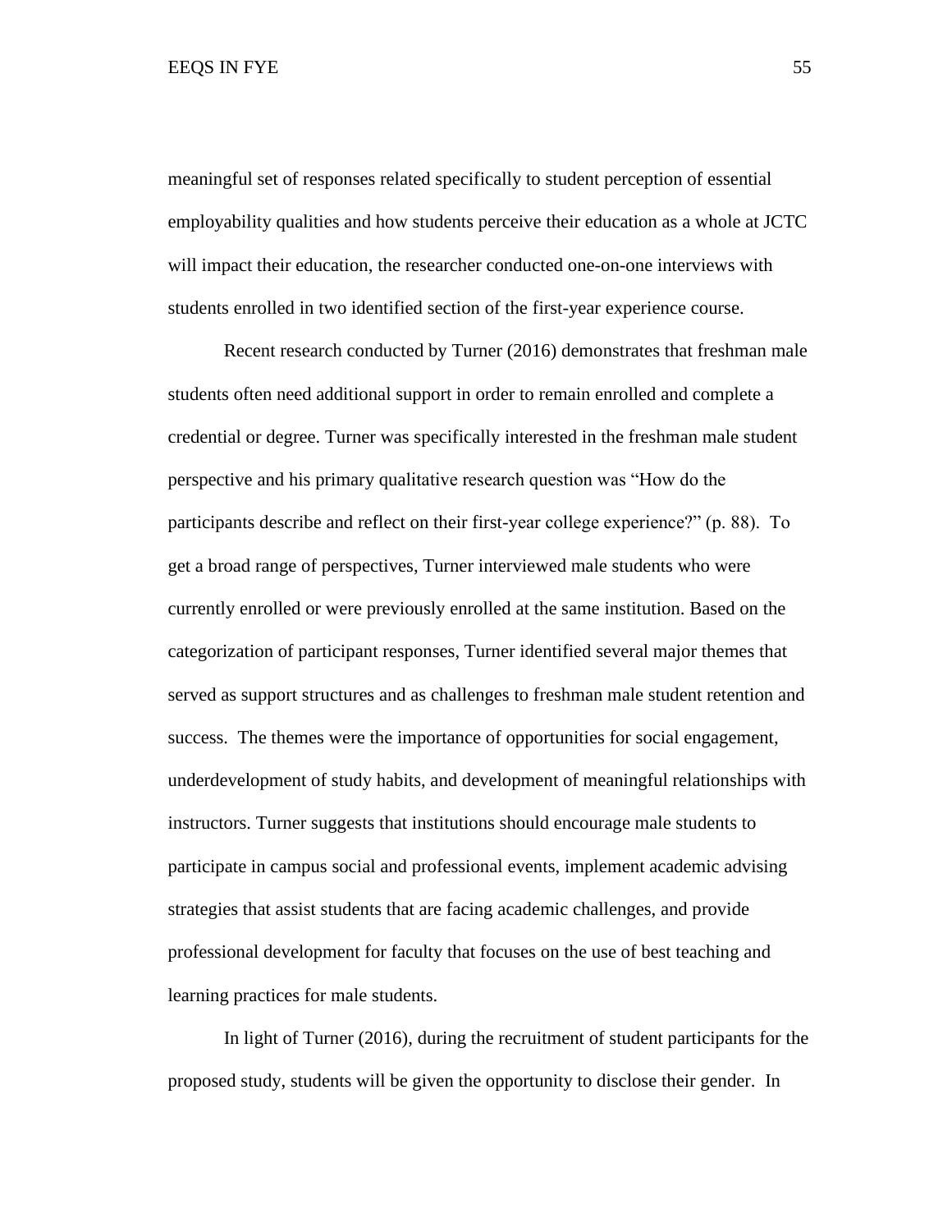meaningful set of responses related specifically to student perception of essential employability qualities and how students perceive their education as a whole at JCTC will impact their education, the researcher conducted one-on-one interviews with students enrolled in two identified section of the first-year experience course.

Recent research conducted by Turner (2016) demonstrates that freshman male students often need additional support in order to remain enrolled and complete a credential or degree. Turner was specifically interested in the freshman male student perspective and his primary qualitative research question was "How do the participants describe and reflect on their first-year college experience?" (p. 88). To get a broad range of perspectives, Turner interviewed male students who were currently enrolled or were previously enrolled at the same institution. Based on the categorization of participant responses, Turner identified several major themes that served as support structures and as challenges to freshman male student retention and success. The themes were the importance of opportunities for social engagement, underdevelopment of study habits, and development of meaningful relationships with instructors. Turner suggests that institutions should encourage male students to participate in campus social and professional events, implement academic advising strategies that assist students that are facing academic challenges, and provide professional development for faculty that focuses on the use of best teaching and learning practices for male students.

In light of Turner (2016), during the recruitment of student participants for the proposed study, students will be given the opportunity to disclose their gender. In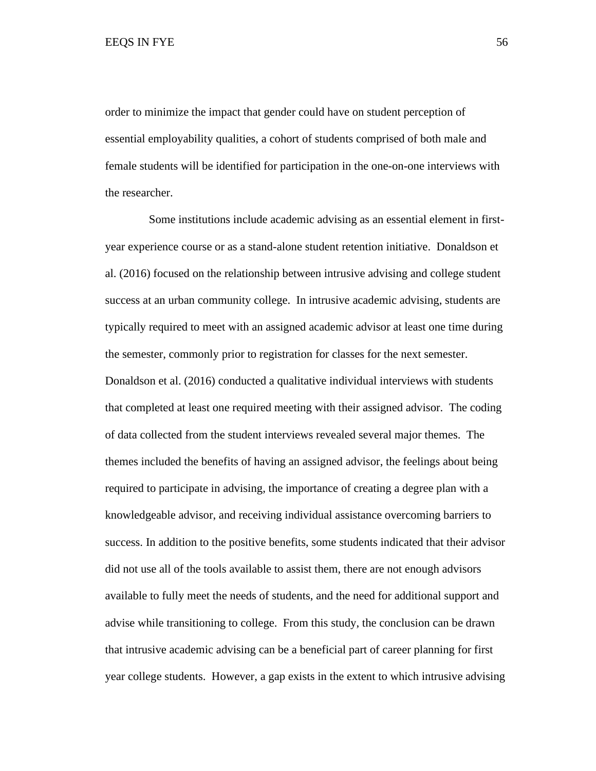order to minimize the impact that gender could have on student perception of essential employability qualities, a cohort of students comprised of both male and female students will be identified for participation in the one-on-one interviews with the researcher.

Some institutions include academic advising as an essential element in first-year experience course or as a stand-alone student retention initiative. Donaldson et al. (2016) focused on the relationship between intrusive advising and college student success at an urban community college. In intrusive academic advising, students are typically required to meet with an assigned academic advisor at least one time during the semester, commonly prior to registration for classes for the next semester. Donaldson et al. (2016) conducted a qualitative individual interviews with students that completed at least one required meeting with their assigned advisor. The coding of data collected from the student interviews revealed several major themes. The themes included the benefits of having an assigned advisor, the feelings about being required to participate in advising, the importance of creating a degree plan with a knowledgeable advisor, and receiving individual assistance overcoming barriers to success. In addition to the positive benefits, some students indicated that their advisor did not use all of the tools available to assist them, there are not enough advisors available to fully meet the needs of students, and the need for additional support and advise while transitioning to college. From this study, the conclusion can be drawn that intrusive academic advising can be a beneficial part of career planning for first year college students. However, a gap exists in the extent to which intrusive advising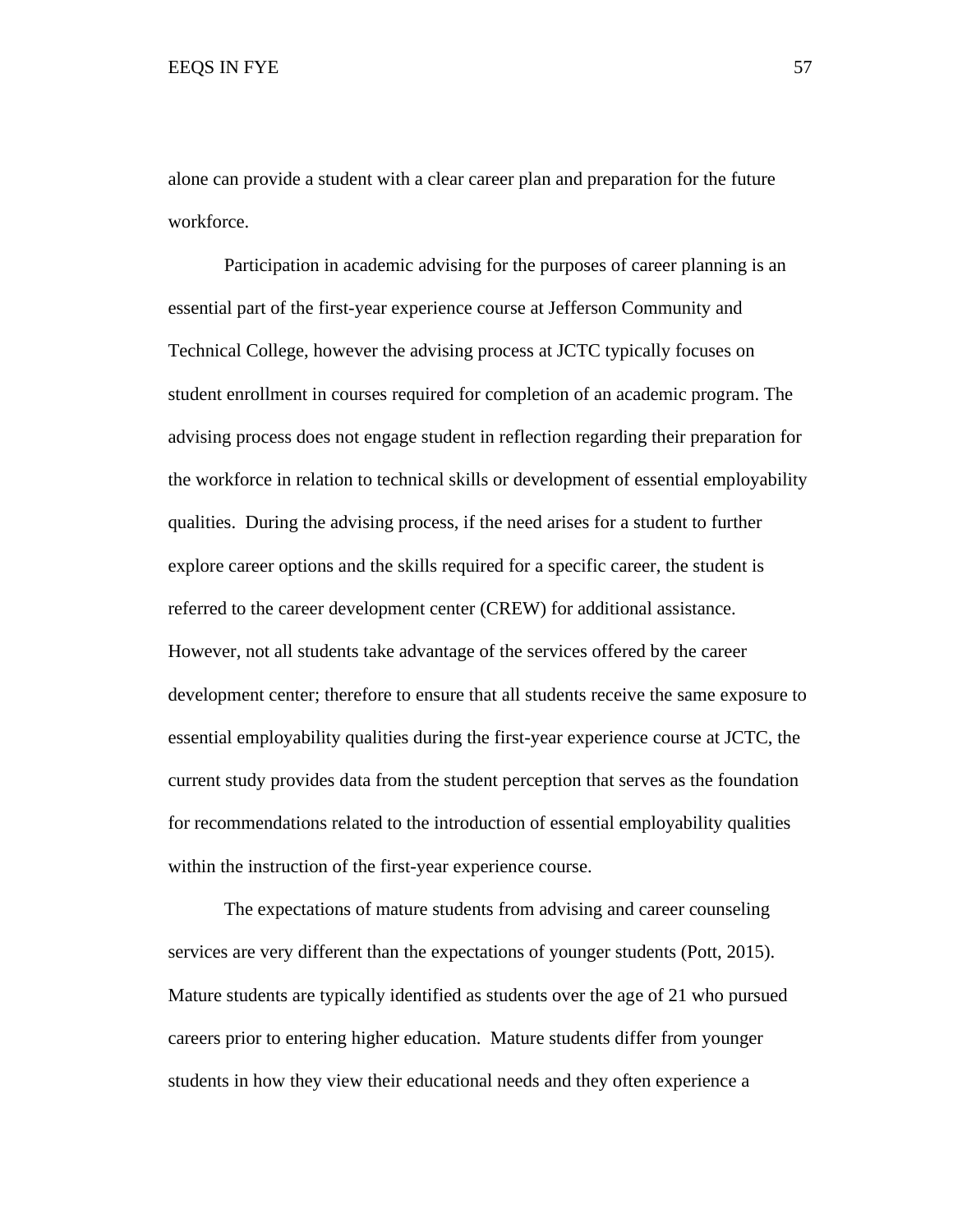alone can provide a student with a clear career plan and preparation for the future workforce.

Participation in academic advising for the purposes of career planning is an essential part of the first-year experience course at Jefferson Community and Technical College, however the advising process at JCTC typically focuses on student enrollment in courses required for completion of an academic program. The advising process does not engage student in reflection regarding their preparation for the workforce in relation to technical skills or development of essential employability qualities. During the advising process, if the need arises for a student to further explore career options and the skills required for a specific career, the student is referred to the career development center (CREW) for additional assistance. However, not all students take advantage of the services offered by the career development center; therefore to ensure that all students receive the same exposure to essential employability qualities during the first-year experience course at JCTC, the current study provides data from the student perception that serves as the foundation for recommendations related to the introduction of essential employability qualities within the instruction of the first-year experience course.

The expectations of mature students from advising and career counseling services are very different than the expectations of younger students (Pott, 2015). Mature students are typically identified as students over the age of 21 who pursued careers prior to entering higher education. Mature students differ from younger students in how they view their educational needs and they often experience a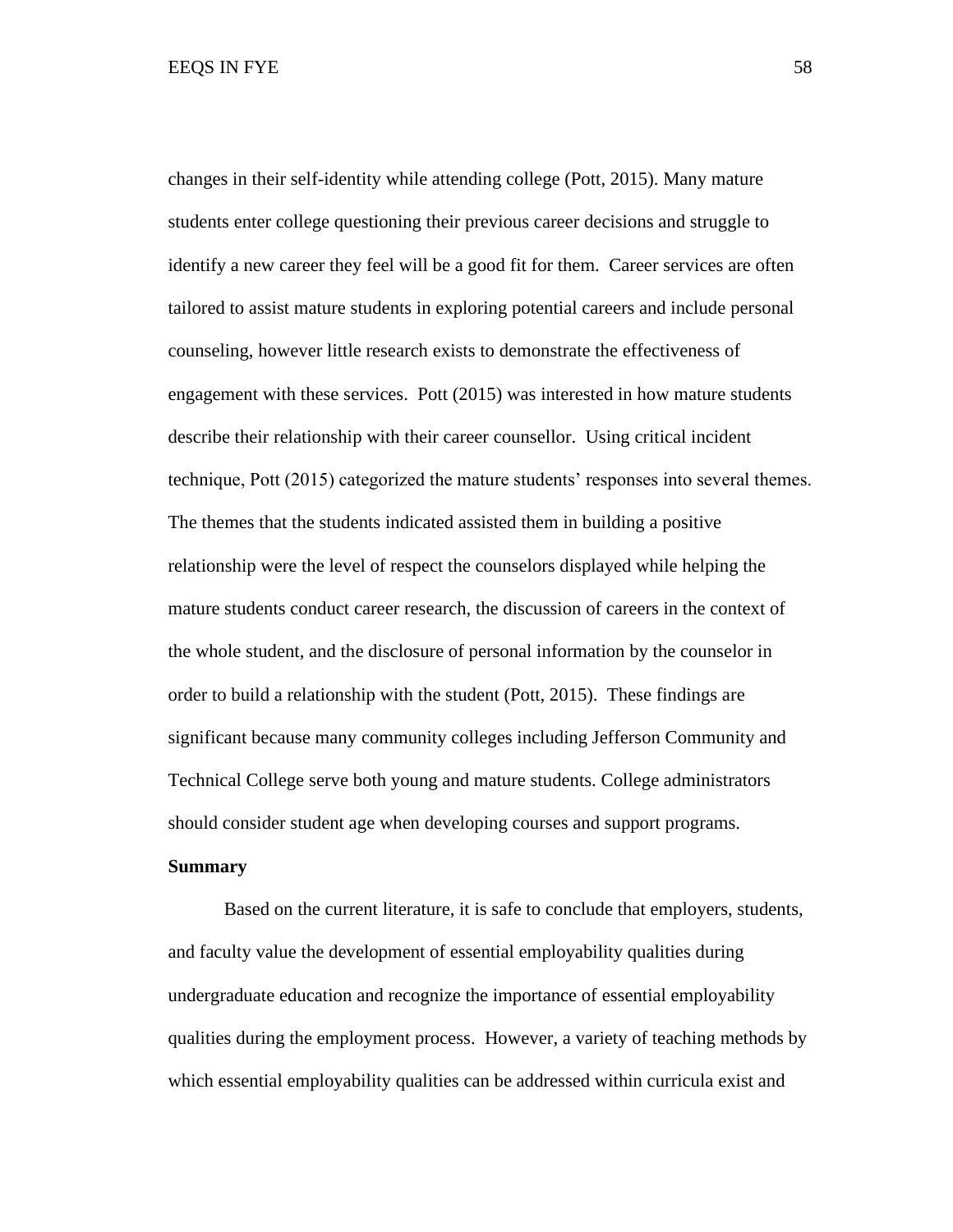changes in their self-identity while attending college (Pott, 2015). Many mature students enter college questioning their previous career decisions and struggle to identify a new career they feel will be a good fit for them. Career services are often tailored to assist mature students in exploring potential careers and include personal counseling, however little research exists to demonstrate the effectiveness of engagement with these services. Pott (2015) was interested in how mature students describe their relationship with their career counsellor. Using critical incident technique, Pott (2015) categorized the mature students' responses into several themes. The themes that the students indicated assisted them in building a positive relationship were the level of respect the counselors displayed while helping the mature students conduct career research, the discussion of careers in the context of the whole student, and the disclosure of personal information by the counselor in order to build a relationship with the student (Pott, 2015). These findings are significant because many community colleges including Jefferson Community and Technical College serve both young and mature students. College administrators should consider student age when developing courses and support programs.

## Summary

Based on the current literature, it is safe to conclude that employers, students, and faculty value the development of essential employability qualities during undergraduate education and recognize the importance of essential employability qualities during the employment process. However, a variety of teaching methods by which essential employability qualities can be addressed within curricula exist and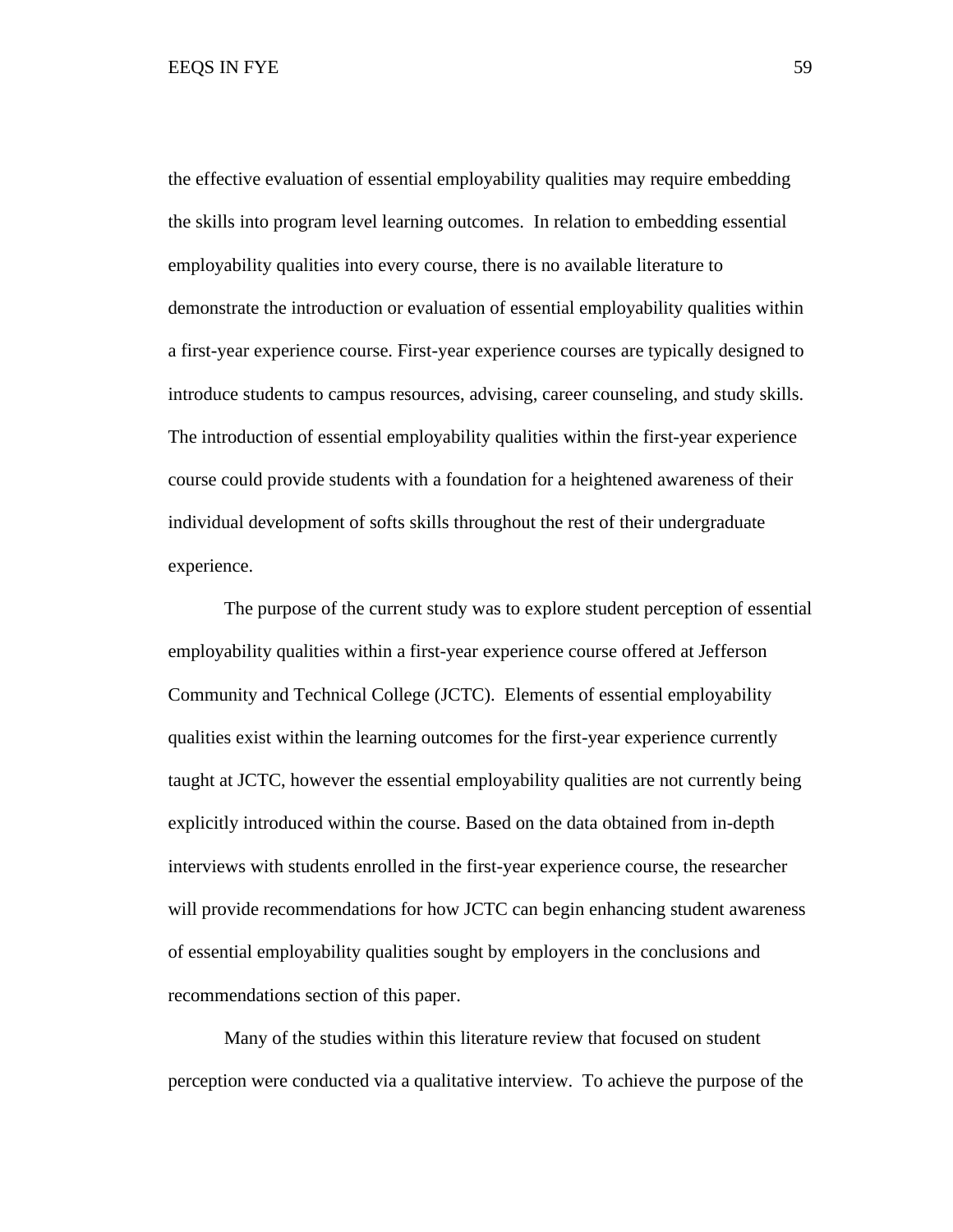the effective evaluation of essential employability qualities may require embedding the skills into program level learning outcomes. In relation to embedding essential employability qualities into every course, there is no available literature to demonstrate the introduction or evaluation of essential employability qualities within a first-year experience course. First-year experience courses are typically designed to introduce students to campus resources, advising, career counseling, and study skills. The introduction of essential employability qualities within the first-year experience course could provide students with a foundation for a heightened awareness of their individual development of softs skills throughout the rest of their undergraduate experience.

The purpose of the current study was to explore student perception of essential employability qualities within a first-year experience course offered at Jefferson Community and Technical College (JCTC). Elements of essential employability qualities exist within the learning outcomes for the first-year experience currently taught at JCTC, however the essential employability qualities are not currently being explicitly introduced within the course. Based on the data obtained from in-depth interviews with students enrolled in the first-year experience course, the researcher will provide recommendations for how JCTC can begin enhancing student awareness of essential employability qualities sought by employers in the conclusions and recommendations section of this paper.

Many of the studies within this literature review that focused on student perception were conducted via a qualitative interview. To achieve the purpose of the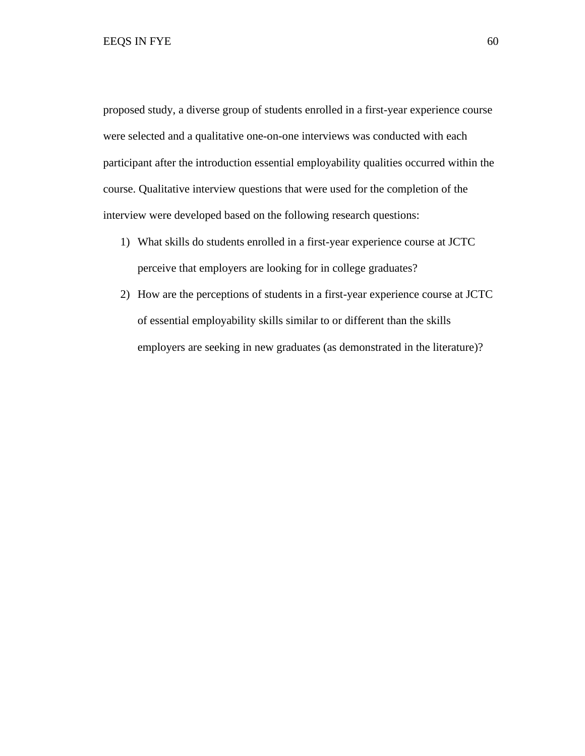proposed study, a diverse group of students enrolled in a first-year experience course were selected and a qualitative one-on-one interviews was conducted with each participant after the introduction essential employability qualities occurred within the course. Qualitative interview questions that were used for the completion of the interview were developed based on the following research questions:

1) What skills do students enrolled in a first-year experience course at JCTC perceive that employers are looking for in college graduates?
2) How are the perceptions of students in a first-year experience course at JCTC of essential employability skills similar to or different than the skills employers are seeking in new graduates (as demonstrated in the literature)?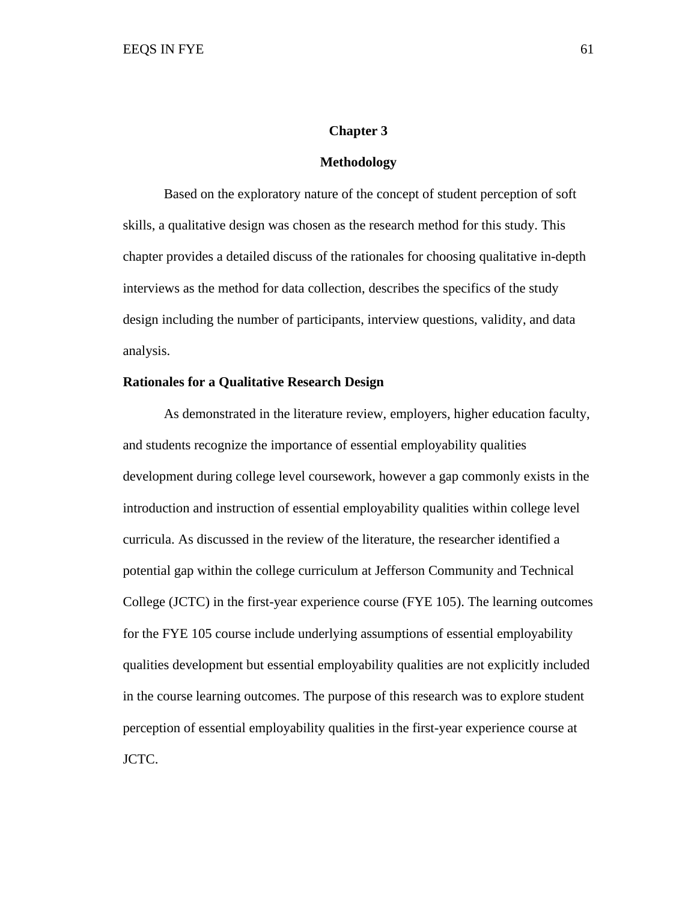# Chapter 3

# Methodology

Based on the exploratory nature of the concept of student perception of soft skills, a qualitative design was chosen as the research method for this study. This chapter provides a detailed discuss of the rationales for choosing qualitative in-depth interviews as the method for data collection, describes the specifics of the study design including the number of participants, interview questions, validity, and data analysis.

## Rationales for a Qualitative Research Design

As demonstrated in the literature review, employers, higher education faculty, and students recognize the importance of essential employability qualities development during college level coursework, however a gap commonly exists in the introduction and instruction of essential employability qualities within college level curricula. As discussed in the review of the literature, the researcher identified a potential gap within the college curriculum at Jefferson Community and Technical College (JCTC) in the first-year experience course (FYE 105). The learning outcomes for the FYE 105 course include underlying assumptions of essential employability qualities development but essential employability qualities are not explicitly included in the course learning outcomes. The purpose of this research was to explore student perception of essential employability qualities in the first-year experience course at JCTC.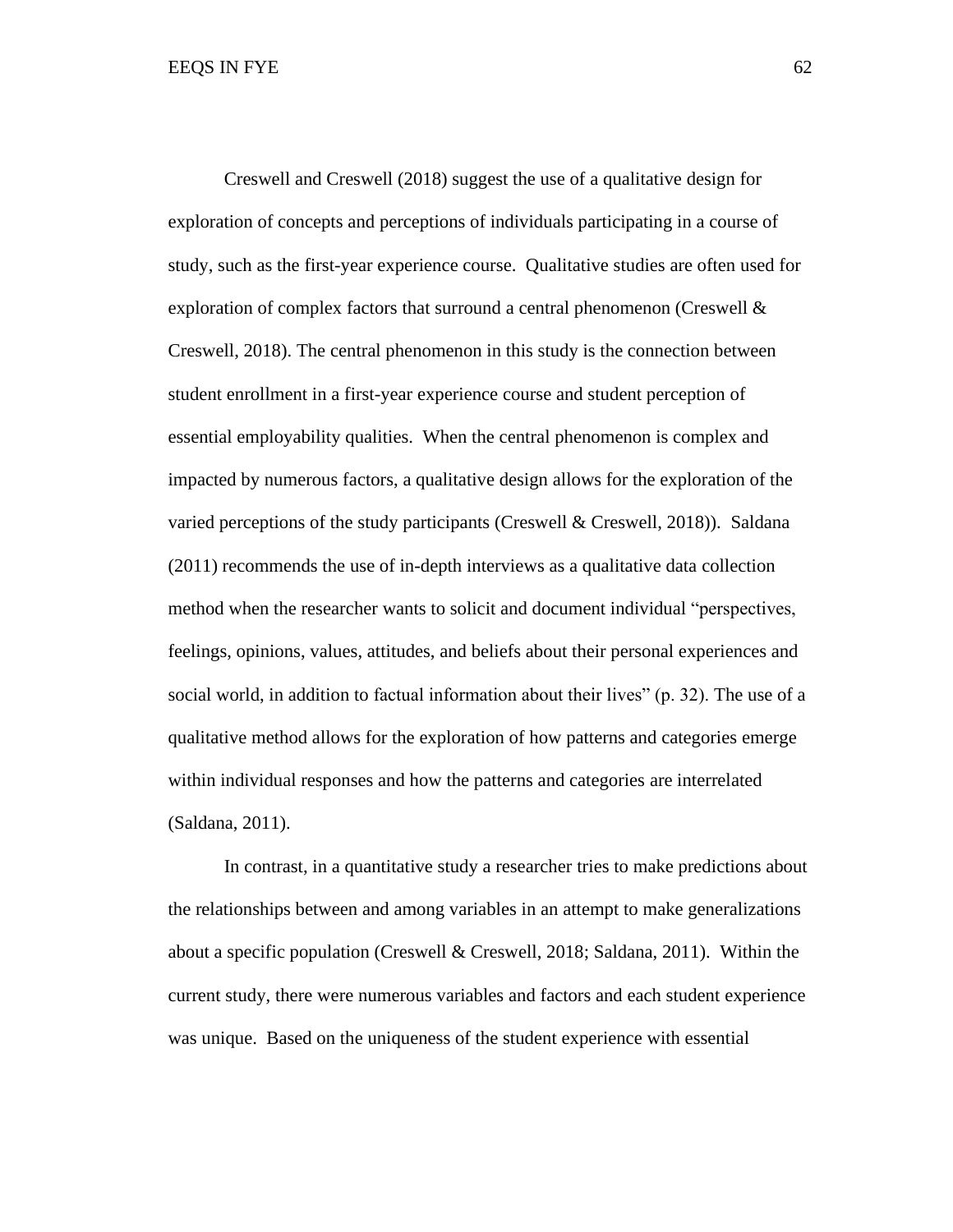Creswell and Creswell (2018) suggest the use of a qualitative design for exploration of concepts and perceptions of individuals participating in a course of study, such as the first-year experience course. Qualitative studies are often used for exploration of complex factors that surround a central phenomenon (Creswell & Creswell, 2018). The central phenomenon in this study is the connection between student enrollment in a first-year experience course and student perception of essential employability qualities. When the central phenomenon is complex and impacted by numerous factors, a qualitative design allows for the exploration of the varied perceptions of the study participants (Creswell & Creswell, 2018)). Saldana (2011) recommends the use of in-depth interviews as a qualitative data collection method when the researcher wants to solicit and document individual "perspectives, feelings, opinions, values, attitudes, and beliefs about their personal experiences and social world, in addition to factual information about their lives" (p. 32). The use of a qualitative method allows for the exploration of how patterns and categories emerge within individual responses and how the patterns and categories are interrelated (Saldana, 2011).

In contrast, in a quantitative study a researcher tries to make predictions about the relationships between and among variables in an attempt to make generalizations about a specific population (Creswell & Creswell, 2018; Saldana, 2011). Within the current study, there were numerous variables and factors and each student experience was unique. Based on the uniqueness of the student experience with essential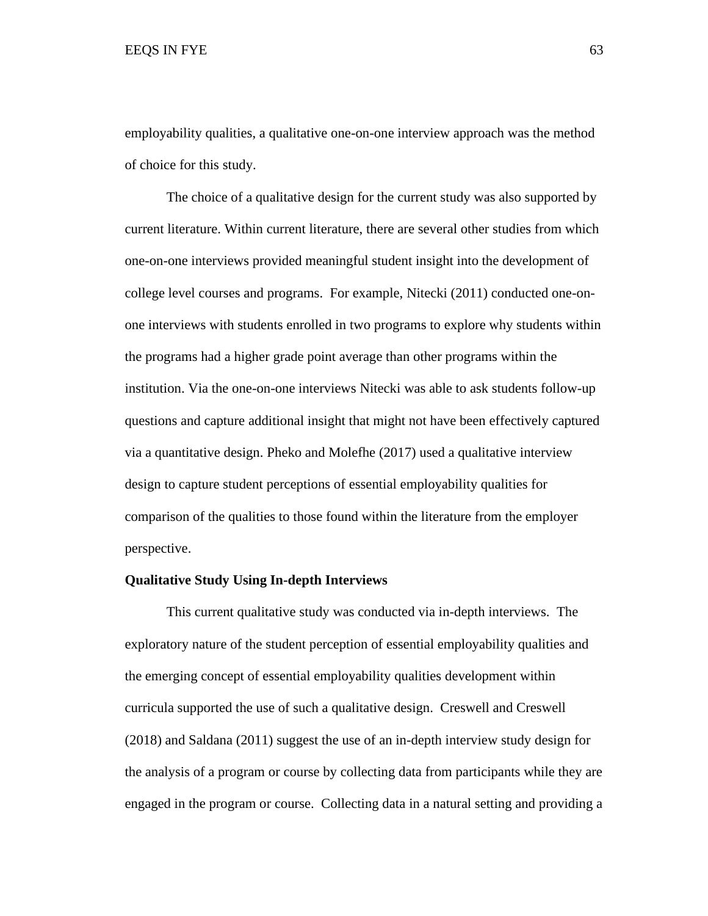employability qualities, a qualitative one-on-one interview approach was the method of choice for this study.

The choice of a qualitative design for the current study was also supported by current literature. Within current literature, there are several other studies from which one-on-one interviews provided meaningful student insight into the development of college level courses and programs. For example, Nitecki (2011) conducted one-on-one interviews with students enrolled in two programs to explore why students within the programs had a higher grade point average than other programs within the institution. Via the one-on-one interviews Nitecki was able to ask students follow-up questions and capture additional insight that might not have been effectively captured via a quantitative design. Pheko and Molefhe (2017) used a qualitative interview design to capture student perceptions of essential employability qualities for comparison of the qualities to those found within the literature from the employer perspective.

**Qualitative Study Using In-depth Interviews**

This current qualitative study was conducted via in-depth interviews. The exploratory nature of the student perception of essential employability qualities and the emerging concept of essential employability qualities development within curricula supported the use of such a qualitative design. Creswell and Creswell (2018) and Saldana (2011) suggest the use of an in-depth interview study design for the analysis of a program or course by collecting data from participants while they are engaged in the program or course. Collecting data in a natural setting and providing a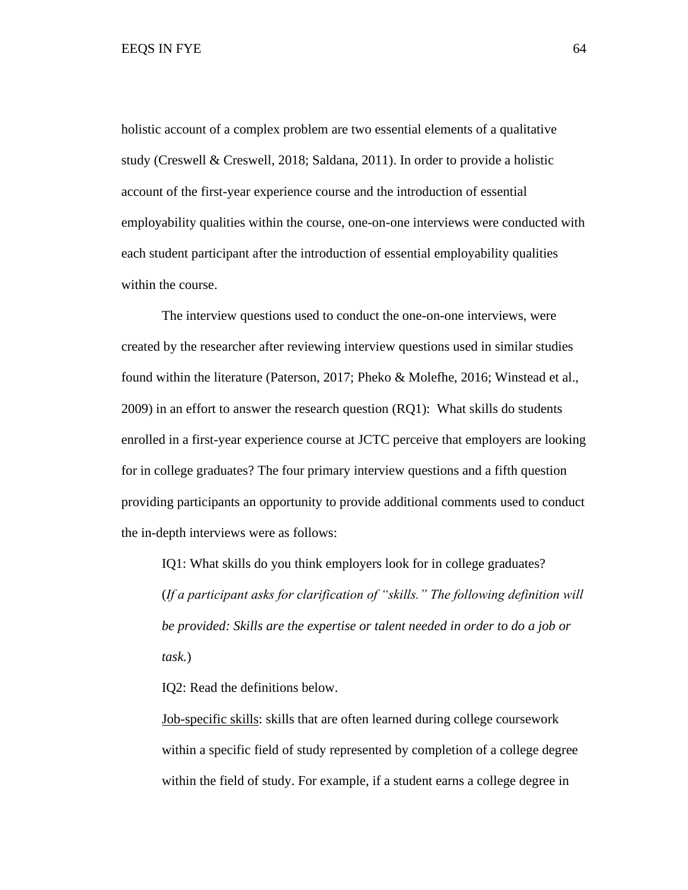holistic account of a complex problem are two essential elements of a qualitative study (Creswell & Creswell, 2018; Saldana, 2011). In order to provide a holistic account of the first-year experience course and the introduction of essential employability qualities within the course, one-on-one interviews were conducted with each student participant after the introduction of essential employability qualities within the course.

The interview questions used to conduct the one-on-one interviews, were created by the researcher after reviewing interview questions used in similar studies found within the literature (Paterson, 2017; Pheko & Molefhe, 2016; Winstead et al., 2009) in an effort to answer the research question (RQ1): What skills do students enrolled in a first-year experience course at JCTC perceive that employers are looking for in college graduates? The four primary interview questions and a fifth question providing participants an opportunity to provide additional comments used to conduct the in-depth interviews were as follows:

> IQ1: What skills do you think employers look for in college graduates? (*If a participant asks for clarification of "skills." The following definition will be provided: Skills are the expertise or talent needed in order to do a job or task.*)
>
> IQ2: Read the definitions below.
>
> <u>Job-specific skills</u>: skills that are often learned during college coursework within a specific field of study represented by completion of a college degree within the field of study. For example, if a student earns a college degree in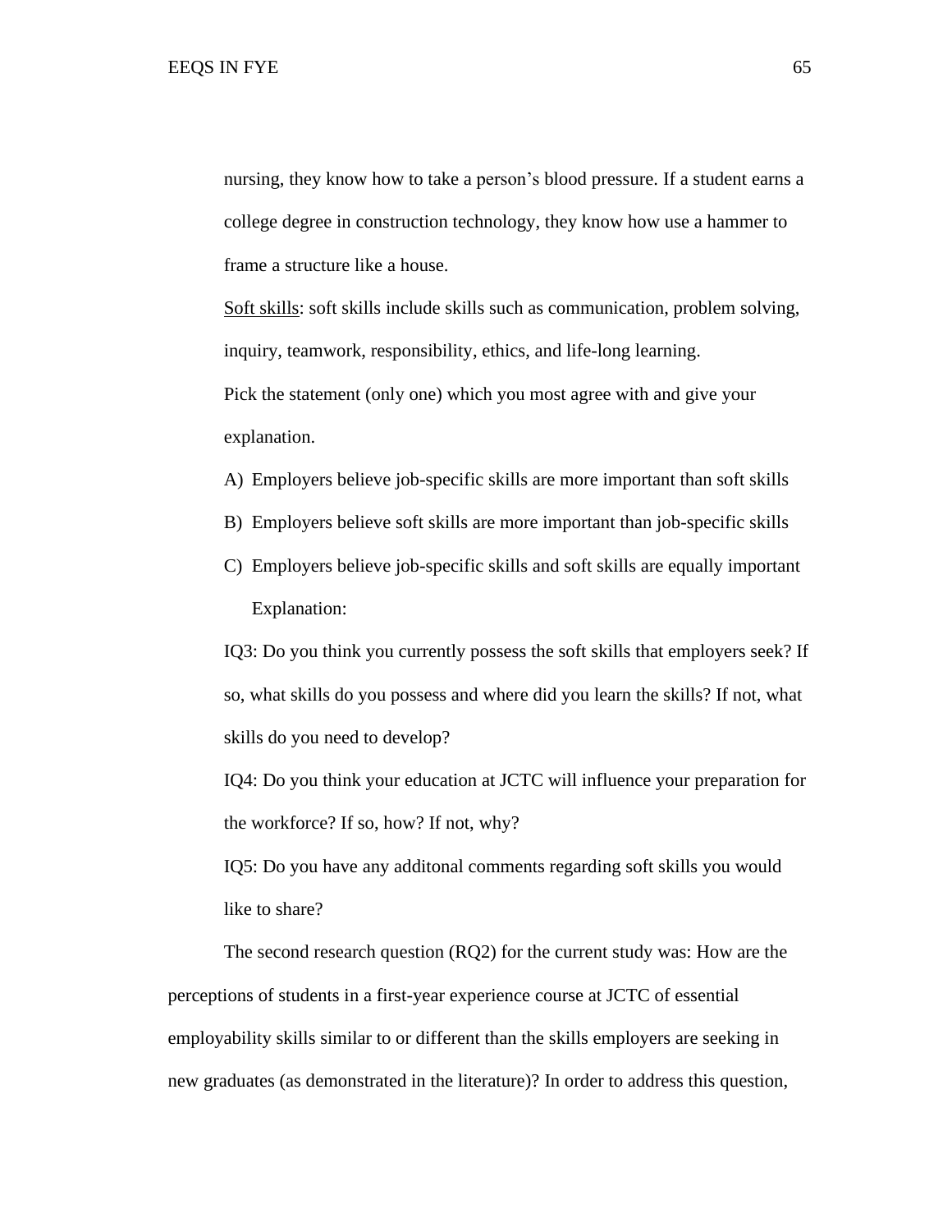nursing, they know how to take a person's blood pressure. If a student earns a college degree in construction technology, they know how use a hammer to frame a structure like a house.

Soft skills: soft skills include skills such as communication, problem solving, inquiry, teamwork, responsibility, ethics, and life-long learning.

Pick the statement (only one) which you most agree with and give your explanation.

A) Employers believe job-specific skills are more important than soft skills
B) Employers believe soft skills are more important than job-specific skills
C) Employers believe job-specific skills and soft skills are equally important

Explanation:

IQ3: Do you think you currently possess the soft skills that employers seek? If so, what skills do you possess and where did you learn the skills? If not, what skills do you need to develop?

IQ4: Do you think your education at JCTC will influence your preparation for the workforce? If so, how? If not, why?

IQ5: Do you have any additonal comments regarding soft skills you would like to share?

The second research question (RQ2) for the current study was: How are the perceptions of students in a first-year experience course at JCTC of essential employability skills similar to or different than the skills employers are seeking in new graduates (as demonstrated in the literature)? In order to address this question,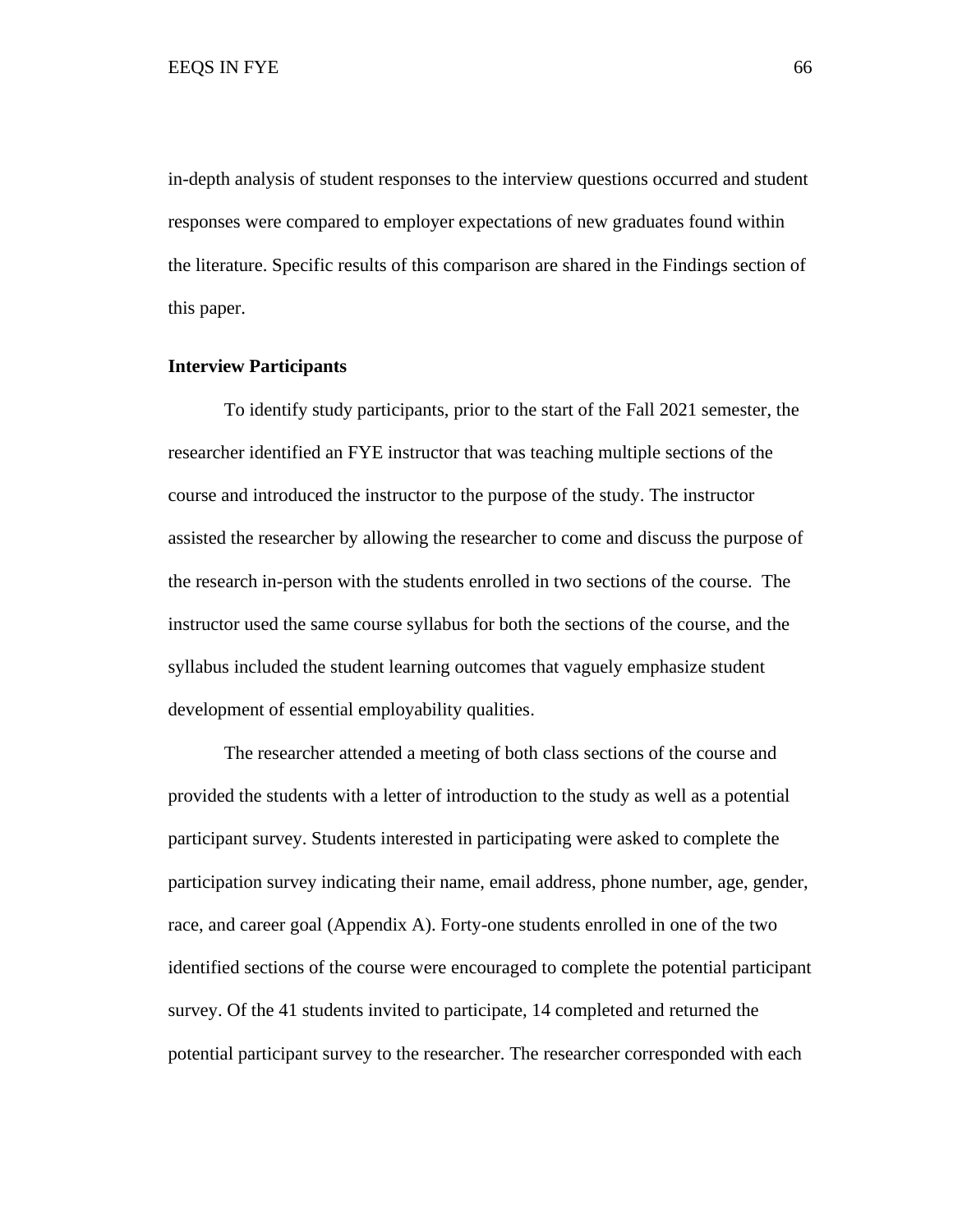in-depth analysis of student responses to the interview questions occurred and student responses were compared to employer expectations of new graduates found within the literature. Specific results of this comparison are shared in the Findings section of this paper.

**Interview Participants**

To identify study participants, prior to the start of the Fall 2021 semester, the researcher identified an FYE instructor that was teaching multiple sections of the course and introduced the instructor to the purpose of the study. The instructor assisted the researcher by allowing the researcher to come and discuss the purpose of the research in-person with the students enrolled in two sections of the course. The instructor used the same course syllabus for both the sections of the course, and the syllabus included the student learning outcomes that vaguely emphasize student development of essential employability qualities.

The researcher attended a meeting of both class sections of the course and provided the students with a letter of introduction to the study as well as a potential participant survey. Students interested in participating were asked to complete the participation survey indicating their name, email address, phone number, age, gender, race, and career goal (Appendix A). Forty-one students enrolled in one of the two identified sections of the course were encouraged to complete the potential participant survey. Of the 41 students invited to participate, 14 completed and returned the potential participant survey to the researcher. The researcher corresponded with each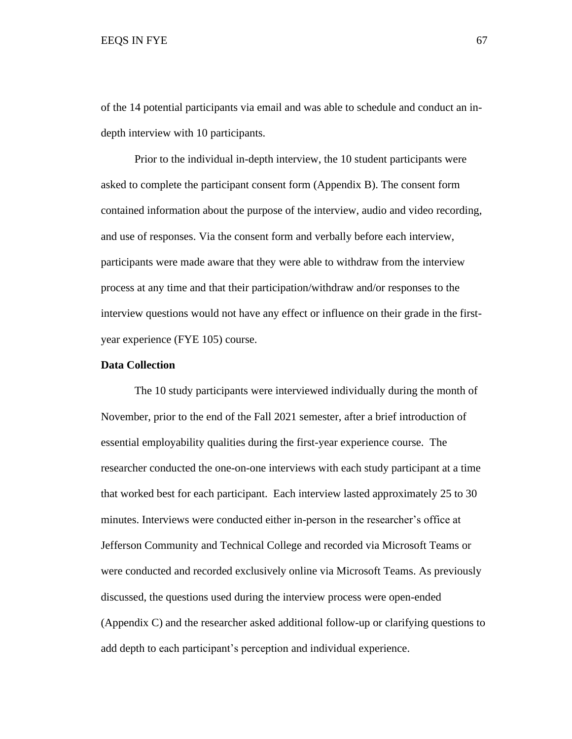of the 14 potential participants via email and was able to schedule and conduct an in-depth interview with 10 participants.

Prior to the individual in-depth interview, the 10 student participants were asked to complete the participant consent form (Appendix B). The consent form contained information about the purpose of the interview, audio and video recording, and use of responses. Via the consent form and verbally before each interview, participants were made aware that they were able to withdraw from the interview process at any time and that their participation/withdraw and/or responses to the interview questions would not have any effect or influence on their grade in the first-year experience (FYE 105) course.

**Data Collection**

The 10 study participants were interviewed individually during the month of November, prior to the end of the Fall 2021 semester, after a brief introduction of essential employability qualities during the first-year experience course. The researcher conducted the one-on-one interviews with each study participant at a time that worked best for each participant. Each interview lasted approximately 25 to 30 minutes. Interviews were conducted either in-person in the researcher's office at Jefferson Community and Technical College and recorded via Microsoft Teams or were conducted and recorded exclusively online via Microsoft Teams. As previously discussed, the questions used during the interview process were open-ended (Appendix C) and the researcher asked additional follow-up or clarifying questions to add depth to each participant's perception and individual experience.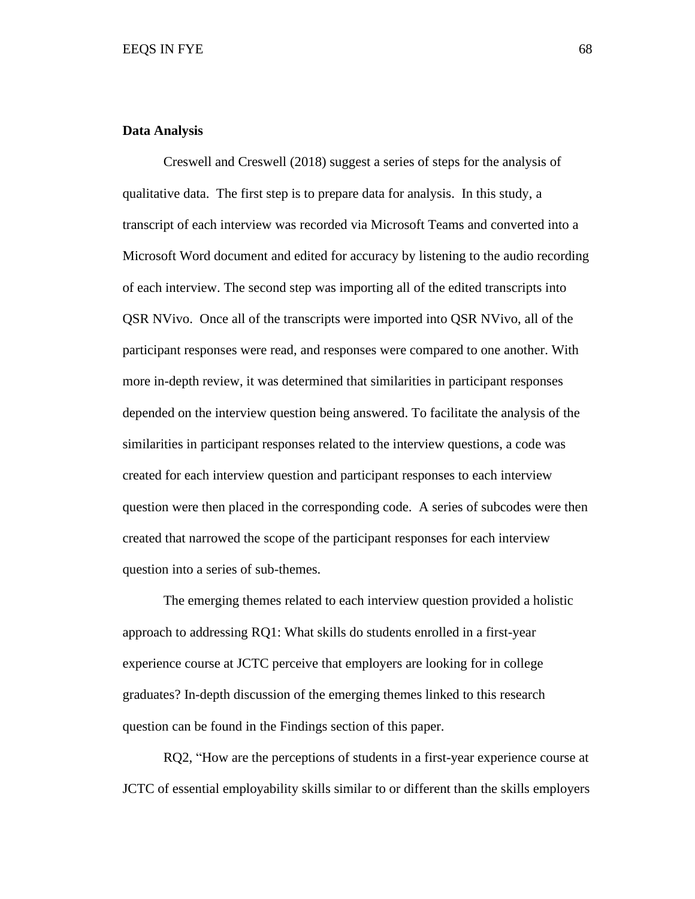**Data Analysis**

Creswell and Creswell (2018) suggest a series of steps for the analysis of qualitative data. The first step is to prepare data for analysis. In this study, a transcript of each interview was recorded via Microsoft Teams and converted into a Microsoft Word document and edited for accuracy by listening to the audio recording of each interview. The second step was importing all of the edited transcripts into QSR NVivo. Once all of the transcripts were imported into QSR NVivo, all of the participant responses were read, and responses were compared to one another. With more in-depth review, it was determined that similarities in participant responses depended on the interview question being answered. To facilitate the analysis of the similarities in participant responses related to the interview questions, a code was created for each interview question and participant responses to each interview question were then placed in the corresponding code. A series of subcodes were then created that narrowed the scope of the participant responses for each interview question into a series of sub-themes.

The emerging themes related to each interview question provided a holistic approach to addressing RQ1: What skills do students enrolled in a first-year experience course at JCTC perceive that employers are looking for in college graduates? In-depth discussion of the emerging themes linked to this research question can be found in the Findings section of this paper.

RQ2, "How are the perceptions of students in a first-year experience course at JCTC of essential employability skills similar to or different than the skills employers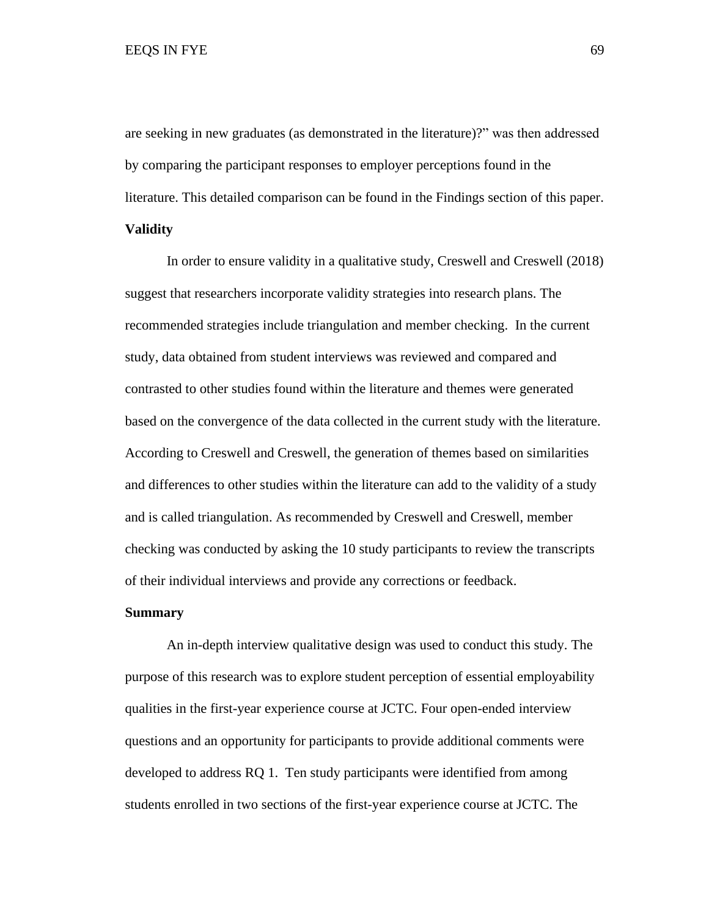are seeking in new graduates (as demonstrated in the literature)?" was then addressed by comparing the participant responses to employer perceptions found in the literature. This detailed comparison can be found in the Findings section of this paper.

**Validity**

In order to ensure validity in a qualitative study, Creswell and Creswell (2018) suggest that researchers incorporate validity strategies into research plans. The recommended strategies include triangulation and member checking. In the current study, data obtained from student interviews was reviewed and compared and contrasted to other studies found within the literature and themes were generated based on the convergence of the data collected in the current study with the literature. According to Creswell and Creswell, the generation of themes based on similarities and differences to other studies within the literature can add to the validity of a study and is called triangulation. As recommended by Creswell and Creswell, member checking was conducted by asking the 10 study participants to review the transcripts of their individual interviews and provide any corrections or feedback.

**Summary**

An in-depth interview qualitative design was used to conduct this study. The purpose of this research was to explore student perception of essential employability qualities in the first-year experience course at JCTC. Four open-ended interview questions and an opportunity for participants to provide additional comments were developed to address RQ 1. Ten study participants were identified from among students enrolled in two sections of the first-year experience course at JCTC. The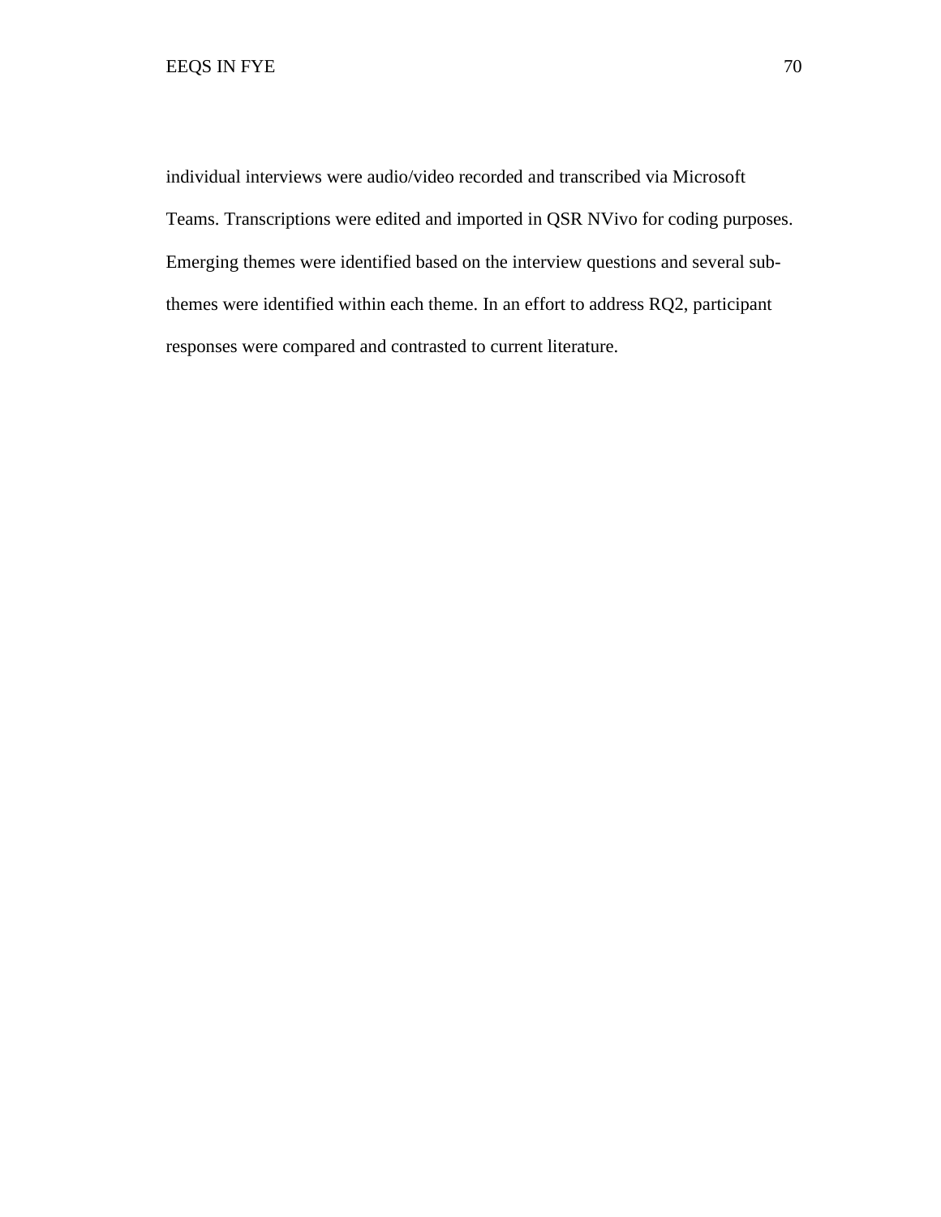individual interviews were audio/video recorded and transcribed via Microsoft Teams. Transcriptions were edited and imported in QSR NVivo for coding purposes. Emerging themes were identified based on the interview questions and several sub-themes were identified within each theme. In an effort to address RQ2, participant responses were compared and contrasted to current literature.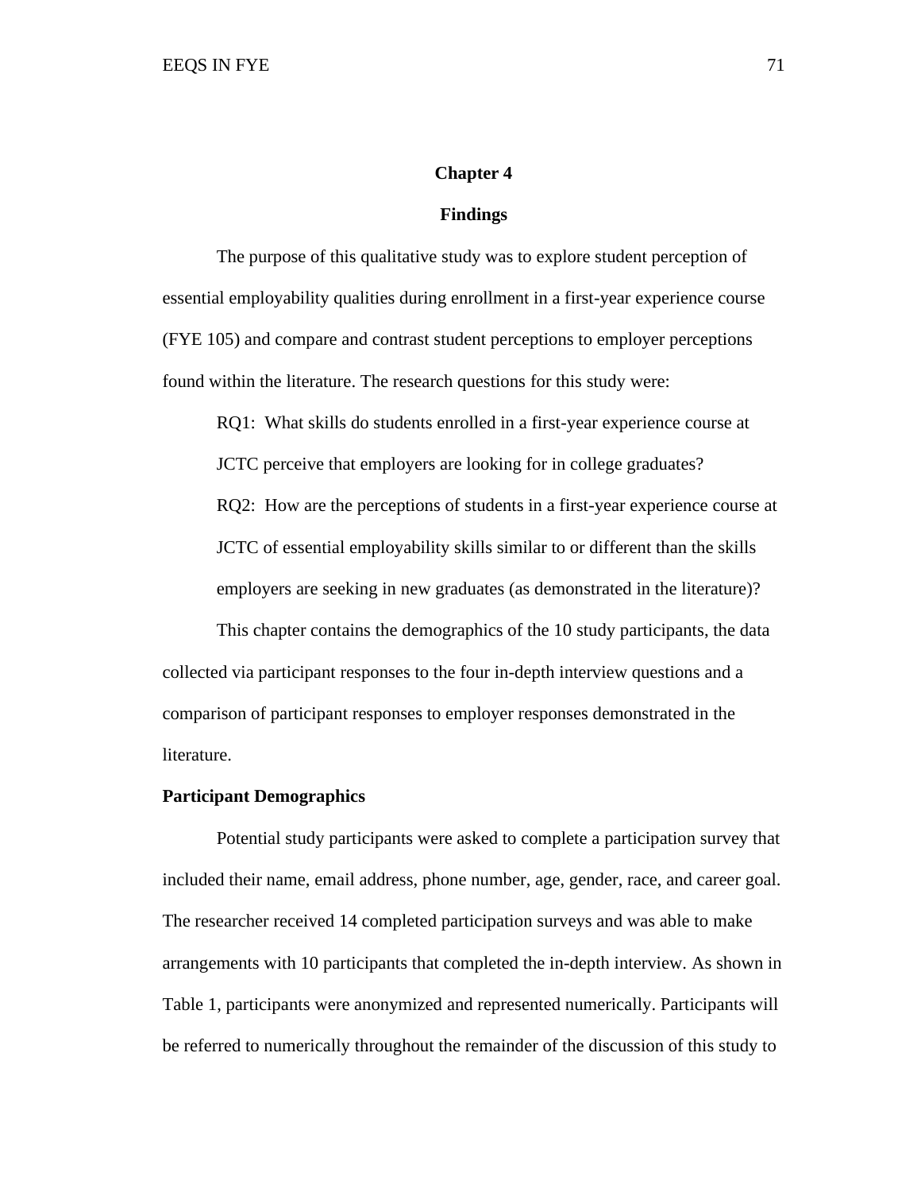# Chapter 4

## Findings

The purpose of this qualitative study was to explore student perception of essential employability qualities during enrollment in a first-year experience course (FYE 105) and compare and contrast student perceptions to employer perceptions found within the literature. The research questions for this study were:

RQ1: What skills do students enrolled in a first-year experience course at JCTC perceive that employers are looking for in college graduates?

RQ2: How are the perceptions of students in a first-year experience course at JCTC of essential employability skills similar to or different than the skills employers are seeking in new graduates (as demonstrated in the literature)?

This chapter contains the demographics of the 10 study participants, the data collected via participant responses to the four in-depth interview questions and a comparison of participant responses to employer responses demonstrated in the literature.

### Participant Demographics

Potential study participants were asked to complete a participation survey that included their name, email address, phone number, age, gender, race, and career goal. The researcher received 14 completed participation surveys and was able to make arrangements with 10 participants that completed the in-depth interview. As shown in Table 1, participants were anonymized and represented numerically. Participants will be referred to numerically throughout the remainder of the discussion of this study to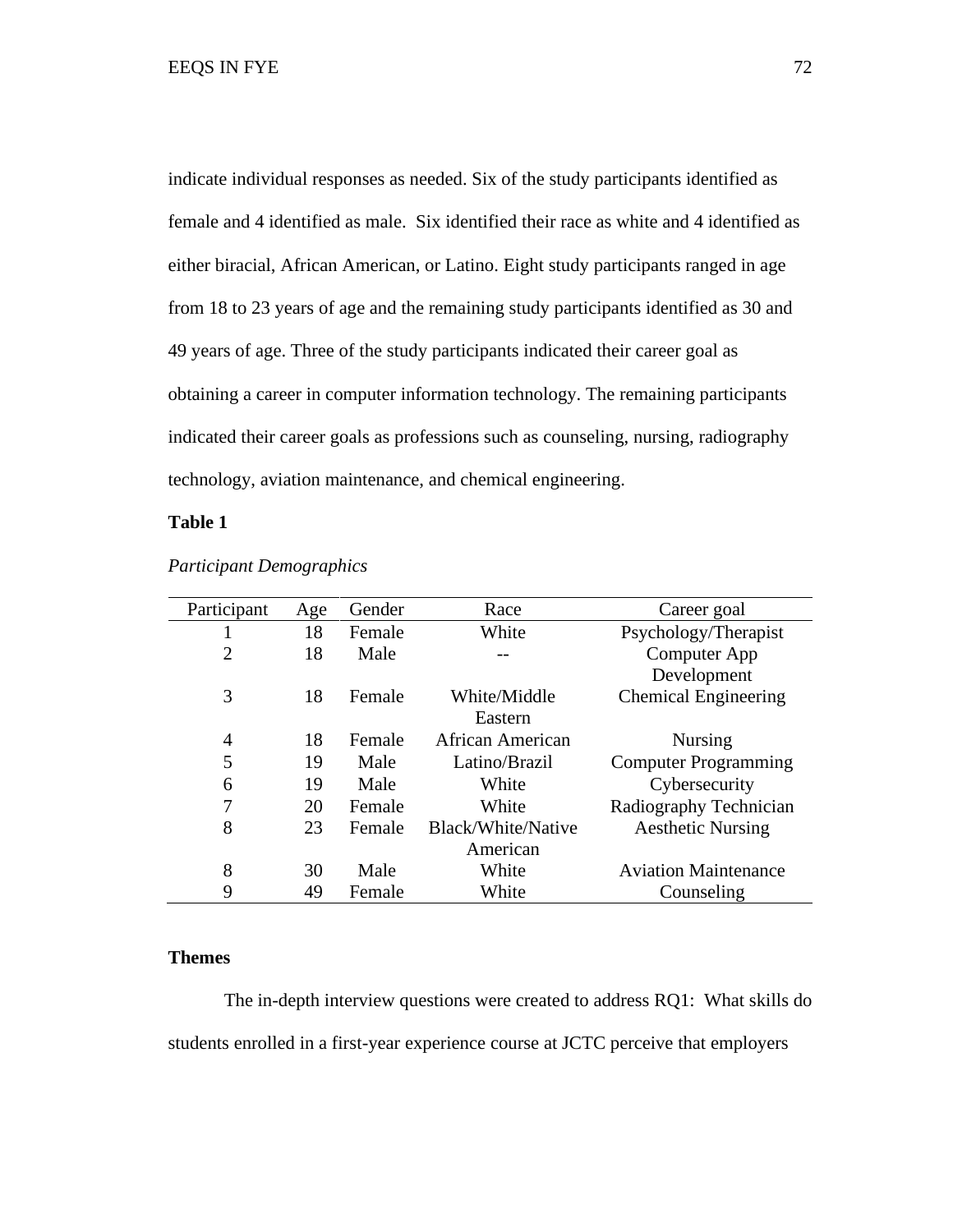indicate individual responses as needed. Six of the study participants identified as female and 4 identified as male. Six identified their race as white and 4 identified as either biracial, African American, or Latino. Eight study participants ranged in age from 18 to 23 years of age and the remaining study participants identified as 30 and 49 years of age. Three of the study participants indicated their career goal as obtaining a career in computer information technology. The remaining participants indicated their career goals as professions such as counseling, nursing, radiography technology, aviation maintenance, and chemical engineering.

**Table 1**

*Participant Demographics*

| Participant | Age | Gender | Race | Career goal |
|---|---|---|---|---|
| 1 | 18 | Female | White | Psychology/Therapist |
| 2 | 18 | Male | -- | Computer App Development |
| 3 | 18 | Female | White/Middle Eastern | Chemical Engineering |
| 4 | 18 | Female | African American | Nursing |
| 5 | 19 | Male | Latino/Brazil | Computer Programming |
| 6 | 19 | Male | White | Cybersecurity |
| 7 | 20 | Female | White | Radiography Technician |
| 8 | 23 | Female | Black/White/Native American | Aesthetic Nursing |
| 8 | 30 | Male | White | Aviation Maintenance |
| 9 | 49 | Female | White | Counseling |

## Themes

The in-depth interview questions were created to address RQ1: What skills do students enrolled in a first-year experience course at JCTC perceive that employers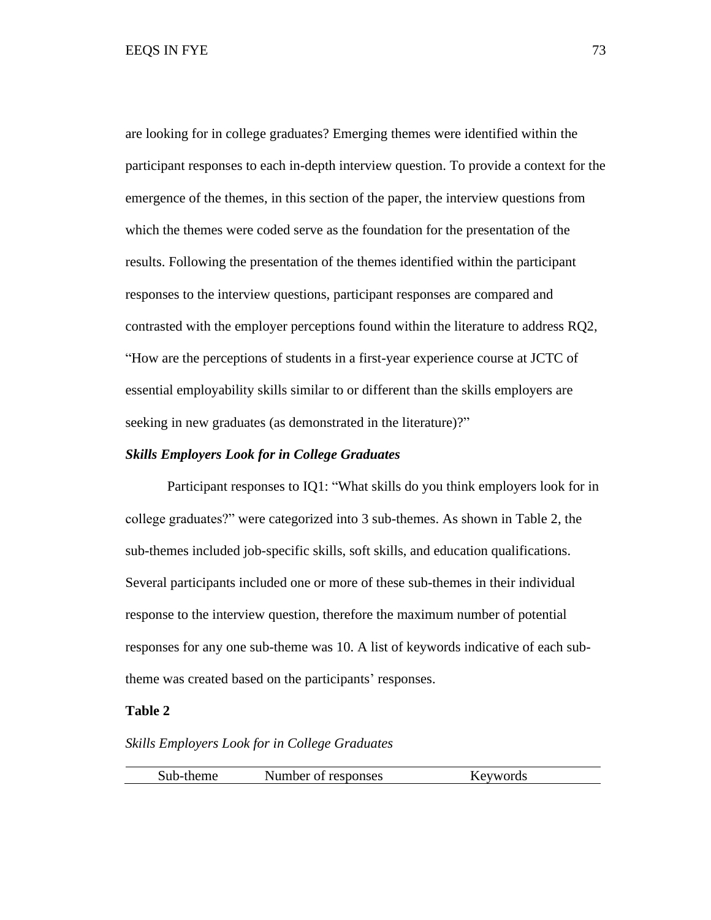are looking for in college graduates? Emerging themes were identified within the participant responses to each in-depth interview question. To provide a context for the emergence of the themes, in this section of the paper, the interview questions from which the themes were coded serve as the foundation for the presentation of the results. Following the presentation of the themes identified within the participant responses to the interview questions, participant responses are compared and contrasted with the employer perceptions found within the literature to address RQ2, "How are the perceptions of students in a first-year experience course at JCTC of essential employability skills similar to or different than the skills employers are seeking in new graduates (as demonstrated in the literature)?"

### *Skills Employers Look for in College Graduates*

Participant responses to IQ1: "What skills do you think employers look for in college graduates?" were categorized into 3 sub-themes. As shown in Table 2, the sub-themes included job-specific skills, soft skills, and education qualifications. Several participants included one or more of these sub-themes in their individual response to the interview question, therefore the maximum number of potential responses for any one sub-theme was 10. A list of keywords indicative of each sub-theme was created based on the participants' responses.

**Table 2**

*Skills Employers Look for in College Graduates*

| Sub-theme | Number of responses | Keywords |
|---|---|---|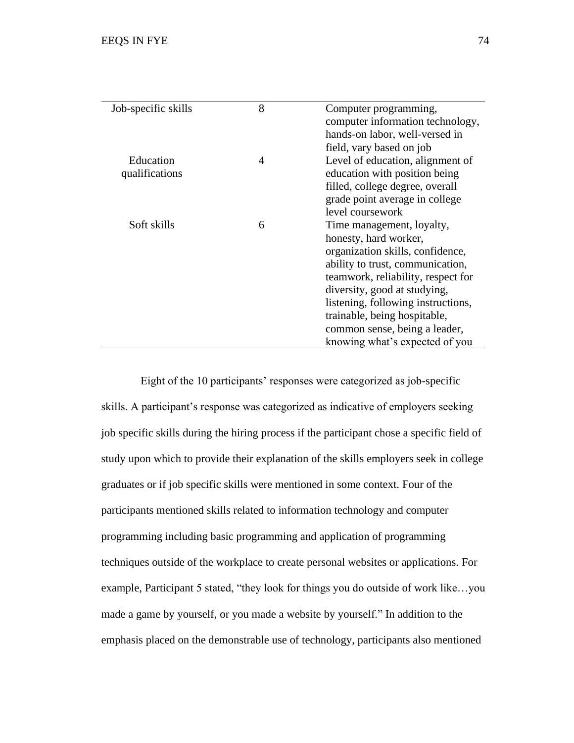| | | |
|---|---|---|
| Job-specific skills | 8 | Computer programming, computer information technology, hands-on labor, well-versed in field, vary based on job |
| Education qualifications | 4 | Level of education, alignment of education with position being filled, college degree, overall grade point average in college level coursework |
| Soft skills | 6 | Time management, loyalty, honesty, hard worker, organization skills, confidence, ability to trust, communication, teamwork, reliability, respect for diversity, good at studying, listening, following instructions, trainable, being hospitable, common sense, being a leader, knowing what's expected of you |

Eight of the 10 participants' responses were categorized as job-specific skills. A participant's response was categorized as indicative of employers seeking job specific skills during the hiring process if the participant chose a specific field of study upon which to provide their explanation of the skills employers seek in college graduates or if job specific skills were mentioned in some context. Four of the participants mentioned skills related to information technology and computer programming including basic programming and application of programming techniques outside of the workplace to create personal websites or applications. For example, Participant 5 stated, "they look for things you do outside of work like…you made a game by yourself, or you made a website by yourself." In addition to the emphasis placed on the demonstrable use of technology, participants also mentioned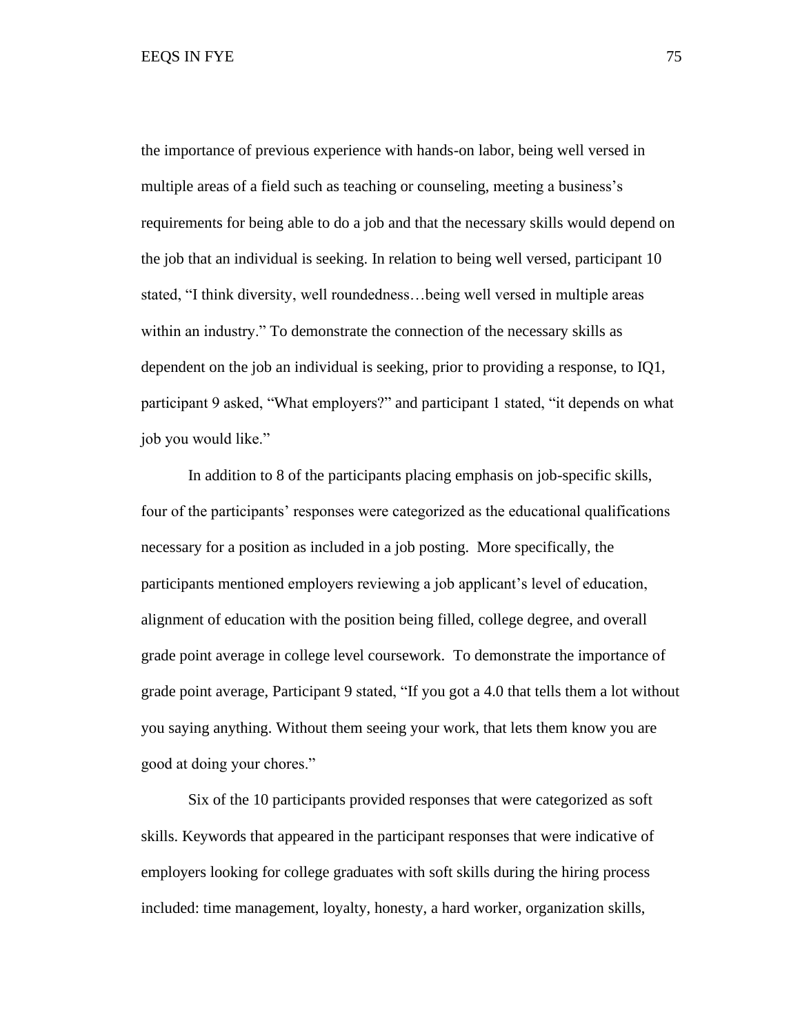the importance of previous experience with hands-on labor, being well versed in multiple areas of a field such as teaching or counseling, meeting a business's requirements for being able to do a job and that the necessary skills would depend on the job that an individual is seeking. In relation to being well versed, participant 10 stated, "I think diversity, well roundedness…being well versed in multiple areas within an industry." To demonstrate the connection of the necessary skills as dependent on the job an individual is seeking, prior to providing a response, to IQ1, participant 9 asked, "What employers?" and participant 1 stated, "it depends on what job you would like."

In addition to 8 of the participants placing emphasis on job-specific skills, four of the participants' responses were categorized as the educational qualifications necessary for a position as included in a job posting. More specifically, the participants mentioned employers reviewing a job applicant's level of education, alignment of education with the position being filled, college degree, and overall grade point average in college level coursework. To demonstrate the importance of grade point average, Participant 9 stated, "If you got a 4.0 that tells them a lot without you saying anything. Without them seeing your work, that lets them know you are good at doing your chores."

Six of the 10 participants provided responses that were categorized as soft skills. Keywords that appeared in the participant responses that were indicative of employers looking for college graduates with soft skills during the hiring process included: time management, loyalty, honesty, a hard worker, organization skills,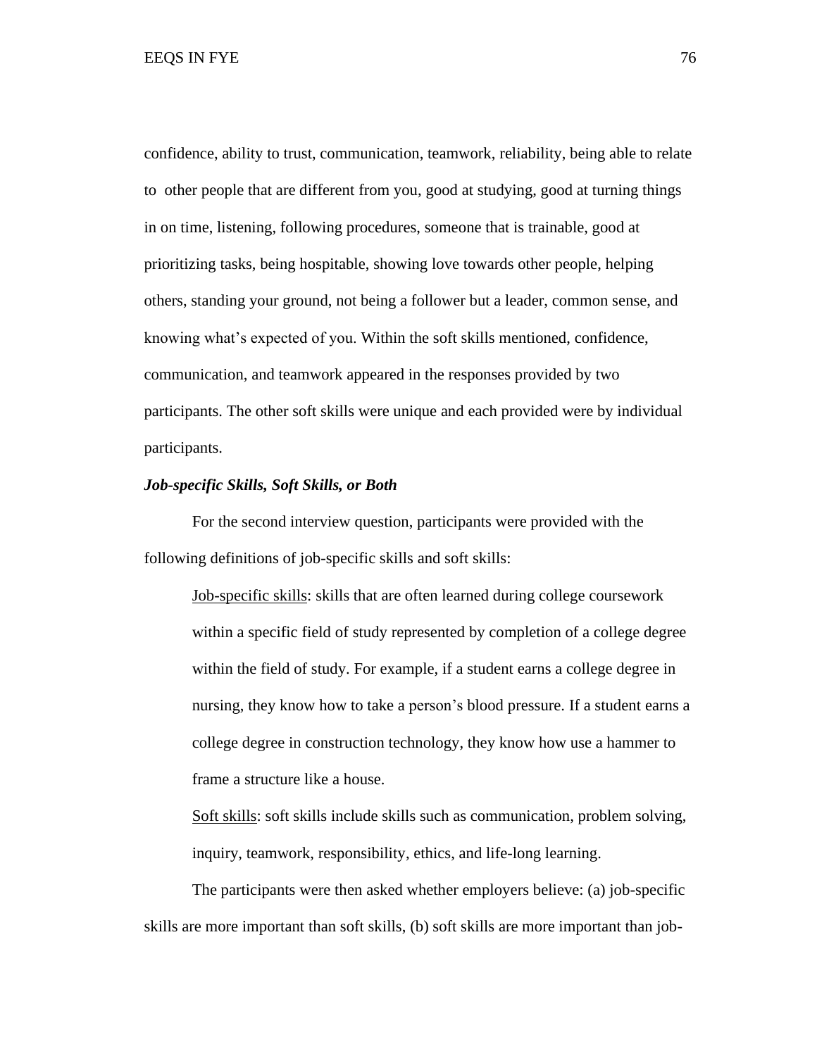confidence, ability to trust, communication, teamwork, reliability, being able to relate to other people that are different from you, good at studying, good at turning things in on time, listening, following procedures, someone that is trainable, good at prioritizing tasks, being hospitable, showing love towards other people, helping others, standing your ground, not being a follower but a leader, common sense, and knowing what's expected of you. Within the soft skills mentioned, confidence, communication, and teamwork appeared in the responses provided by two participants. The other soft skills were unique and each provided were by individual participants.

### ***Job-specific Skills, Soft Skills, or Both***

For the second interview question, participants were provided with the following definitions of job-specific skills and soft skills:

> Job-specific skills: skills that are often learned during college coursework within a specific field of study represented by completion of a college degree within the field of study. For example, if a student earns a college degree in nursing, they know how to take a person's blood pressure. If a student earns a college degree in construction technology, they know how use a hammer to frame a structure like a house.
>
> Soft skills: soft skills include skills such as communication, problem solving, inquiry, teamwork, responsibility, ethics, and life-long learning.

The participants were then asked whether employers believe: (a) job-specific skills are more important than soft skills, (b) soft skills are more important than job-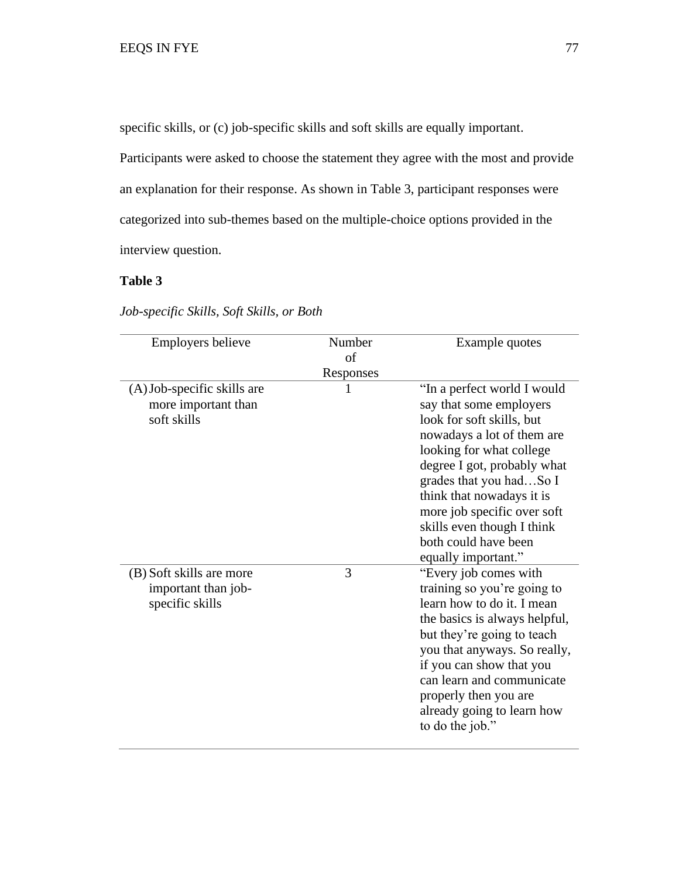specific skills, or (c) job-specific skills and soft skills are equally important. Participants were asked to choose the statement they agree with the most and provide an explanation for their response. As shown in Table 3, participant responses were categorized into sub-themes based on the multiple-choice options provided in the interview question.

**Table 3**

*Job-specific Skills, Soft Skills, or Both*

| Employers believe | Number of Responses | Example quotes |
|---|---|---|
| (A) Job-specific skills are more important than soft skills | 1 | "In a perfect world I would say that some employers look for soft skills, but nowadays a lot of them are looking for what college degree I got, probably what grades that you had…So I think that nowadays it is more job specific over soft skills even though I think both could have been equally important." |
| (B) Soft skills are more important than job-specific skills | 3 | "Every job comes with training so you're going to learn how to do it. I mean the basics is always helpful, but they're going to teach you that anyways. So really, if you can show that you can learn and communicate properly then you are already going to learn how to do the job." |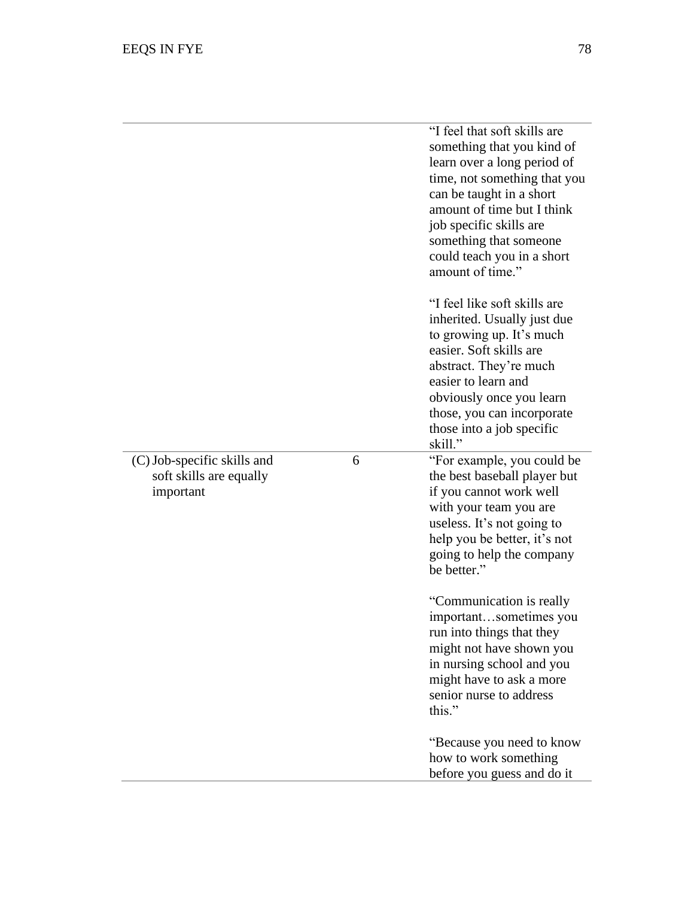| | | |
|---|---|---|
| | | "I feel that soft skills are something that you kind of learn over a long period of time, not something that you can be taught in a short amount of time but I think job specific skills are something that someone could teach you in a short amount of time."<br><br>"I feel like soft skills are inherited. Usually just due to growing up. It's much easier. Soft skills are abstract. They're much easier to learn and obviously once you learn those, you can incorporate those into a job specific skill." |
| (C) Job-specific skills and soft skills are equally important | 6 | "For example, you could be the best baseball player but if you cannot work well with your team you are useless. It's not going to help you be better, it's not going to help the company be better."<br><br>"Communication is really important…sometimes you run into things that they might not have shown you in nursing school and you might have to ask a more senior nurse to address this."<br><br>"Because you need to know how to work something before you guess and do it |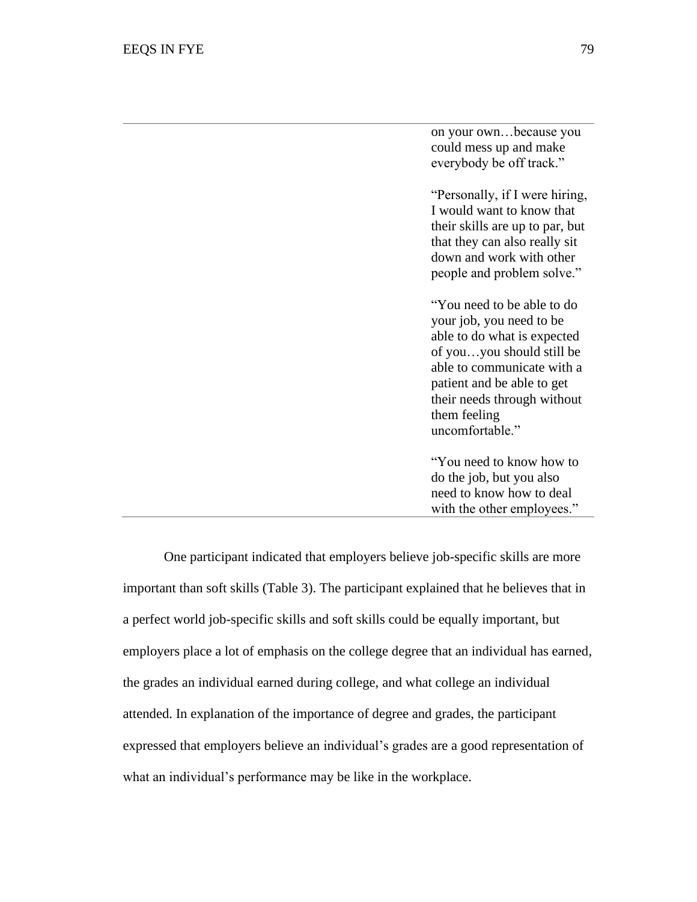| | |
|---|---|
| | "...on your own…because you could mess up and make everybody be off track."<br><br>"Personally, if I were hiring, I would want to know that their skills are up to par, but that they can also really sit down and work with other people and problem solve."<br><br>"You need to be able to do your job, you need to be able to do what is expected of you…you should still be able to communicate with a patient and be able to get their needs through without them feeling uncomfortable."<br><br>"You need to know how to do the job, but you also need to know how to deal with the other employees." |

One participant indicated that employers believe job-specific skills are more important than soft skills (Table 3). The participant explained that he believes that in a perfect world job-specific skills and soft skills could be equally important, but employers place a lot of emphasis on the college degree that an individual has earned, the grades an individual earned during college, and what college an individual attended. In explanation of the importance of degree and grades, the participant expressed that employers believe an individual's grades are a good representation of what an individual's performance may be like in the workplace.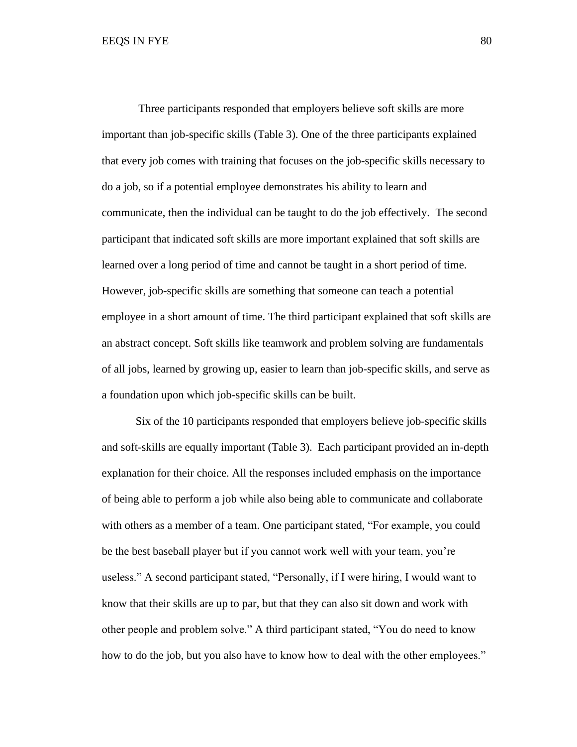Three participants responded that employers believe soft skills are more important than job-specific skills (Table 3). One of the three participants explained that every job comes with training that focuses on the job-specific skills necessary to do a job, so if a potential employee demonstrates his ability to learn and communicate, then the individual can be taught to do the job effectively. The second participant that indicated soft skills are more important explained that soft skills are learned over a long period of time and cannot be taught in a short period of time. However, job-specific skills are something that someone can teach a potential employee in a short amount of time. The third participant explained that soft skills are an abstract concept. Soft skills like teamwork and problem solving are fundamentals of all jobs, learned by growing up, easier to learn than job-specific skills, and serve as a foundation upon which job-specific skills can be built.

Six of the 10 participants responded that employers believe job-specific skills and soft-skills are equally important (Table 3). Each participant provided an in-depth explanation for their choice. All the responses included emphasis on the importance of being able to perform a job while also being able to communicate and collaborate with others as a member of a team. One participant stated, "For example, you could be the best baseball player but if you cannot work well with your team, you're useless." A second participant stated, "Personally, if I were hiring, I would want to know that their skills are up to par, but that they can also sit down and work with other people and problem solve." A third participant stated, "You do need to know how to do the job, but you also have to know how to deal with the other employees."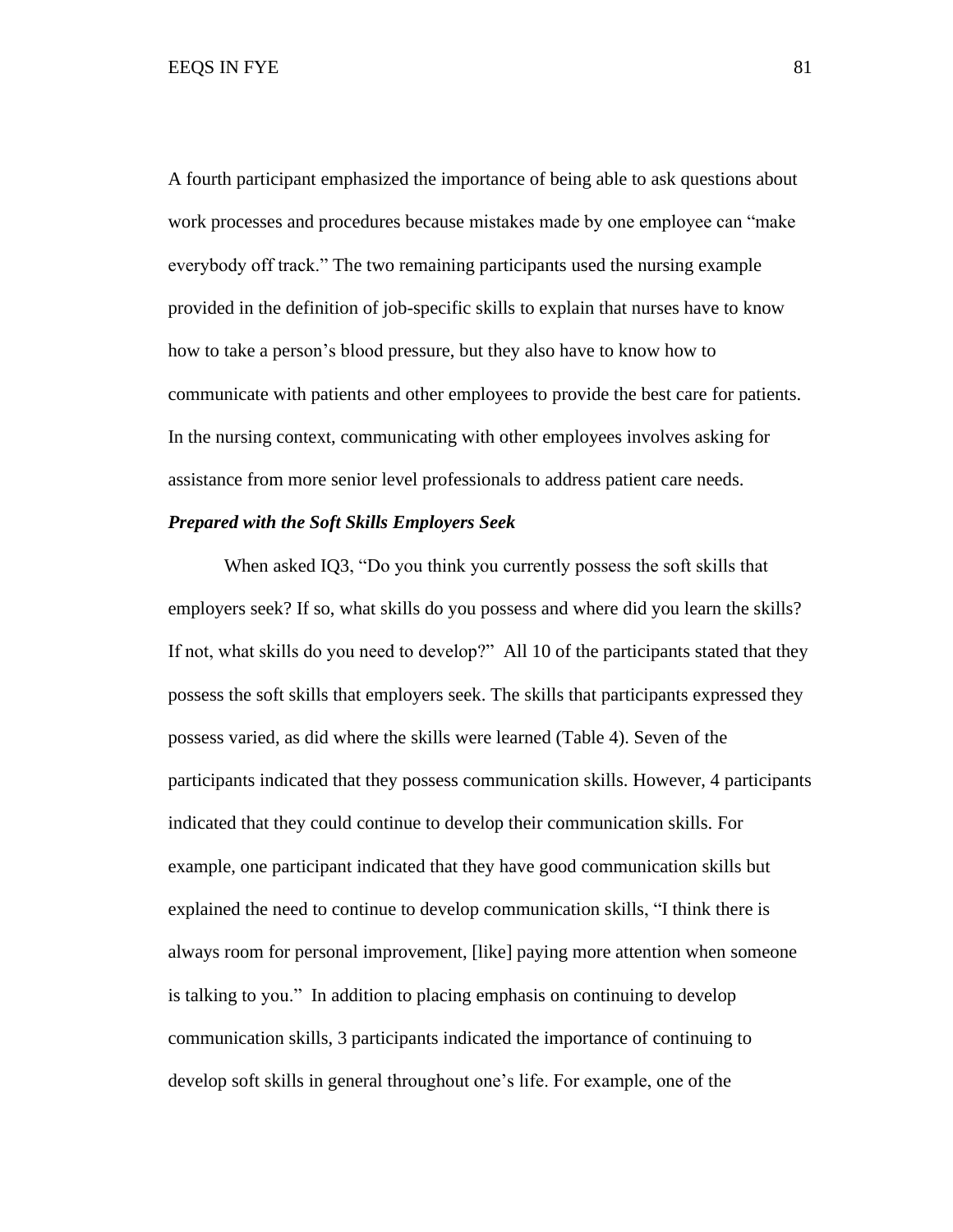A fourth participant emphasized the importance of being able to ask questions about work processes and procedures because mistakes made by one employee can "make everybody off track." The two remaining participants used the nursing example provided in the definition of job-specific skills to explain that nurses have to know how to take a person's blood pressure, but they also have to know how to communicate with patients and other employees to provide the best care for patients. In the nursing context, communicating with other employees involves asking for assistance from more senior level professionals to address patient care needs.

### ***Prepared with the Soft Skills Employers Seek***

When asked IQ3, "Do you think you currently possess the soft skills that employers seek? If so, what skills do you possess and where did you learn the skills? If not, what skills do you need to develop?" All 10 of the participants stated that they possess the soft skills that employers seek. The skills that participants expressed they possess varied, as did where the skills were learned (Table 4). Seven of the participants indicated that they possess communication skills. However, 4 participants indicated that they could continue to develop their communication skills. For example, one participant indicated that they have good communication skills but explained the need to continue to develop communication skills, "I think there is always room for personal improvement, [like] paying more attention when someone is talking to you." In addition to placing emphasis on continuing to develop communication skills, 3 participants indicated the importance of continuing to develop soft skills in general throughout one's life. For example, one of the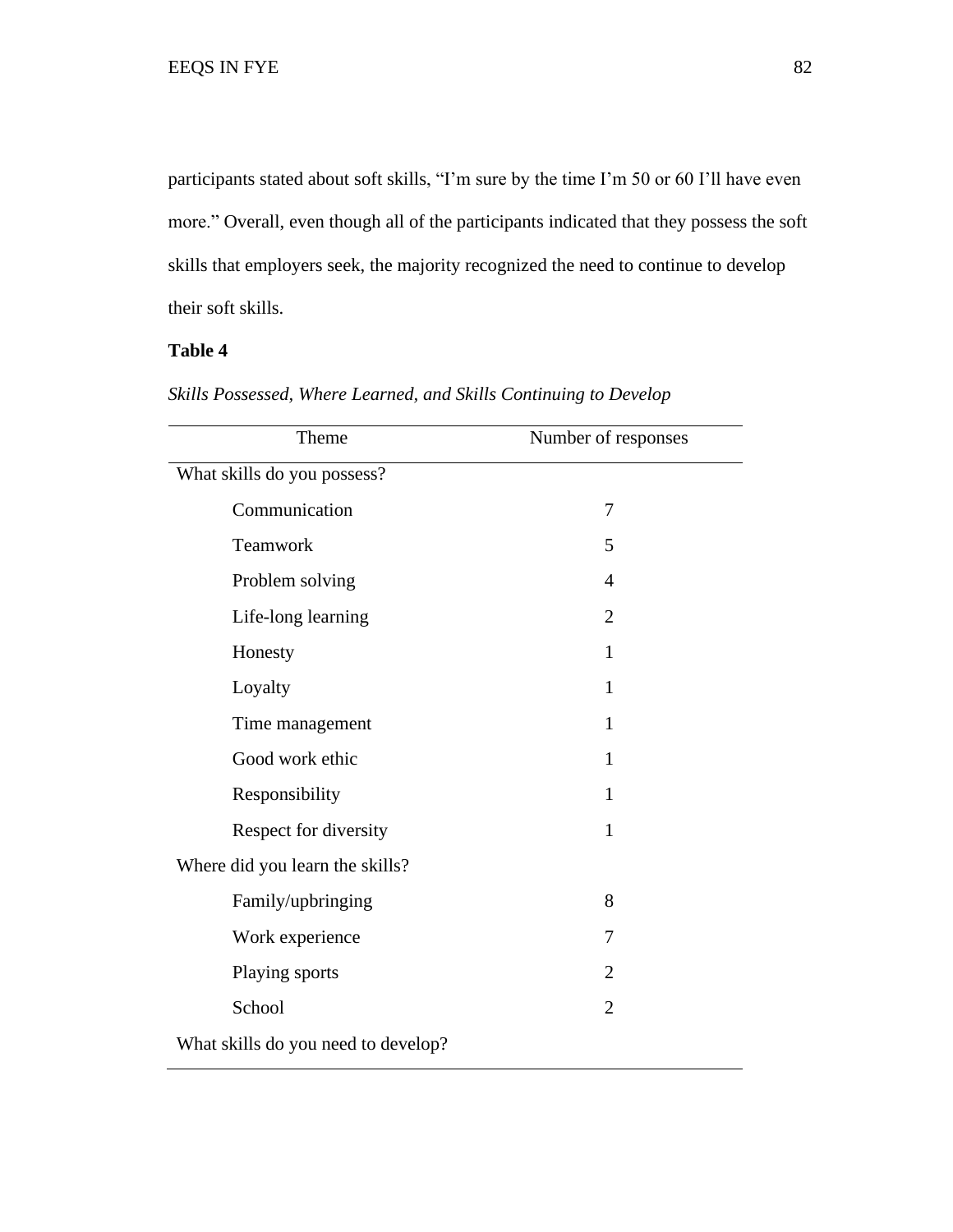participants stated about soft skills, "I'm sure by the time I'm 50 or 60 I'll have even more." Overall, even though all of the participants indicated that they possess the soft skills that employers seek, the majority recognized the need to continue to develop their soft skills.

**Table 4**

*Skills Possessed, Where Learned, and Skills Continuing to Develop*

| Theme | Number of responses |
|---|---|
| What skills do you possess? | |
| Communication | 7 |
| Teamwork | 5 |
| Problem solving | 4 |
| Life-long learning | 2 |
| Honesty | 1 |
| Loyalty | 1 |
| Time management | 1 |
| Good work ethic | 1 |
| Responsibility | 1 |
| Respect for diversity | 1 |
| Where did you learn the skills? | |
| Family/upbringing | 8 |
| Work experience | 7 |
| Playing sports | 2 |
| School | 2 |
| What skills do you need to develop? | |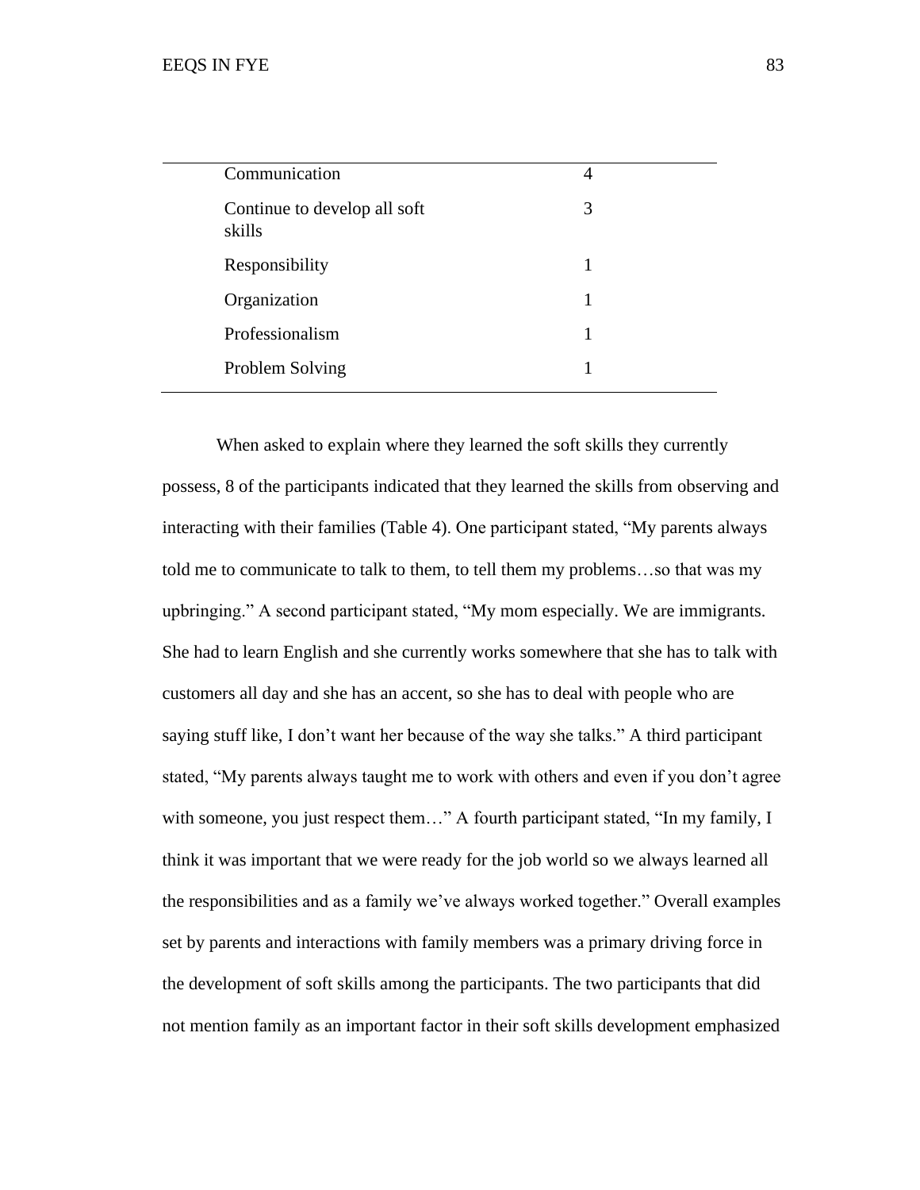| | |
|---|---|
| Communication | 4 |
| Continue to develop all soft skills | 3 |
| Responsibility | 1 |
| Organization | 1 |
| Professionalism | 1 |
| Problem Solving | 1 |

When asked to explain where they learned the soft skills they currently possess, 8 of the participants indicated that they learned the skills from observing and interacting with their families (Table 4). One participant stated, "My parents always told me to communicate to talk to them, to tell them my problems…so that was my upbringing." A second participant stated, "My mom especially. We are immigrants. She had to learn English and she currently works somewhere that she has to talk with customers all day and she has an accent, so she has to deal with people who are saying stuff like, I don't want her because of the way she talks." A third participant stated, "My parents always taught me to work with others and even if you don't agree with someone, you just respect them…" A fourth participant stated, "In my family, I think it was important that we were ready for the job world so we always learned all the responsibilities and as a family we've always worked together." Overall examples set by parents and interactions with family members was a primary driving force in the development of soft skills among the participants. The two participants that did not mention family as an important factor in their soft skills development emphasized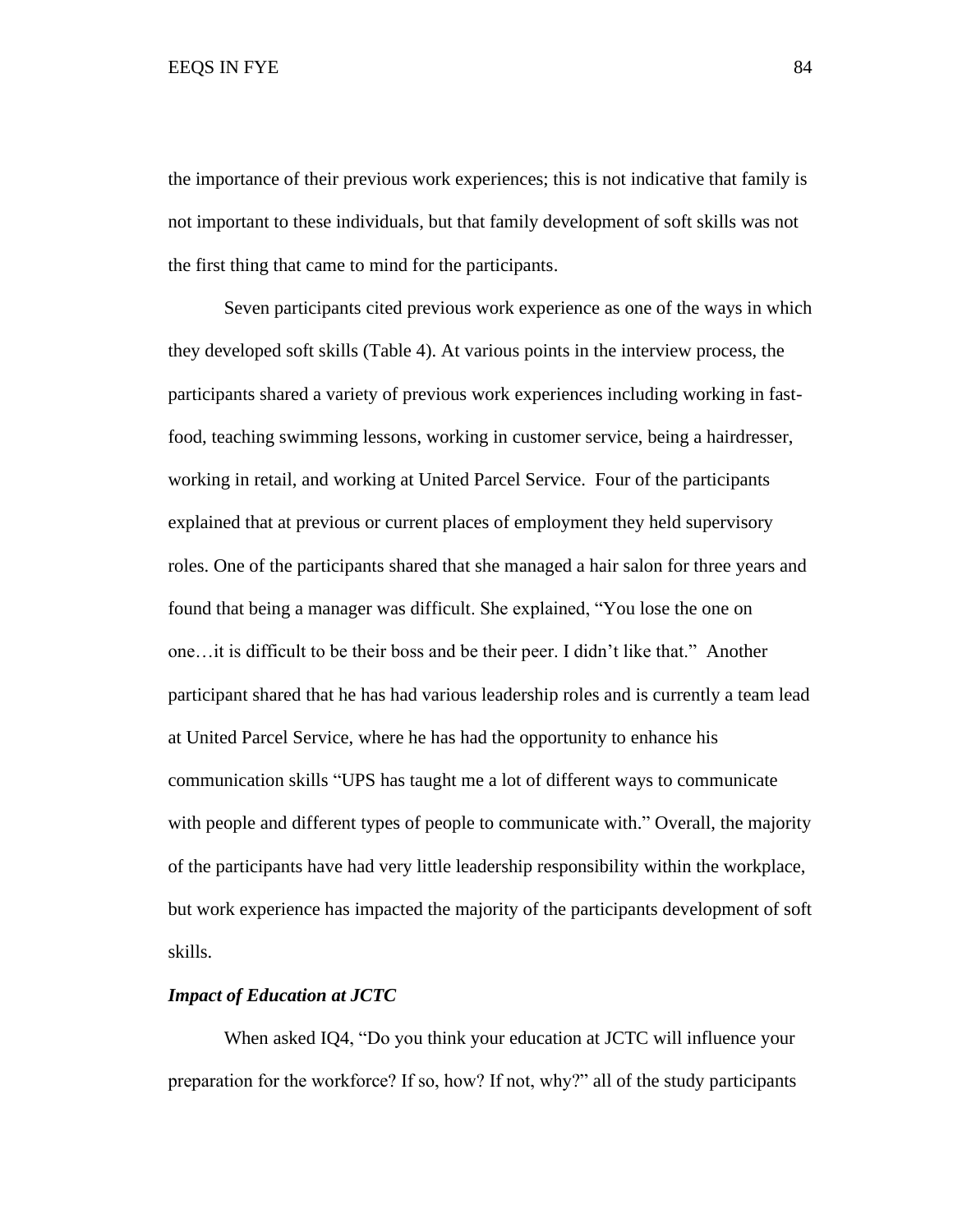the importance of their previous work experiences; this is not indicative that family is not important to these individuals, but that family development of soft skills was not the first thing that came to mind for the participants.

Seven participants cited previous work experience as one of the ways in which they developed soft skills (Table 4). At various points in the interview process, the participants shared a variety of previous work experiences including working in fast-food, teaching swimming lessons, working in customer service, being a hairdresser, working in retail, and working at United Parcel Service. Four of the participants explained that at previous or current places of employment they held supervisory roles. One of the participants shared that she managed a hair salon for three years and found that being a manager was difficult. She explained, "You lose the one on one…it is difficult to be their boss and be their peer. I didn't like that." Another participant shared that he has had various leadership roles and is currently a team lead at United Parcel Service, where he has had the opportunity to enhance his communication skills "UPS has taught me a lot of different ways to communicate with people and different types of people to communicate with." Overall, the majority of the participants have had very little leadership responsibility within the workplace, but work experience has impacted the majority of the participants development of soft skills.

***Impact of Education at JCTC***

When asked IQ4, "Do you think your education at JCTC will influence your preparation for the workforce? If so, how? If not, why?" all of the study participants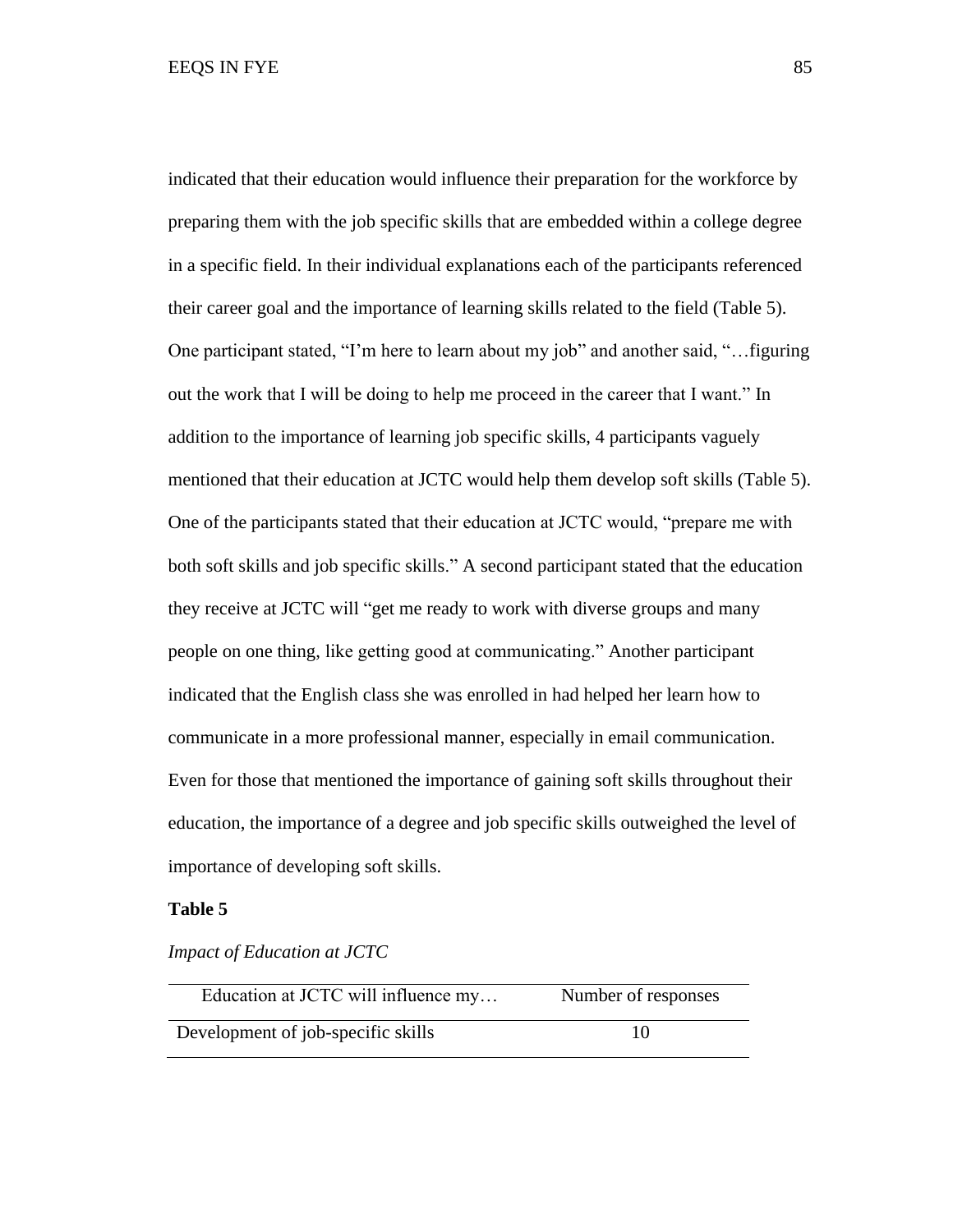indicated that their education would influence their preparation for the workforce by preparing them with the job specific skills that are embedded within a college degree in a specific field. In their individual explanations each of the participants referenced their career goal and the importance of learning skills related to the field (Table 5). One participant stated, "I'm here to learn about my job" and another said, "…figuring out the work that I will be doing to help me proceed in the career that I want." In addition to the importance of learning job specific skills, 4 participants vaguely mentioned that their education at JCTC would help them develop soft skills (Table 5). One of the participants stated that their education at JCTC would, "prepare me with both soft skills and job specific skills." A second participant stated that the education they receive at JCTC will "get me ready to work with diverse groups and many people on one thing, like getting good at communicating." Another participant indicated that the English class she was enrolled in had helped her learn how to communicate in a more professional manner, especially in email communication. Even for those that mentioned the importance of gaining soft skills throughout their education, the importance of a degree and job specific skills outweighed the level of importance of developing soft skills.

**Table 5**

*Impact of Education at JCTC*

| Education at JCTC will influence my… | Number of responses |
|---|---|
| Development of job-specific skills | 10 |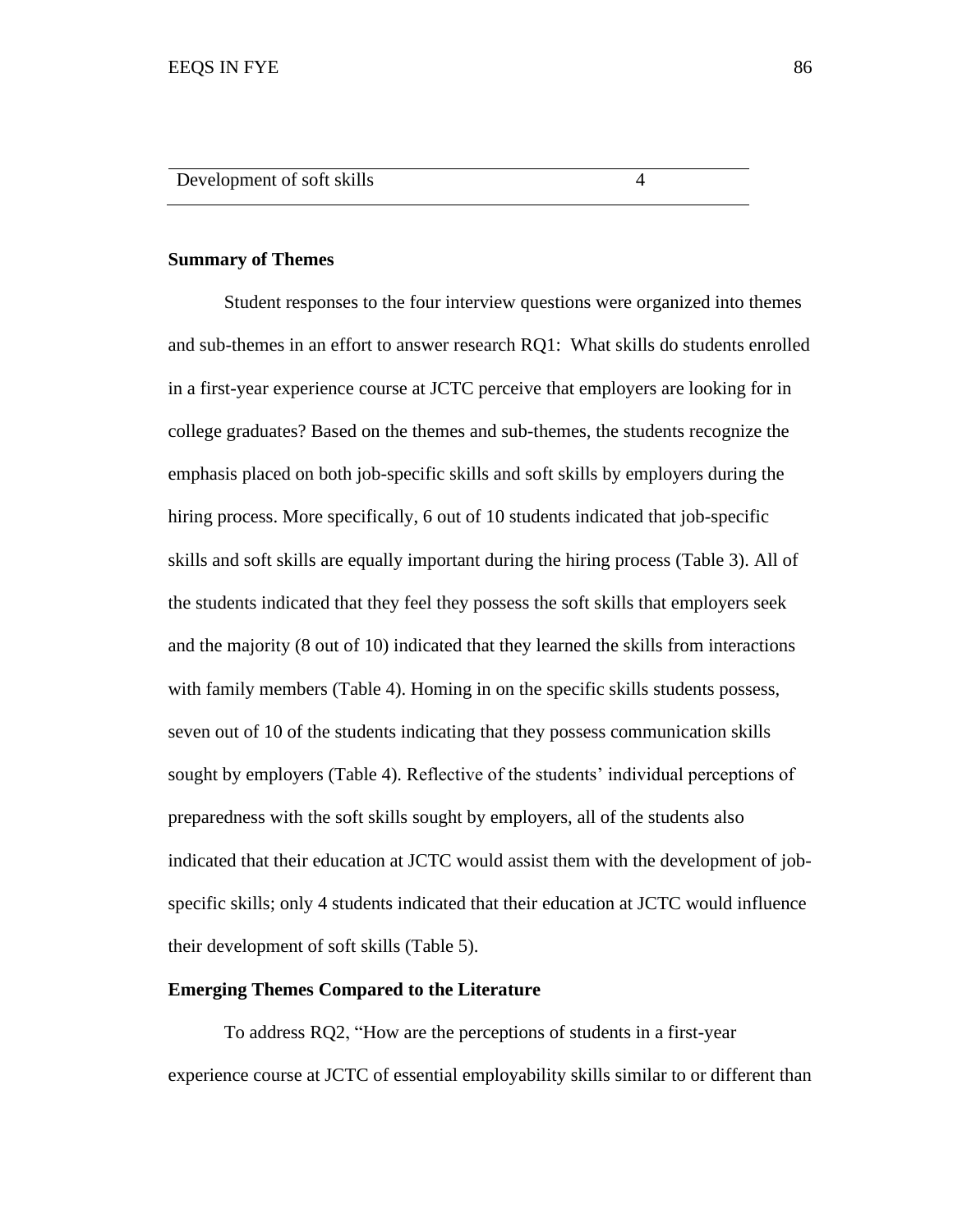| Development of soft skills | 4 |
|---|---|

**Summary of Themes**

Student responses to the four interview questions were organized into themes and sub-themes in an effort to answer research RQ1: What skills do students enrolled in a first-year experience course at JCTC perceive that employers are looking for in college graduates? Based on the themes and sub-themes, the students recognize the emphasis placed on both job-specific skills and soft skills by employers during the hiring process. More specifically, 6 out of 10 students indicated that job-specific skills and soft skills are equally important during the hiring process (Table 3). All of the students indicated that they feel they possess the soft skills that employers seek and the majority (8 out of 10) indicated that they learned the skills from interactions with family members (Table 4). Homing in on the specific skills students possess, seven out of 10 of the students indicating that they possess communication skills sought by employers (Table 4). Reflective of the students' individual perceptions of preparedness with the soft skills sought by employers, all of the students also indicated that their education at JCTC would assist them with the development of job-specific skills; only 4 students indicated that their education at JCTC would influence their development of soft skills (Table 5).

**Emerging Themes Compared to the Literature**

To address RQ2, "How are the perceptions of students in a first-year experience course at JCTC of essential employability skills similar to or different than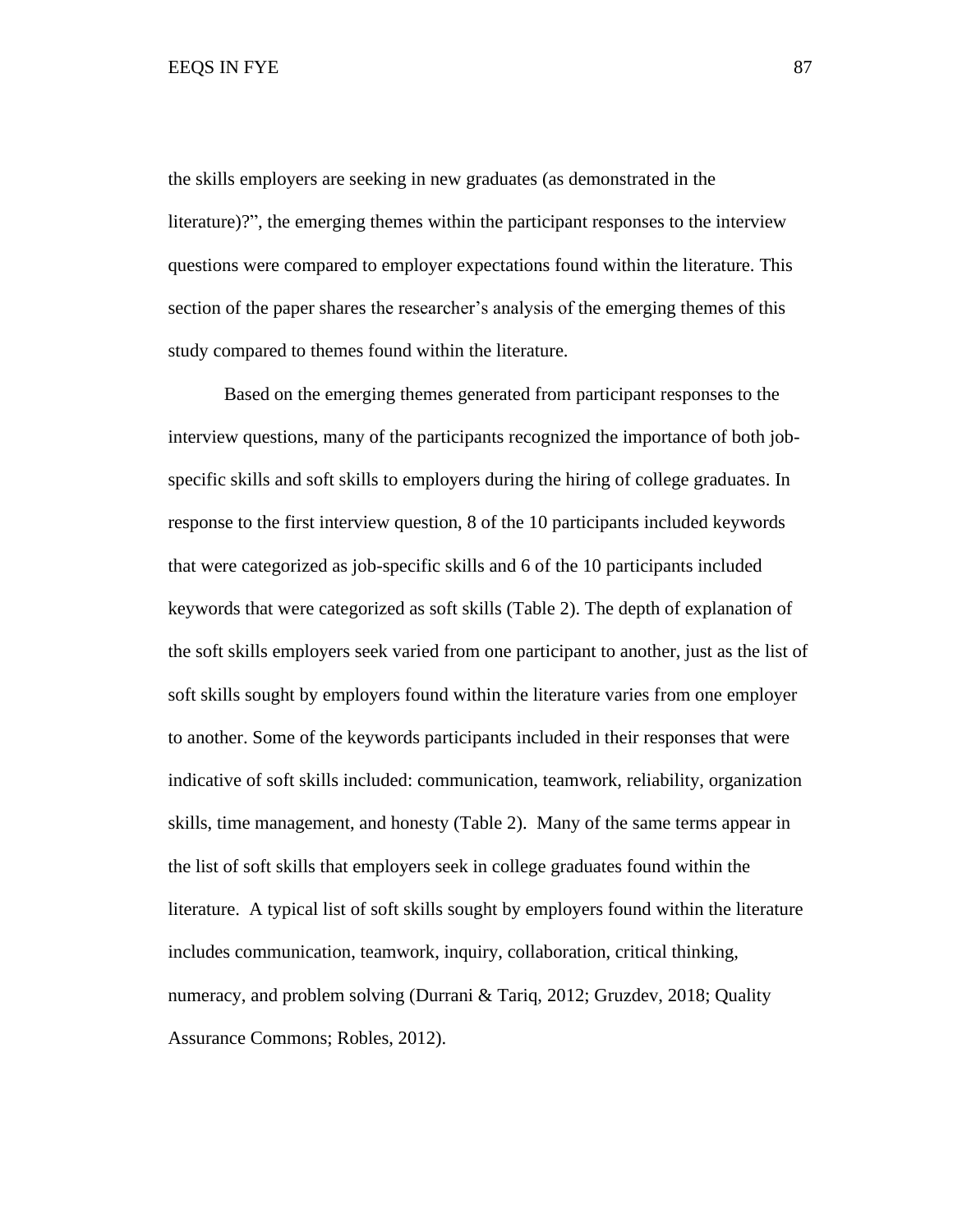the skills employers are seeking in new graduates (as demonstrated in the literature)?", the emerging themes within the participant responses to the interview questions were compared to employer expectations found within the literature. This section of the paper shares the researcher's analysis of the emerging themes of this study compared to themes found within the literature.

Based on the emerging themes generated from participant responses to the interview questions, many of the participants recognized the importance of both job-specific skills and soft skills to employers during the hiring of college graduates. In response to the first interview question, 8 of the 10 participants included keywords that were categorized as job-specific skills and 6 of the 10 participants included keywords that were categorized as soft skills (Table 2). The depth of explanation of the soft skills employers seek varied from one participant to another, just as the list of soft skills sought by employers found within the literature varies from one employer to another. Some of the keywords participants included in their responses that were indicative of soft skills included: communication, teamwork, reliability, organization skills, time management, and honesty (Table 2). Many of the same terms appear in the list of soft skills that employers seek in college graduates found within the literature. A typical list of soft skills sought by employers found within the literature includes communication, teamwork, inquiry, collaboration, critical thinking, numeracy, and problem solving (Durrani & Tariq, 2012; Gruzdev, 2018; Quality Assurance Commons; Robles, 2012).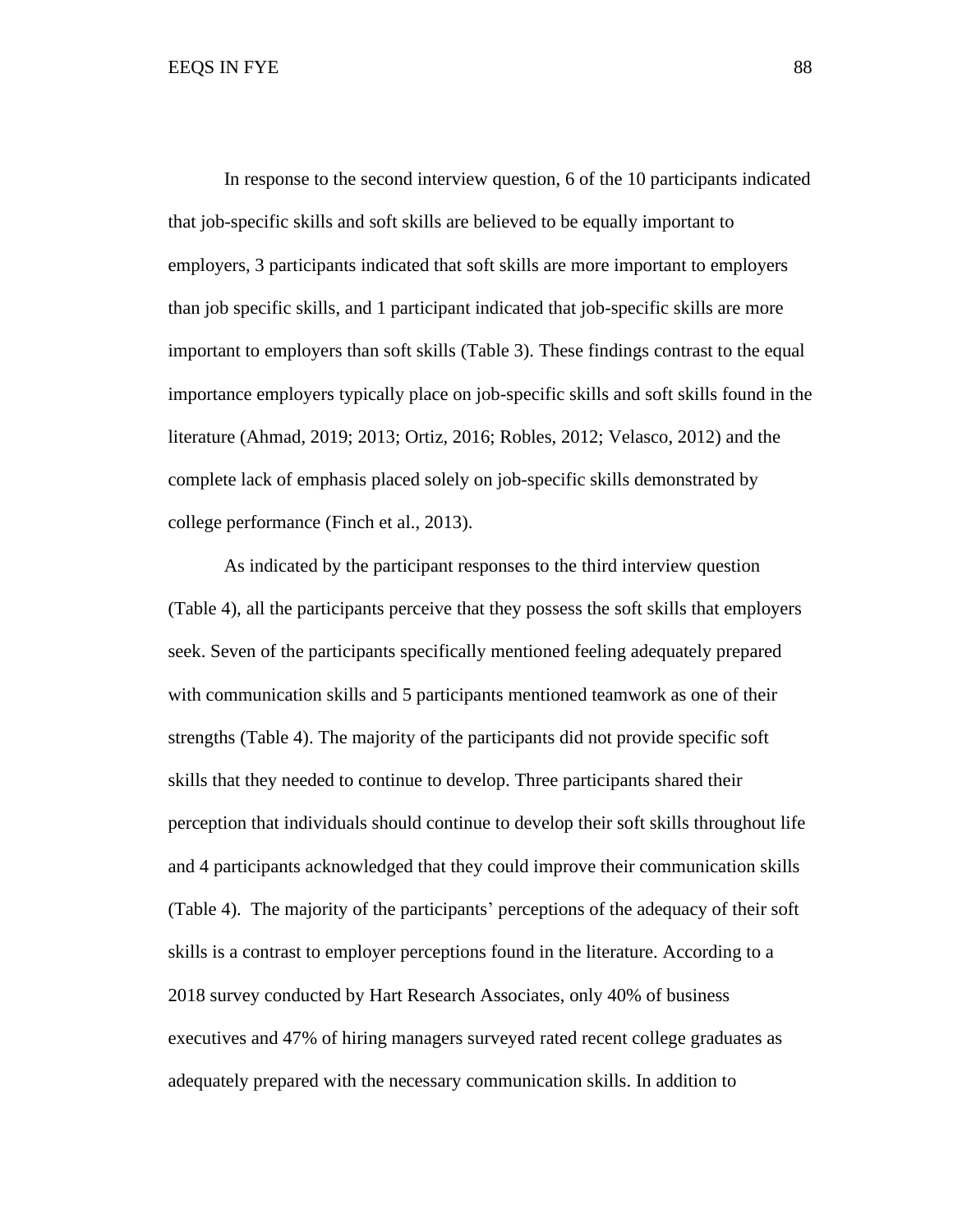In response to the second interview question, 6 of the 10 participants indicated that job-specific skills and soft skills are believed to be equally important to employers, 3 participants indicated that soft skills are more important to employers than job specific skills, and 1 participant indicated that job-specific skills are more important to employers than soft skills (Table 3). These findings contrast to the equal importance employers typically place on job-specific skills and soft skills found in the literature (Ahmad, 2019; 2013; Ortiz, 2016; Robles, 2012; Velasco, 2012) and the complete lack of emphasis placed solely on job-specific skills demonstrated by college performance (Finch et al., 2013).

As indicated by the participant responses to the third interview question (Table 4), all the participants perceive that they possess the soft skills that employers seek. Seven of the participants specifically mentioned feeling adequately prepared with communication skills and 5 participants mentioned teamwork as one of their strengths (Table 4). The majority of the participants did not provide specific soft skills that they needed to continue to develop. Three participants shared their perception that individuals should continue to develop their soft skills throughout life and 4 participants acknowledged that they could improve their communication skills (Table 4). The majority of the participants' perceptions of the adequacy of their soft skills is a contrast to employer perceptions found in the literature. According to a 2018 survey conducted by Hart Research Associates, only 40% of business executives and 47% of hiring managers surveyed rated recent college graduates as adequately prepared with the necessary communication skills. In addition to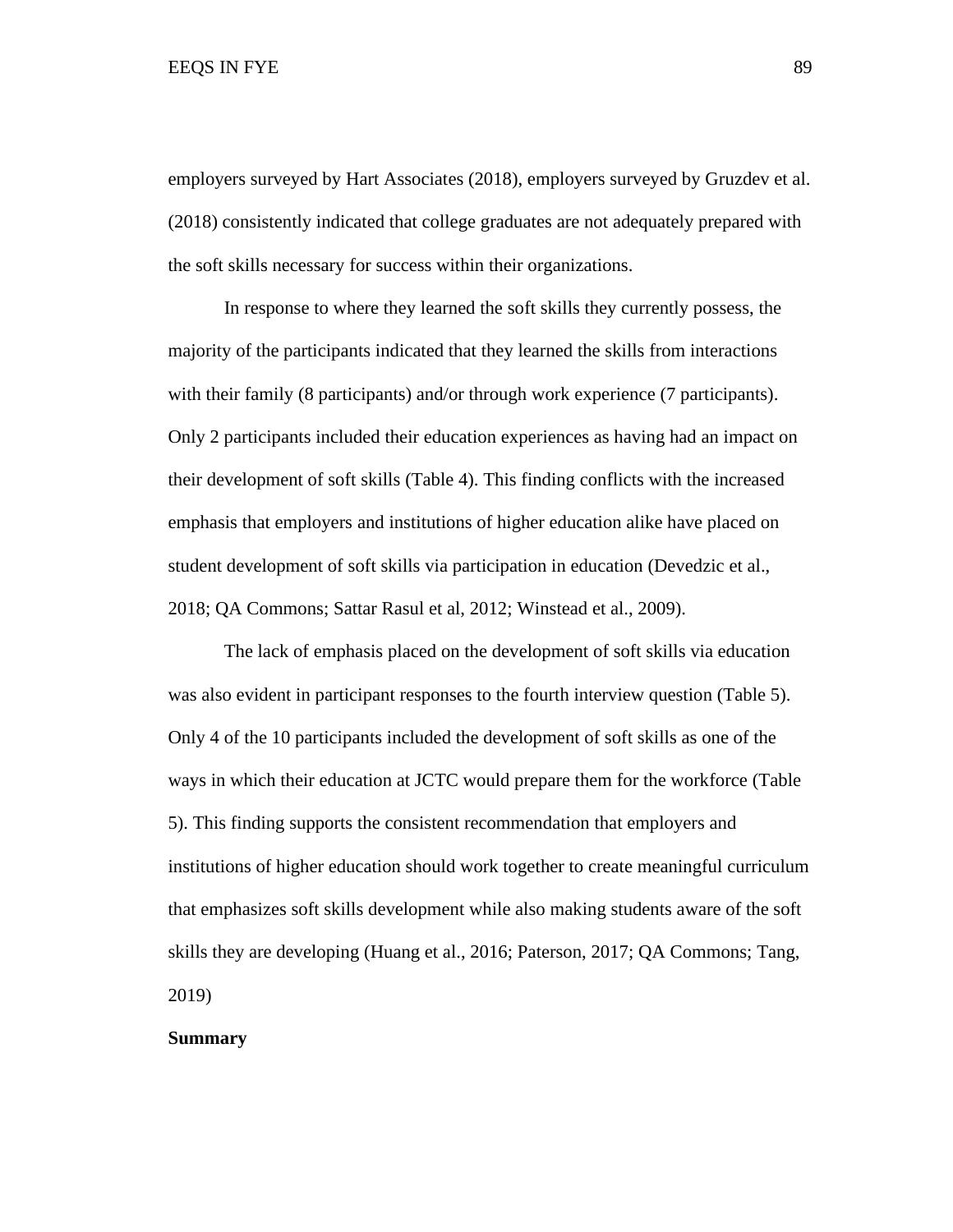employers surveyed by Hart Associates (2018), employers surveyed by Gruzdev et al. (2018) consistently indicated that college graduates are not adequately prepared with the soft skills necessary for success within their organizations.

In response to where they learned the soft skills they currently possess, the majority of the participants indicated that they learned the skills from interactions with their family (8 participants) and/or through work experience (7 participants). Only 2 participants included their education experiences as having had an impact on their development of soft skills (Table 4). This finding conflicts with the increased emphasis that employers and institutions of higher education alike have placed on student development of soft skills via participation in education (Devedzic et al., 2018; QA Commons; Sattar Rasul et al, 2012; Winstead et al., 2009).

The lack of emphasis placed on the development of soft skills via education was also evident in participant responses to the fourth interview question (Table 5). Only 4 of the 10 participants included the development of soft skills as one of the ways in which their education at JCTC would prepare them for the workforce (Table 5). This finding supports the consistent recommendation that employers and institutions of higher education should work together to create meaningful curriculum that emphasizes soft skills development while also making students aware of the soft skills they are developing (Huang et al., 2016; Paterson, 2017; QA Commons; Tang, 2019)

**Summary**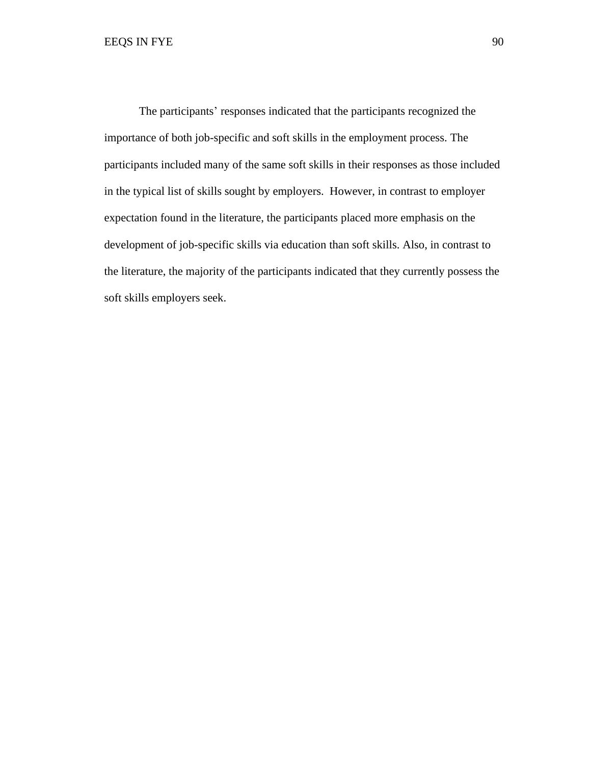The participants’ responses indicated that the participants recognized the importance of both job-specific and soft skills in the employment process. The participants included many of the same soft skills in their responses as those included in the typical list of skills sought by employers. However, in contrast to employer expectation found in the literature, the participants placed more emphasis on the development of job-specific skills via education than soft skills. Also, in contrast to the literature, the majority of the participants indicated that they currently possess the soft skills employers seek.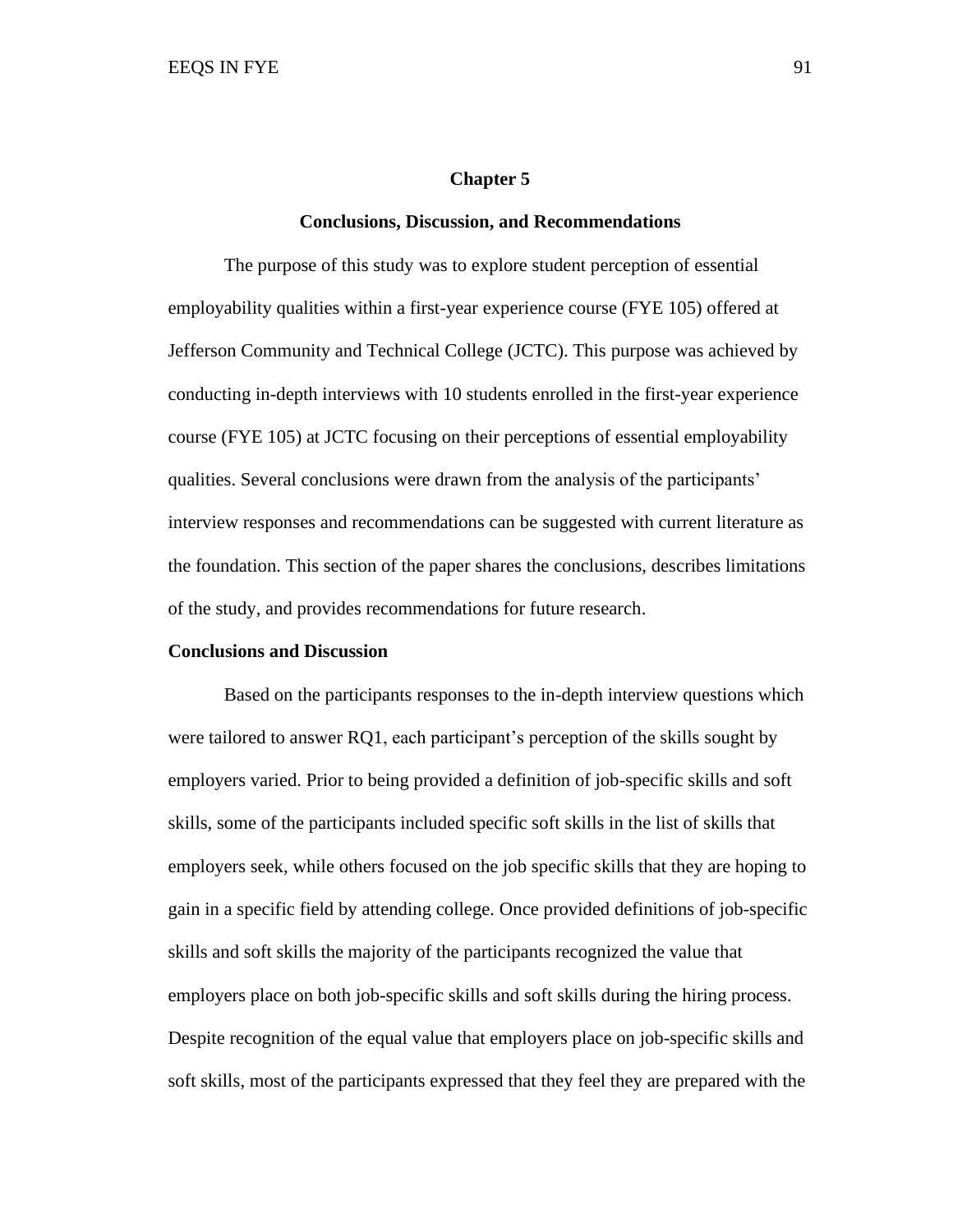# Chapter 5

## Conclusions, Discussion, and Recommendations

The purpose of this study was to explore student perception of essential employability qualities within a first-year experience course (FYE 105) offered at Jefferson Community and Technical College (JCTC). This purpose was achieved by conducting in-depth interviews with 10 students enrolled in the first-year experience course (FYE 105) at JCTC focusing on their perceptions of essential employability qualities. Several conclusions were drawn from the analysis of the participants' interview responses and recommendations can be suggested with current literature as the foundation. This section of the paper shares the conclusions, describes limitations of the study, and provides recommendations for future research.

### Conclusions and Discussion

Based on the participants responses to the in-depth interview questions which were tailored to answer RQ1, each participant's perception of the skills sought by employers varied. Prior to being provided a definition of job-specific skills and soft skills, some of the participants included specific soft skills in the list of skills that employers seek, while others focused on the job specific skills that they are hoping to gain in a specific field by attending college. Once provided definitions of job-specific skills and soft skills the majority of the participants recognized the value that employers place on both job-specific skills and soft skills during the hiring process. Despite recognition of the equal value that employers place on job-specific skills and soft skills, most of the participants expressed that they feel they are prepared with the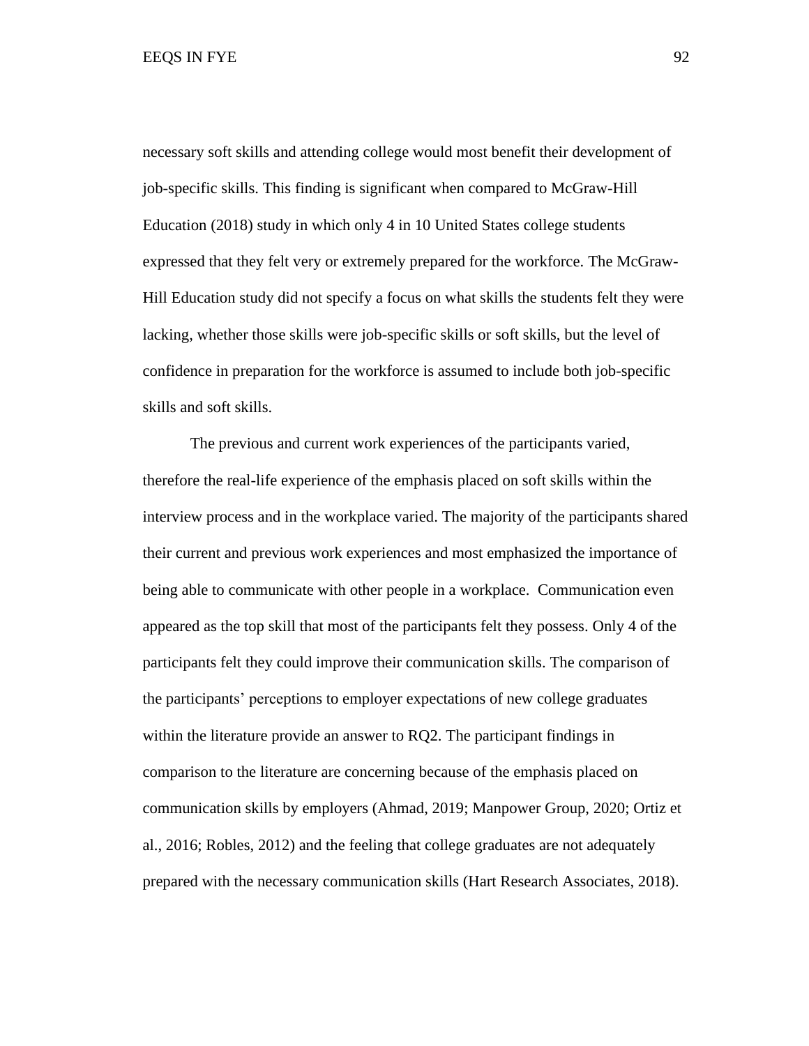necessary soft skills and attending college would most benefit their development of job-specific skills. This finding is significant when compared to McGraw-Hill Education (2018) study in which only 4 in 10 United States college students expressed that they felt very or extremely prepared for the workforce. The McGraw-Hill Education study did not specify a focus on what skills the students felt they were lacking, whether those skills were job-specific skills or soft skills, but the level of confidence in preparation for the workforce is assumed to include both job-specific skills and soft skills.

The previous and current work experiences of the participants varied, therefore the real-life experience of the emphasis placed on soft skills within the interview process and in the workplace varied. The majority of the participants shared their current and previous work experiences and most emphasized the importance of being able to communicate with other people in a workplace. Communication even appeared as the top skill that most of the participants felt they possess. Only 4 of the participants felt they could improve their communication skills. The comparison of the participants' perceptions to employer expectations of new college graduates within the literature provide an answer to RQ2. The participant findings in comparison to the literature are concerning because of the emphasis placed on communication skills by employers (Ahmad, 2019; Manpower Group, 2020; Ortiz et al., 2016; Robles, 2012) and the feeling that college graduates are not adequately prepared with the necessary communication skills (Hart Research Associates, 2018).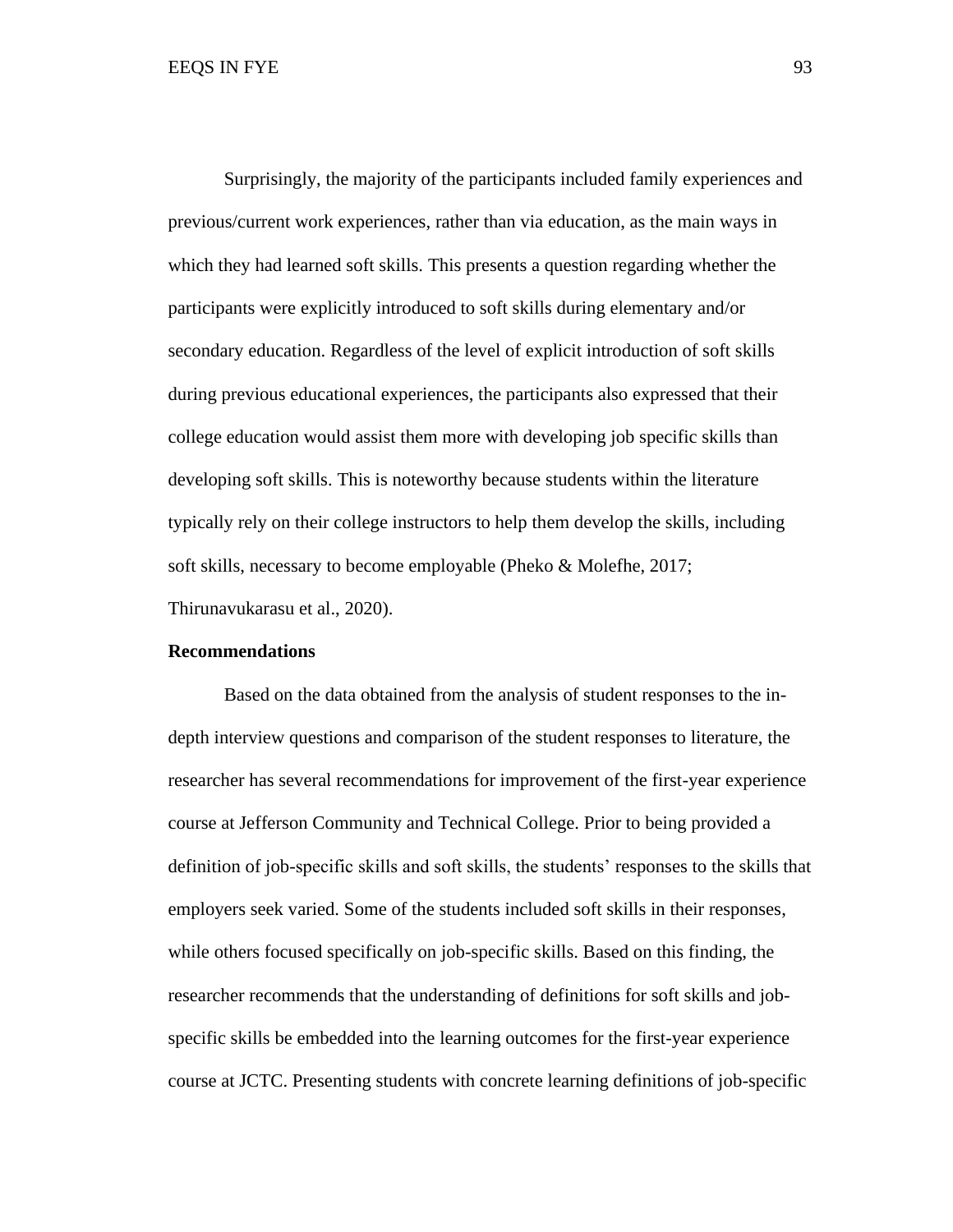Surprisingly, the majority of the participants included family experiences and previous/current work experiences, rather than via education, as the main ways in which they had learned soft skills. This presents a question regarding whether the participants were explicitly introduced to soft skills during elementary and/or secondary education. Regardless of the level of explicit introduction of soft skills during previous educational experiences, the participants also expressed that their college education would assist them more with developing job specific skills than developing soft skills. This is noteworthy because students within the literature typically rely on their college instructors to help them develop the skills, including soft skills, necessary to become employable (Pheko & Molefhe, 2017; Thirunavukarasu et al., 2020).

## Recommendations

Based on the data obtained from the analysis of student responses to the in-depth interview questions and comparison of the student responses to literature, the researcher has several recommendations for improvement of the first-year experience course at Jefferson Community and Technical College. Prior to being provided a definition of job-specific skills and soft skills, the students' responses to the skills that employers seek varied. Some of the students included soft skills in their responses, while others focused specifically on job-specific skills. Based on this finding, the researcher recommends that the understanding of definitions for soft skills and job-specific skills be embedded into the learning outcomes for the first-year experience course at JCTC. Presenting students with concrete learning definitions of job-specific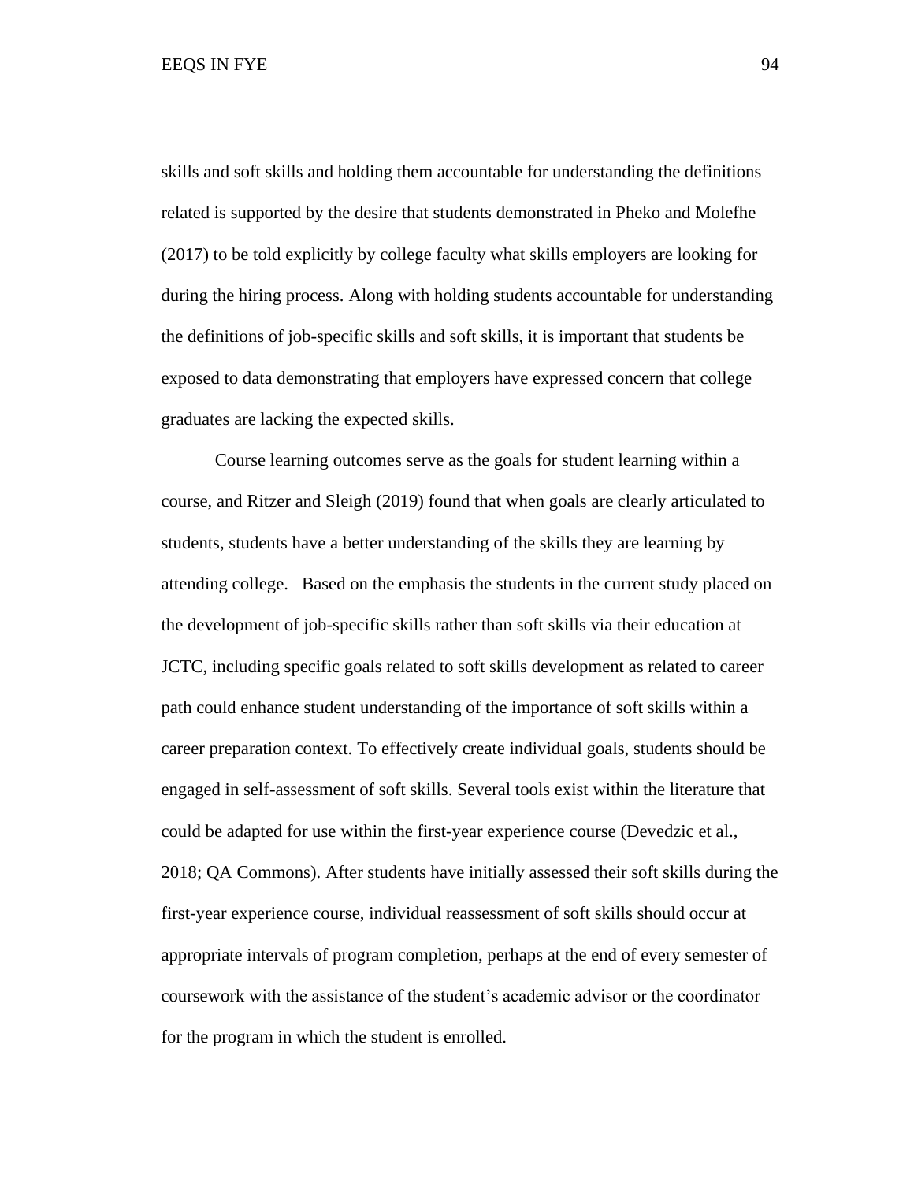skills and soft skills and holding them accountable for understanding the definitions related is supported by the desire that students demonstrated in Pheko and Molefhe (2017) to be told explicitly by college faculty what skills employers are looking for during the hiring process. Along with holding students accountable for understanding the definitions of job-specific skills and soft skills, it is important that students be exposed to data demonstrating that employers have expressed concern that college graduates are lacking the expected skills.

Course learning outcomes serve as the goals for student learning within a course, and Ritzer and Sleigh (2019) found that when goals are clearly articulated to students, students have a better understanding of the skills they are learning by attending college. Based on the emphasis the students in the current study placed on the development of job-specific skills rather than soft skills via their education at JCTC, including specific goals related to soft skills development as related to career path could enhance student understanding of the importance of soft skills within a career preparation context. To effectively create individual goals, students should be engaged in self-assessment of soft skills. Several tools exist within the literature that could be adapted for use within the first-year experience course (Devedzic et al., 2018; QA Commons). After students have initially assessed their soft skills during the first-year experience course, individual reassessment of soft skills should occur at appropriate intervals of program completion, perhaps at the end of every semester of coursework with the assistance of the student's academic advisor or the coordinator for the program in which the student is enrolled.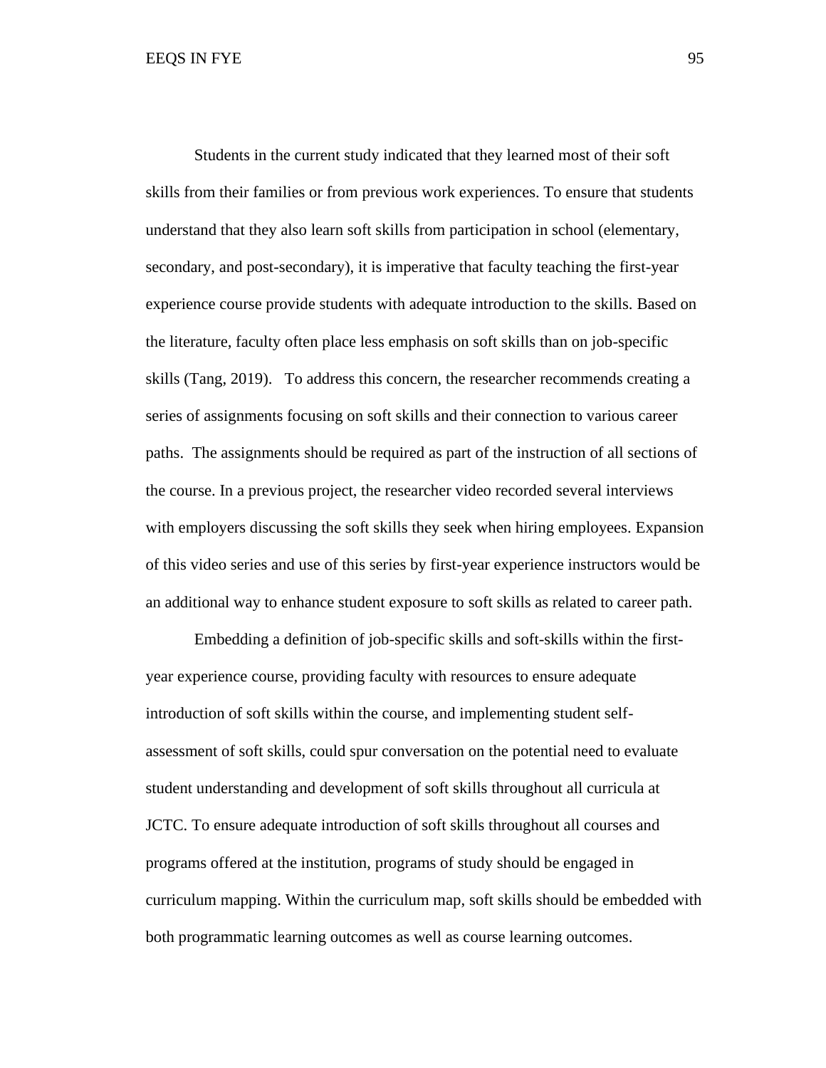Students in the current study indicated that they learned most of their soft skills from their families or from previous work experiences. To ensure that students understand that they also learn soft skills from participation in school (elementary, secondary, and post-secondary), it is imperative that faculty teaching the first-year experience course provide students with adequate introduction to the skills. Based on the literature, faculty often place less emphasis on soft skills than on job-specific skills (Tang, 2019). To address this concern, the researcher recommends creating a series of assignments focusing on soft skills and their connection to various career paths. The assignments should be required as part of the instruction of all sections of the course. In a previous project, the researcher video recorded several interviews with employers discussing the soft skills they seek when hiring employees. Expansion of this video series and use of this series by first-year experience instructors would be an additional way to enhance student exposure to soft skills as related to career path.

Embedding a definition of job-specific skills and soft-skills within the first-year experience course, providing faculty with resources to ensure adequate introduction of soft skills within the course, and implementing student self-assessment of soft skills, could spur conversation on the potential need to evaluate student understanding and development of soft skills throughout all curricula at JCTC. To ensure adequate introduction of soft skills throughout all courses and programs offered at the institution, programs of study should be engaged in curriculum mapping. Within the curriculum map, soft skills should be embedded with both programmatic learning outcomes as well as course learning outcomes.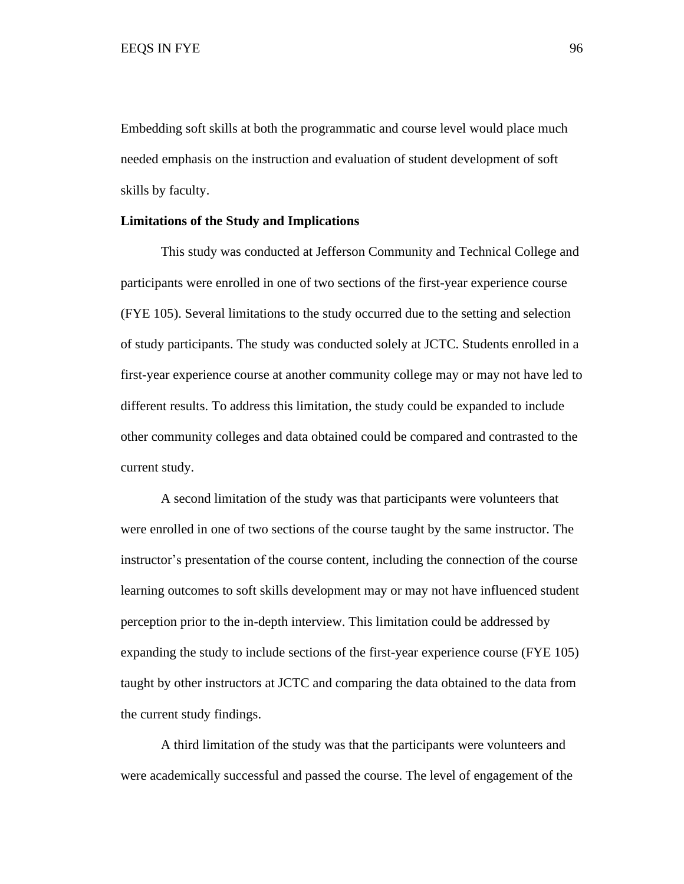Embedding soft skills at both the programmatic and course level would place much needed emphasis on the instruction and evaluation of student development of soft skills by faculty.

**Limitations of the Study and Implications**

This study was conducted at Jefferson Community and Technical College and participants were enrolled in one of two sections of the first-year experience course (FYE 105). Several limitations to the study occurred due to the setting and selection of study participants. The study was conducted solely at JCTC. Students enrolled in a first-year experience course at another community college may or may not have led to different results. To address this limitation, the study could be expanded to include other community colleges and data obtained could be compared and contrasted to the current study.

A second limitation of the study was that participants were volunteers that were enrolled in one of two sections of the course taught by the same instructor. The instructor's presentation of the course content, including the connection of the course learning outcomes to soft skills development may or may not have influenced student perception prior to the in-depth interview. This limitation could be addressed by expanding the study to include sections of the first-year experience course (FYE 105) taught by other instructors at JCTC and comparing the data obtained to the data from the current study findings.

A third limitation of the study was that the participants were volunteers and were academically successful and passed the course. The level of engagement of the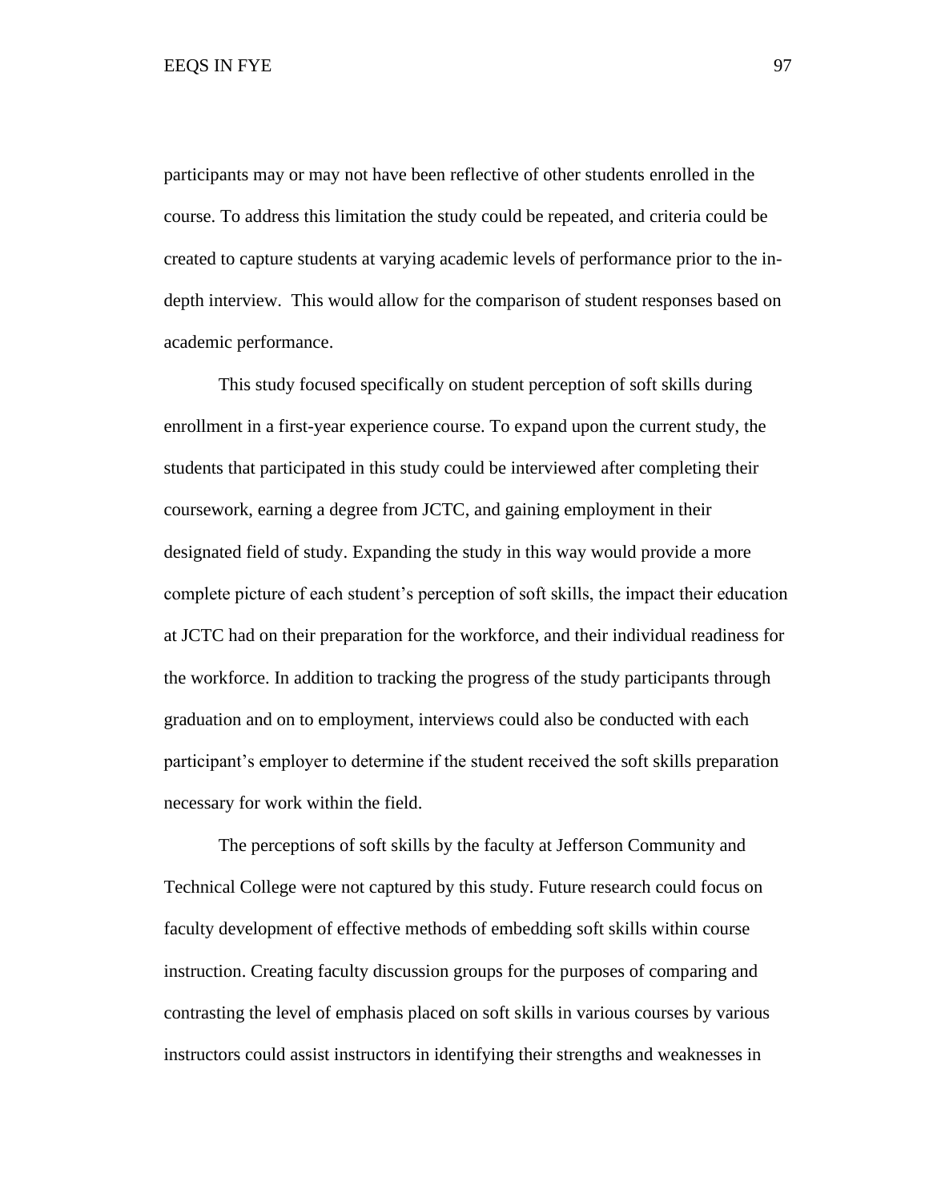participants may or may not have been reflective of other students enrolled in the course. To address this limitation the study could be repeated, and criteria could be created to capture students at varying academic levels of performance prior to the in-depth interview. This would allow for the comparison of student responses based on academic performance.

This study focused specifically on student perception of soft skills during enrollment in a first-year experience course. To expand upon the current study, the students that participated in this study could be interviewed after completing their coursework, earning a degree from JCTC, and gaining employment in their designated field of study. Expanding the study in this way would provide a more complete picture of each student's perception of soft skills, the impact their education at JCTC had on their preparation for the workforce, and their individual readiness for the workforce. In addition to tracking the progress of the study participants through graduation and on to employment, interviews could also be conducted with each participant's employer to determine if the student received the soft skills preparation necessary for work within the field.

The perceptions of soft skills by the faculty at Jefferson Community and Technical College were not captured by this study. Future research could focus on faculty development of effective methods of embedding soft skills within course instruction. Creating faculty discussion groups for the purposes of comparing and contrasting the level of emphasis placed on soft skills in various courses by various instructors could assist instructors in identifying their strengths and weaknesses in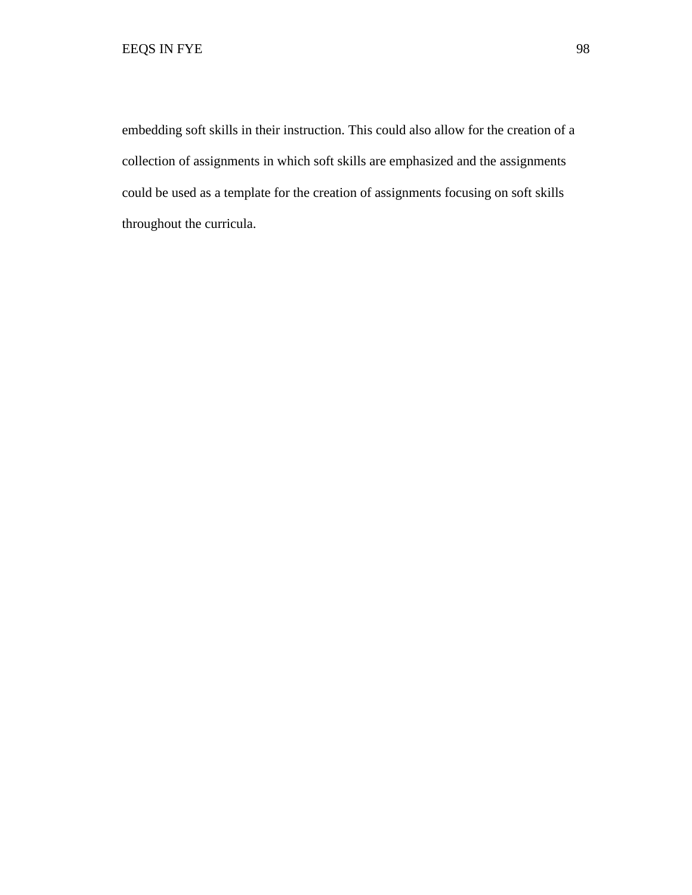embedding soft skills in their instruction. This could also allow for the creation of a collection of assignments in which soft skills are emphasized and the assignments could be used as a template for the creation of assignments focusing on soft skills throughout the curricula.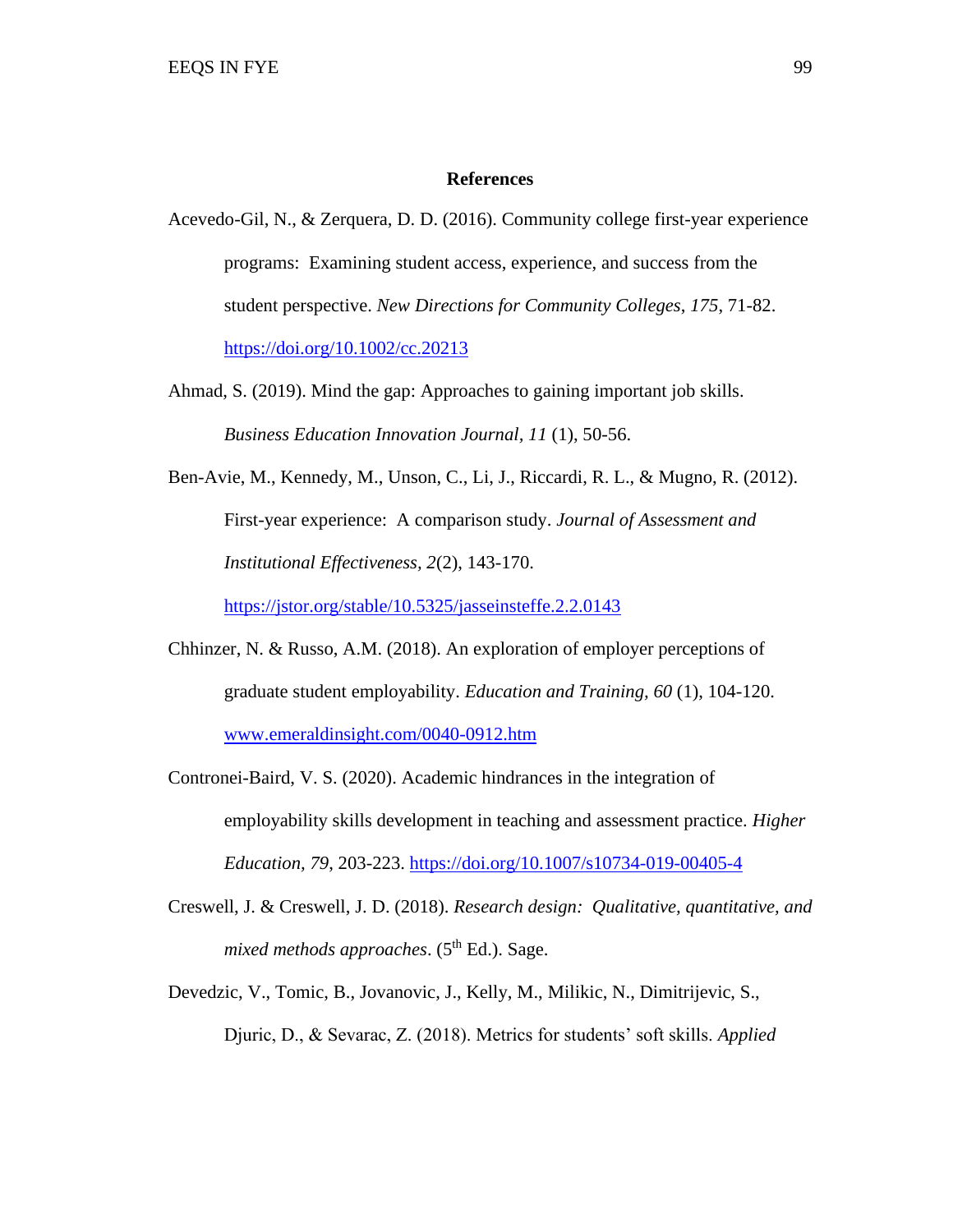# References

Acevedo-Gil, N., & Zerquera, D. D. (2016). Community college first-year experience programs: Examining student access, experience, and success from the student perspective. *New Directions for Community Colleges, 175*, 71-82. https://doi.org/10.1002/cc.20213

Ahmad, S. (2019). Mind the gap: Approaches to gaining important job skills. *Business Education Innovation Journal*, *11* (1), 50-56.

Ben-Avie, M., Kennedy, M., Unson, C., Li, J., Riccardi, R. L., & Mugno, R. (2012). First-year experience: A comparison study. *Journal of Assessment and Institutional Effectiveness, 2*(2), 143-170. https://jstor.org/stable/10.5325/jasseinsteffe.2.2.0143

Chhinzer, N. & Russo, A.M. (2018). An exploration of employer perceptions of graduate student employability. *Education and Training, 60* (1), 104-120. www.emeraldinsight.com/0040-0912.htm

Contronei-Baird, V. S. (2020). Academic hindrances in the integration of employability skills development in teaching and assessment practice. *Higher Education, 79*, 203-223. https://doi.org/10.1007/s10734-019-00405-4

Creswell, J. & Creswell, J. D. (2018). *Research design: Qualitative, quantitative, and mixed methods approaches*. (5th Ed.). Sage.

Devedzic, V., Tomic, B., Jovanovic, J., Kelly, M., Milikic, N., Dimitrijevic, S., Djuric, D., & Sevarac, Z. (2018). Metrics for students' soft skills. *Applied*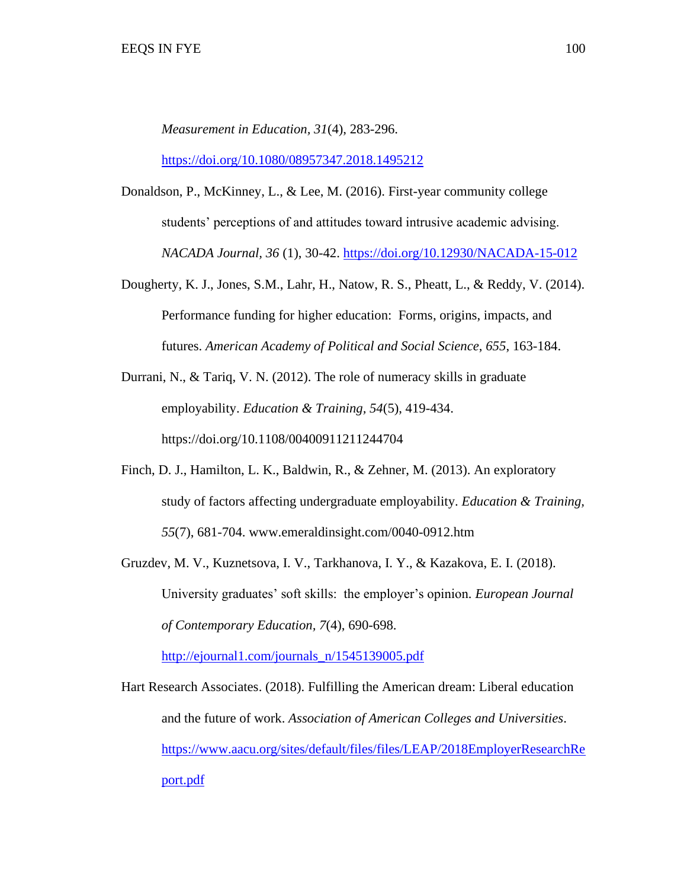*Measurement in Education, 31*(4), 283-296. https://doi.org/10.1080/08957347.2018.1495212

Donaldson, P., McKinney, L., & Lee, M. (2016). First-year community college students' perceptions of and attitudes toward intrusive academic advising. *NACADA Journal, 36* (1), 30-42. https://doi.org/10.12930/NACADA-15-012

Dougherty, K. J., Jones, S.M., Lahr, H., Natow, R. S., Pheatt, L., & Reddy, V. (2014). Performance funding for higher education: Forms, origins, impacts, and futures. *American Academy of Political and Social Science*, *655*, 163-184.

Durrani, N., & Tariq, V. N. (2012). The role of numeracy skills in graduate employability. *Education & Training*, *54*(5), 419-434. https://doi.org/10.1108/00400911211244704

Finch, D. J., Hamilton, L. K., Baldwin, R., & Zehner, M. (2013). An exploratory study of factors affecting undergraduate employability. *Education & Training, 55*(7), 681-704. www.emeraldinsight.com/0040-0912.htm

Gruzdev, M. V., Kuznetsova, I. V., Tarkhanova, I. Y., & Kazakova, E. I. (2018). University graduates' soft skills: the employer's opinion. *European Journal of Contemporary Education*, *7*(4), 690-698. http://ejournal1.com/journals_n/1545139005.pdf

Hart Research Associates. (2018). Fulfilling the American dream: Liberal education and the future of work. *Association of American Colleges and Universities*. https://www.aacu.org/sites/default/files/files/LEAP/2018EmployerResearchReport.pdf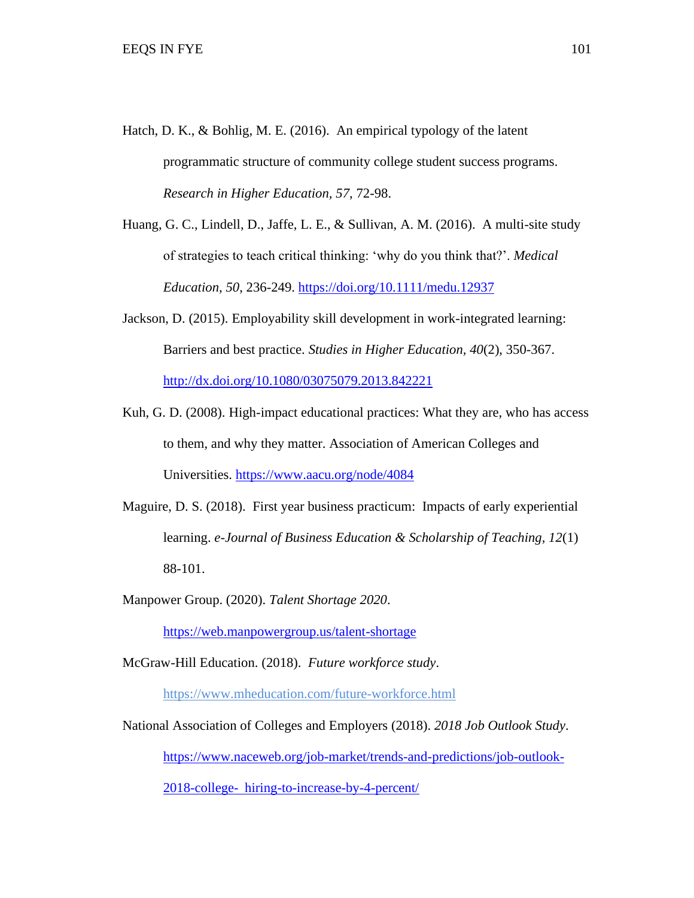Hatch, D. K., & Bohlig, M. E. (2016). An empirical typology of the latent programmatic structure of community college student success programs. *Research in Higher Education, 57*, 72-98.

Huang, G. C., Lindell, D., Jaffe, L. E., & Sullivan, A. M. (2016). A multi-site study of strategies to teach critical thinking: 'why do you think that?'. *Medical Education, 50*, 236-249. https://doi.org/10.1111/medu.12937

Jackson, D. (2015). Employability skill development in work-integrated learning: Barriers and best practice. *Studies in Higher Education, 40*(2), 350-367. http://dx.doi.org/10.1080/03075079.2013.842221

Kuh, G. D. (2008). High-impact educational practices: What they are, who has access to them, and why they matter. Association of American Colleges and Universities. https://www.aacu.org/node/4084

Maguire, D. S. (2018). First year business practicum: Impacts of early experiential learning. *e-Journal of Business Education & Scholarship of Teaching, 12*(1) 88-101.

Manpower Group. (2020). *Talent Shortage 2020*. https://web.manpowergroup.us/talent-shortage

McGraw-Hill Education. (2018). *Future workforce study*. https://www.mheducation.com/future-workforce.html

National Association of Colleges and Employers (2018). *2018 Job Outlook Study*. https://www.naceweb.org/job-market/trends-and-predictions/job-outlook-2018-college- hiring-to-increase-by-4-percent/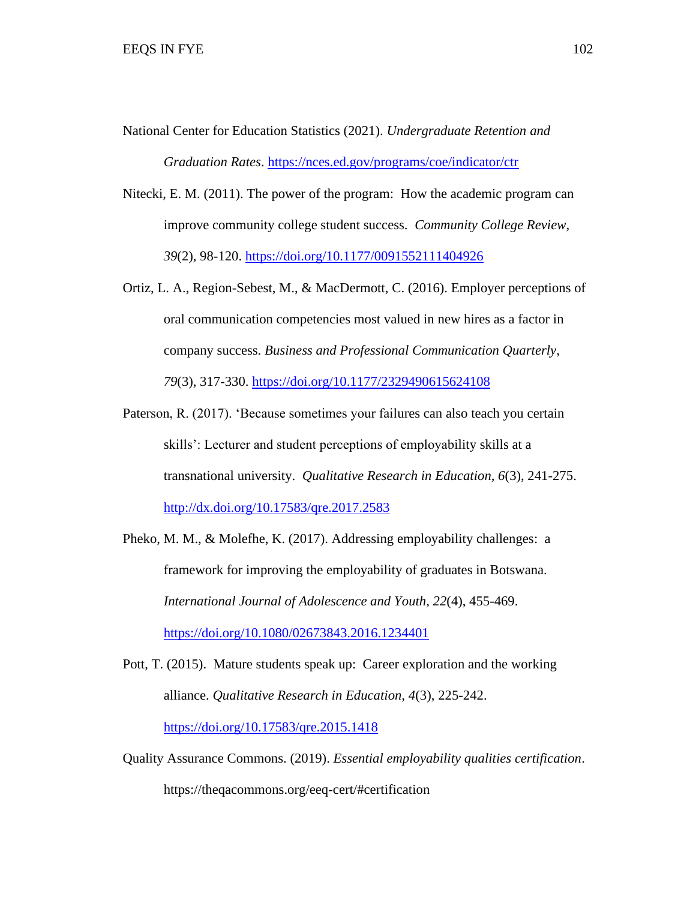National Center for Education Statistics (2021). *Undergraduate Retention and Graduation Rates*. https://nces.ed.gov/programs/coe/indicator/ctr

Nitecki, E. M. (2011). The power of the program: How the academic program can improve community college student success. *Community College Review*, *39*(2), 98-120. https://doi.org/10.1177/0091552111404926

Ortiz, L. A., Region-Sebest, M., & MacDermott, C. (2016). Employer perceptions of oral communication competencies most valued in new hires as a factor in company success. *Business and Professional Communication Quarterly*, *79*(3), 317-330. https://doi.org/10.1177/2329490615624108

Paterson, R. (2017). 'Because sometimes your failures can also teach you certain skills': Lecturer and student perceptions of employability skills at a transnational university. *Qualitative Research in Education*, *6*(3), 241-275. http://dx.doi.org/10.17583/qre.2017.2583

Pheko, M. M., & Molefhe, K. (2017). Addressing employability challenges: a framework for improving the employability of graduates in Botswana. *International Journal of Adolescence and Youth*, *22*(4), 455-469. https://doi.org/10.1080/02673843.2016.1234401

Pott, T. (2015). Mature students speak up: Career exploration and the working alliance. *Qualitative Research in Education*, *4*(3), 225-242. https://doi.org/10.17583/qre.2015.1418

Quality Assurance Commons. (2019). *Essential employability qualities certification*. https://theqacommons.org/eeq-cert/#certification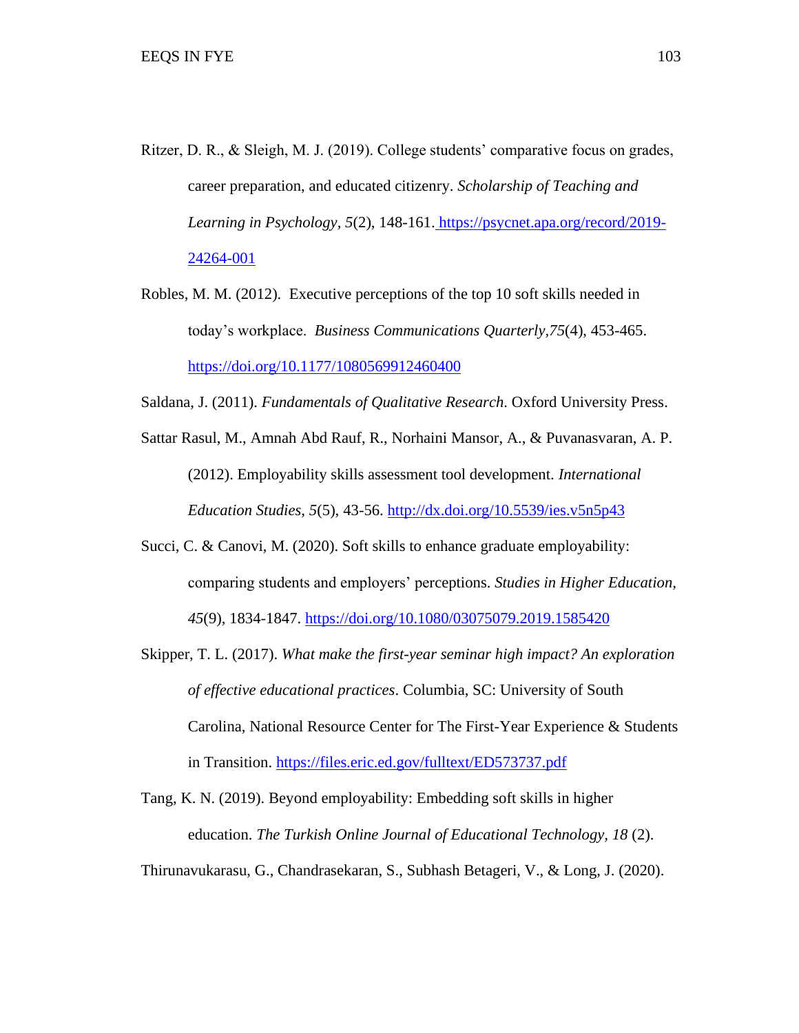Ritzer, D. R., & Sleigh, M. J. (2019). College students' comparative focus on grades, career preparation, and educated citizenry. *Scholarship of Teaching and Learning in Psychology*, *5*(2), 148-161. https://psycnet.apa.org/record/2019-24264-001

Robles, M. M. (2012). Executive perceptions of the top 10 soft skills needed in today's workplace. *Business Communications Quarterly*,*75*(4), 453-465. https://doi.org/10.1177/1080569912460400

Saldana, J. (2011). *Fundamentals of Qualitative Research*. Oxford University Press.

Sattar Rasul, M., Amnah Abd Rauf, R., Norhaini Mansor, A., & Puvanasvaran, A. P. (2012). Employability skills assessment tool development. *International Education Studies, 5*(5), 43-56. http://dx.doi.org/10.5539/ies.v5n5p43

Succi, C. & Canovi, M. (2020). Soft skills to enhance graduate employability: comparing students and employers' perceptions. *Studies in Higher Education*, *45*(9), 1834-1847. https://doi.org/10.1080/03075079.2019.1585420

Skipper, T. L. (2017). *What make the first-year seminar high impact? An exploration of effective educational practices*. Columbia, SC: University of South Carolina, National Resource Center for The First-Year Experience & Students in Transition. https://files.eric.ed.gov/fulltext/ED573737.pdf

Tang, K. N. (2019). Beyond employability: Embedding soft skills in higher education. *The Turkish Online Journal of Educational Technology*, *18* (2).

Thirunavukarasu, G., Chandrasekaran, S., Subhash Betageri, V., & Long, J. (2020).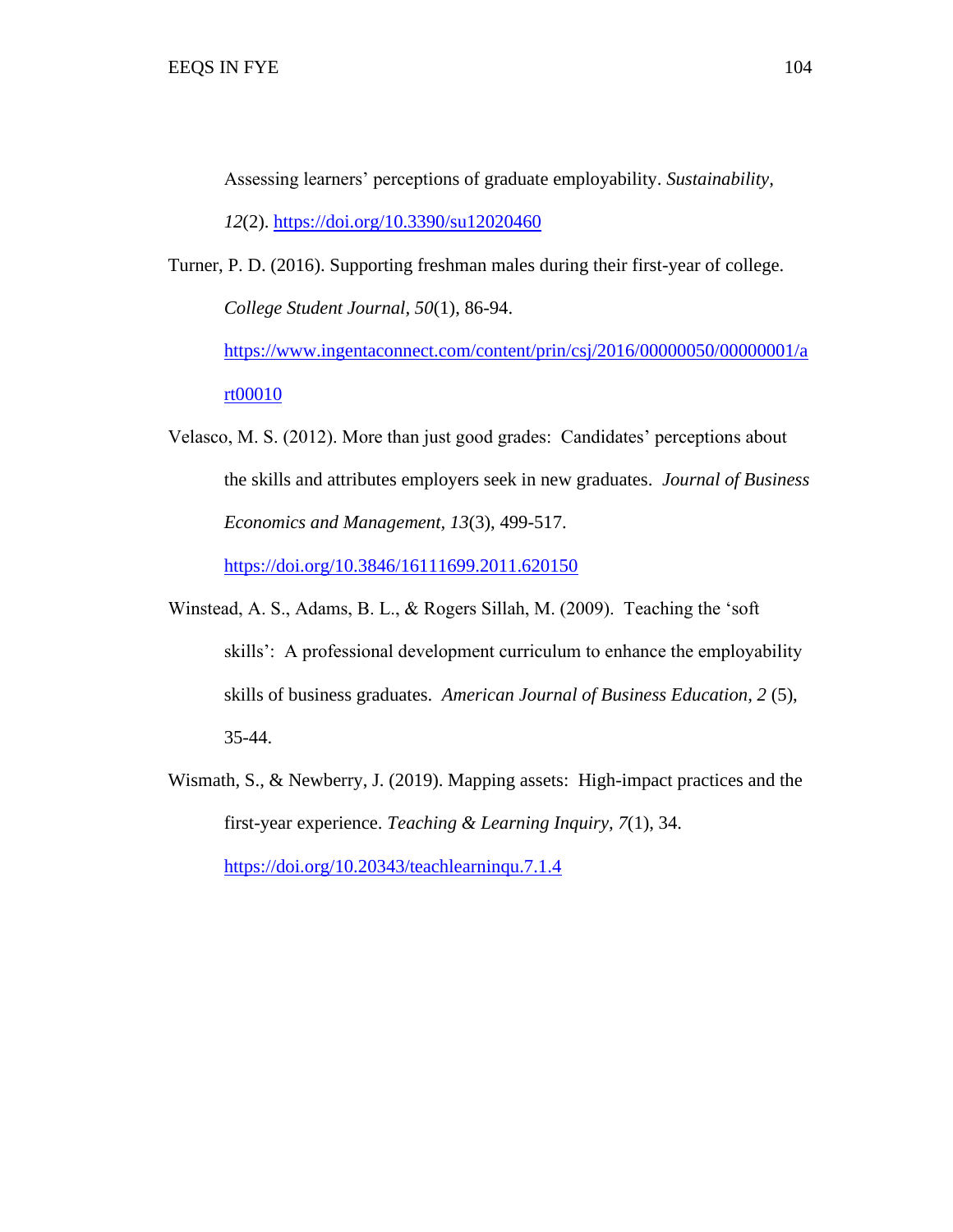Assessing learners' perceptions of graduate employability. *Sustainability, 12*(2). https://doi.org/10.3390/su12020460

Turner, P. D. (2016). Supporting freshman males during their first-year of college. *College Student Journal, 50*(1), 86-94. https://www.ingentaconnect.com/content/prin/csj/2016/00000050/00000001/art00010

Velasco, M. S. (2012). More than just good grades: Candidates' perceptions about the skills and attributes employers seek in new graduates. *Journal of Business Economics and Management, 13*(3), 499-517. https://doi.org/10.3846/16111699.2011.620150

Winstead, A. S., Adams, B. L., & Rogers Sillah, M. (2009). Teaching the 'soft skills': A professional development curriculum to enhance the employability skills of business graduates. *American Journal of Business Education, 2* (5), 35-44.

Wismath, S., & Newberry, J. (2019). Mapping assets: High-impact practices and the first-year experience. *Teaching & Learning Inquiry, 7*(1), 34. https://doi.org/10.20343/teachlearninqu.7.1.4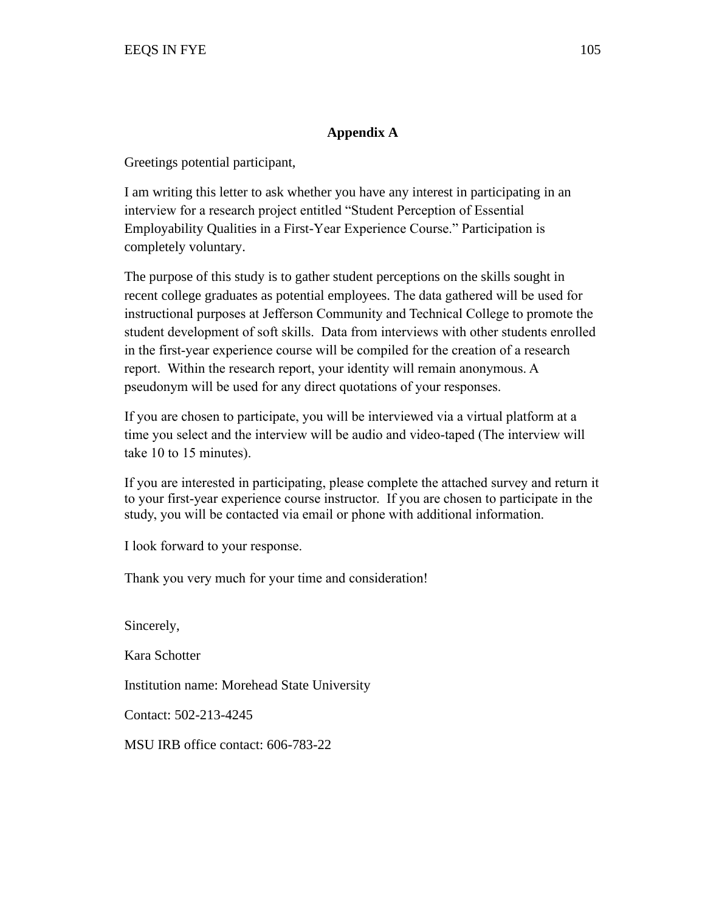## Appendix A

Greetings potential participant,

I am writing this letter to ask whether you have any interest in participating in an interview for a research project entitled "Student Perception of Essential Employability Qualities in a First-Year Experience Course." Participation is completely voluntary.

The purpose of this study is to gather student perceptions on the skills sought in recent college graduates as potential employees. The data gathered will be used for instructional purposes at Jefferson Community and Technical College to promote the student development of soft skills. Data from interviews with other students enrolled in the first-year experience course will be compiled for the creation of a research report. Within the research report, your identity will remain anonymous. A pseudonym will be used for any direct quotations of your responses.

If you are chosen to participate, you will be interviewed via a virtual platform at a time you select and the interview will be audio and video-taped (The interview will take 10 to 15 minutes).

If you are interested in participating, please complete the attached survey and return it to your first-year experience course instructor. If you are chosen to participate in the study, you will be contacted via email or phone with additional information.

I look forward to your response.

Thank you very much for your time and consideration!

Sincerely,

Kara Schotter

Institution name: Morehead State University

Contact: 502-213-4245

MSU IRB office contact: 606-783-22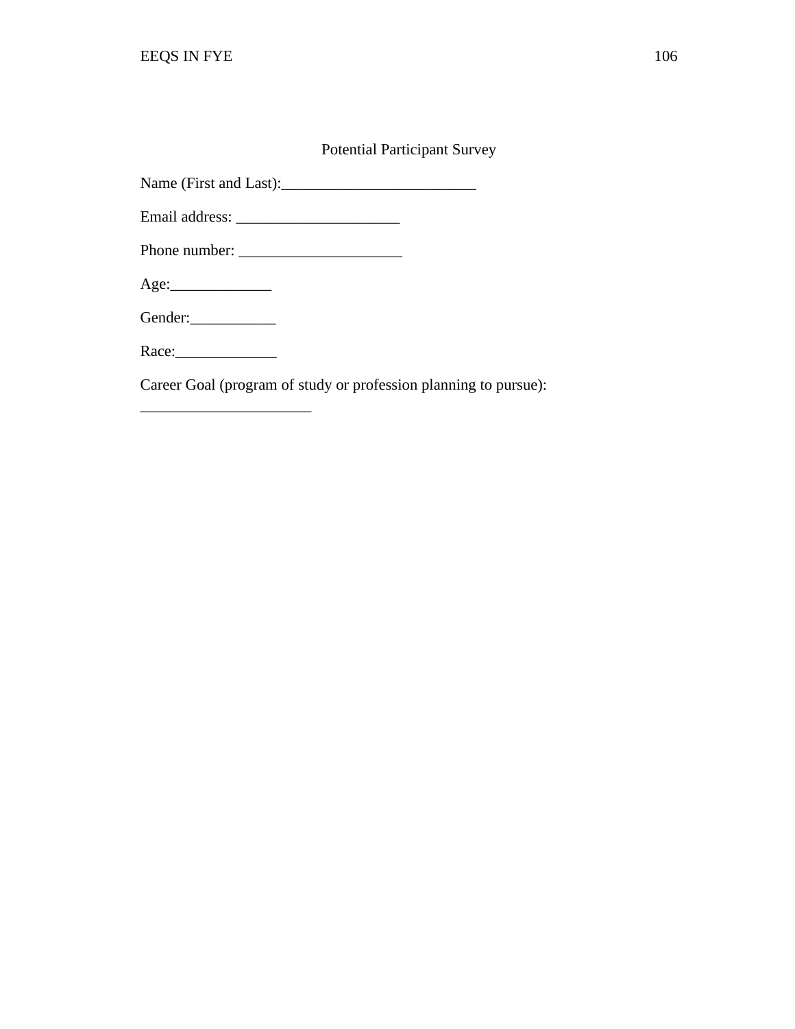Potential Participant Survey

Name (First and Last):_________________________

Email address: _____________________

Phone number: _____________________

Age:_____________

Gender:___________

Race:_____________

Career Goal (program of study or profession planning to pursue):
______________________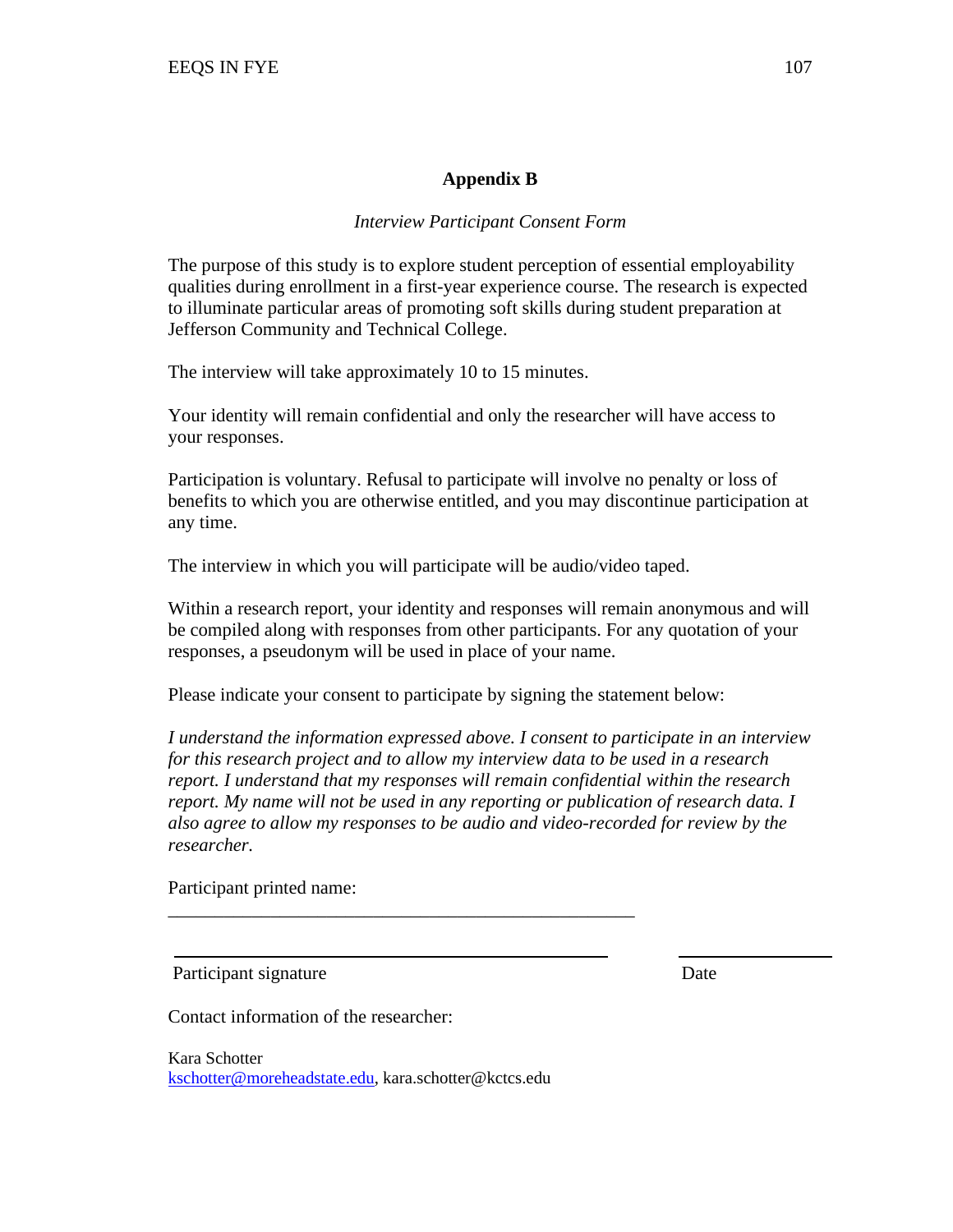## Appendix B

*Interview Participant Consent Form*

The purpose of this study is to explore student perception of essential employability qualities during enrollment in a first-year experience course. The research is expected to illuminate particular areas of promoting soft skills during student preparation at Jefferson Community and Technical College.

The interview will take approximately 10 to 15 minutes.

Your identity will remain confidential and only the researcher will have access to your responses.

Participation is voluntary. Refusal to participate will involve no penalty or loss of benefits to which you are otherwise entitled, and you may discontinue participation at any time.

The interview in which you will participate will be audio/video taped.

Within a research report, your identity and responses will remain anonymous and will be compiled along with responses from other participants. For any quotation of your responses, a pseudonym will be used in place of your name.

Please indicate your consent to participate by signing the statement below:

*I understand the information expressed above. I consent to participate in an interview for this research project and to allow my interview data to be used in a research report. I understand that my responses will remain confidential within the research report. My name will not be used in any reporting or publication of research data. I also agree to allow my responses to be audio and video-recorded for review by the researcher.*

Participant printed name:

___________________________________________________

___________________________________________________ ________________

Participant signature Date

Contact information of the researcher:

Kara Schotter
kschotter@moreheadstate.edu, kara.schotter@kctcs.edu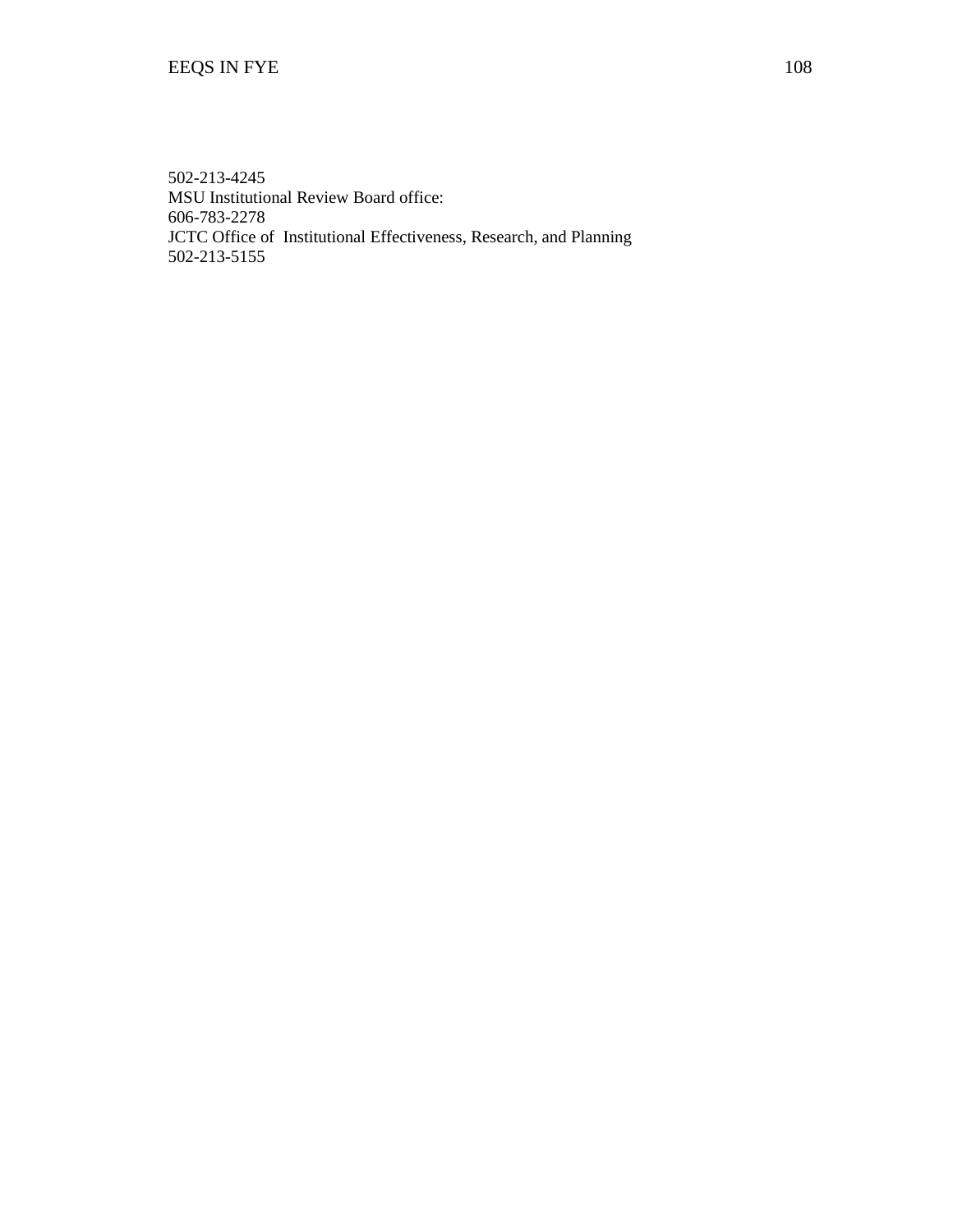502-213-4245  
MSU Institutional Review Board office:  
606-783-2278  
JCTC Office of Institutional Effectiveness, Research, and Planning  
502-213-5155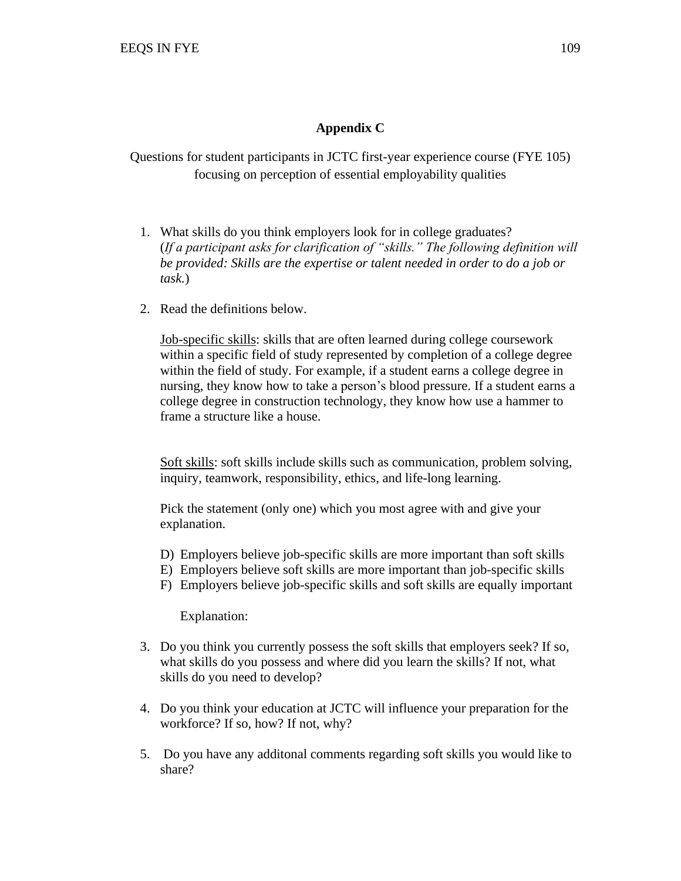## Appendix C

Questions for student participants in JCTC first-year experience course (FYE 105) focusing on perception of essential employability qualities

1. What skills do you think employers look for in college graduates? (*If a participant asks for clarification of "skills." The following definition will be provided: Skills are the expertise or talent needed in order to do a job or task.*)

2. Read the definitions below.

   Job-specific skills: skills that are often learned during college coursework within a specific field of study represented by completion of a college degree within the field of study. For example, if a student earns a college degree in nursing, they know how to take a person's blood pressure. If a student earns a college degree in construction technology, they know how use a hammer to frame a structure like a house.

   Soft skills: soft skills include skills such as communication, problem solving, inquiry, teamwork, responsibility, ethics, and life-long learning.

   Pick the statement (only one) which you most agree with and give your explanation.

   D) Employers believe job-specific skills are more important than soft skills
   E) Employers believe soft skills are more important than job-specific skills
   F) Employers believe job-specific skills and soft skills are equally important

   Explanation:

3. Do you think you currently possess the soft skills that employers seek? If so, what skills do you possess and where did you learn the skills? If not, what skills do you need to develop?

4. Do you think your education at JCTC will influence your preparation for the workforce? If so, how? If not, why?

5. Do you have any additonal comments regarding soft skills you would like to share?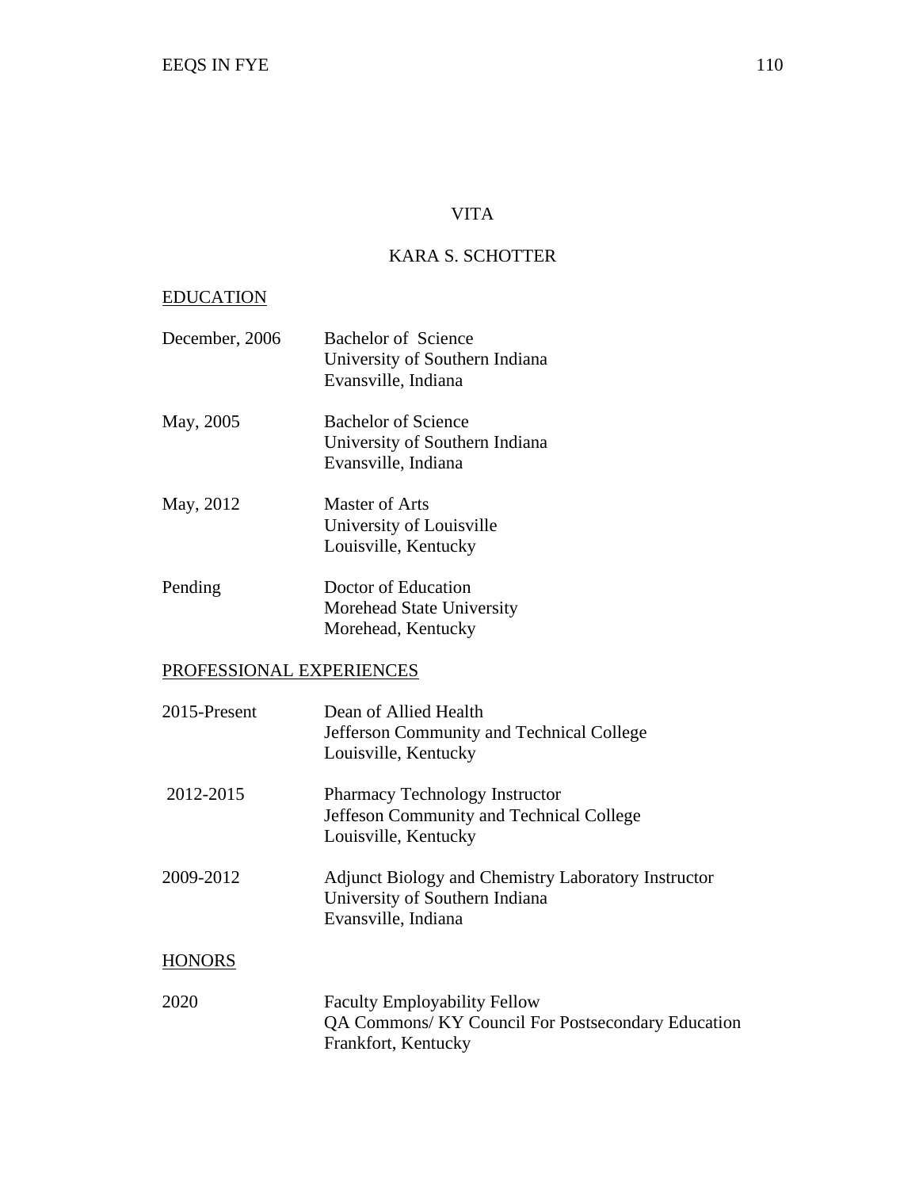# VITA

## KARA S. SCHOTTER

### EDUCATION

December, 2006 — Bachelor of Science
University of Southern Indiana
Evansville, Indiana

May, 2005 — Bachelor of Science
University of Southern Indiana
Evansville, Indiana

May, 2012 — Master of Arts
University of Louisville
Louisville, Kentucky

Pending — Doctor of Education
Morehead State University
Morehead, Kentucky

### PROFESSIONAL EXPERIENCES

2015-Present — Dean of Allied Health
Jefferson Community and Technical College
Louisville, Kentucky

2012-2015 — Pharmacy Technology Instructor
Jeffeson Community and Technical College
Louisville, Kentucky

2009-2012 — Adjunct Biology and Chemistry Laboratory Instructor
University of Southern Indiana
Evansville, Indiana

### HONORS

2020 — Faculty Employability Fellow
QA Commons/ KY Council For Postsecondary Education
Frankfort, Kentucky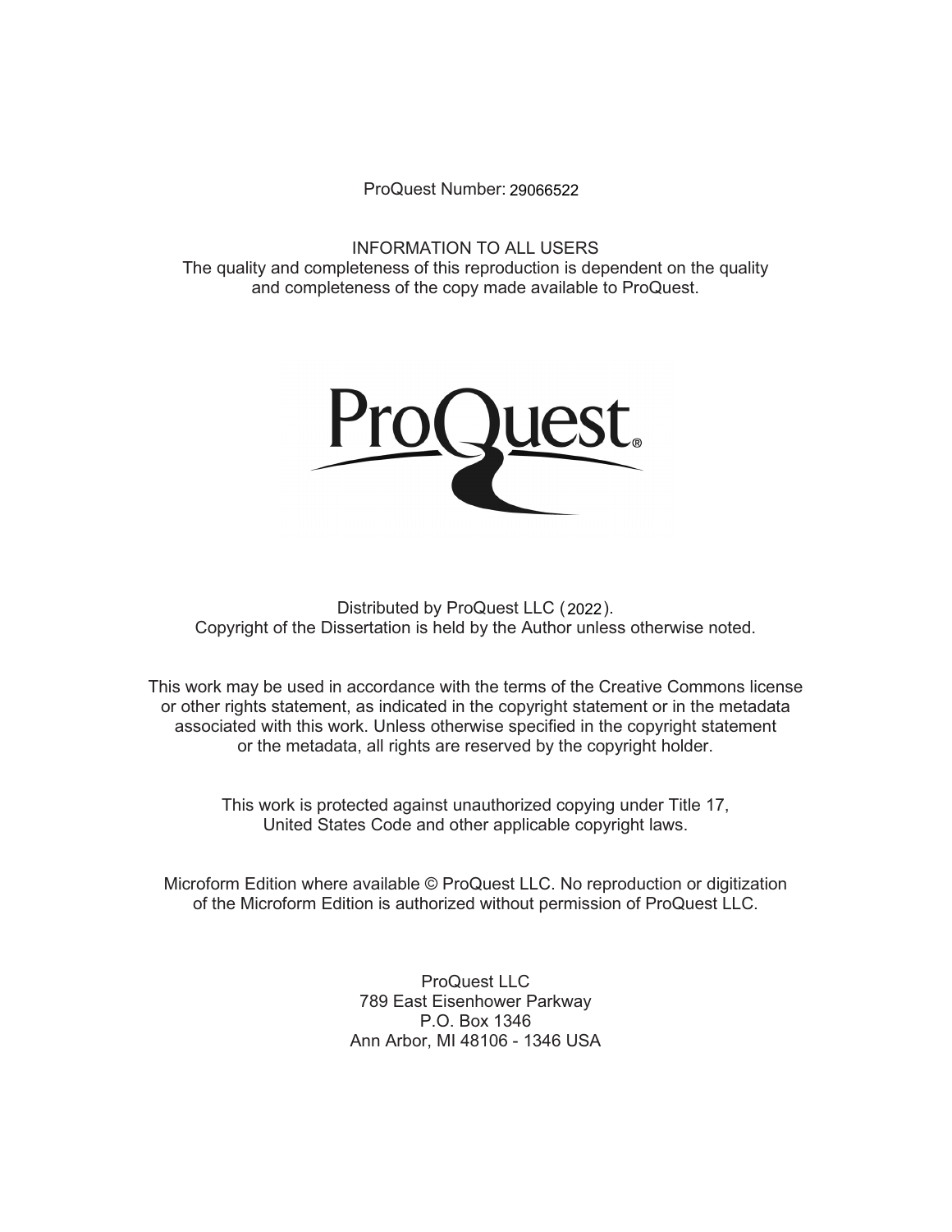ProQuest Number: 29066522

INFORMATION TO ALL USERS
The quality and completeness of this reproduction is dependent on the quality and completeness of the copy made available to ProQuest.

ProQuest

Distributed by ProQuest LLC ( 2022 ).
Copyright of the Dissertation is held by the Author unless otherwise noted.

This work may be used in accordance with the terms of the Creative Commons license or other rights statement, as indicated in the copyright statement or in the metadata associated with this work. Unless otherwise specified in the copyright statement or the metadata, all rights are reserved by the copyright holder.

This work is protected against unauthorized copying under Title 17, United States Code and other applicable copyright laws.

Microform Edition where available © ProQuest LLC. No reproduction or digitization of the Microform Edition is authorized without permission of ProQuest LLC.

ProQuest LLC
789 East Eisenhower Parkway
P.O. Box 1346
Ann Arbor, MI 48106 - 1346 USA